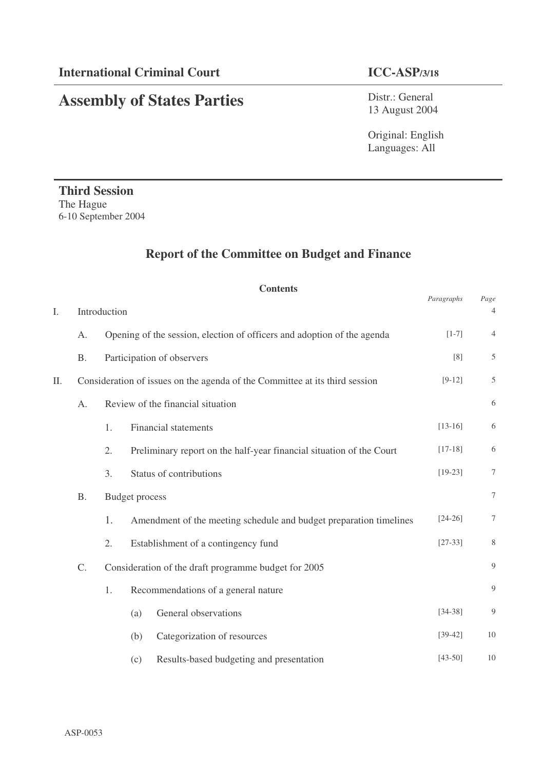**International Criminal Court** **ICC-ASP/3/18**

# Assembly of States Parties

Distr.: General
13 August 2004

Original: English
Languages: All

**Third Session**
The Hague
6-10 September 2004

## Report of the Committee on Budget and Finance

**Contents**

| | | | | | Paragraphs | Page |
|---|---|---|---|---|---|---|
| I. | Introduction | | | | | 4 |
| | A. | Opening of the session, election of officers and adoption of the agenda | | | [1-7] | 4 |
| | B. | Participation of observers | | | [8] | 5 |
| II. | Consideration of issues on the agenda of the Committee at its third session | | | | [9-12] | 5 |
| | A. | Review of the financial situation | | | | 6 |
| | | 1. | Financial statements | | [13-16] | 6 |
| | | 2. | Preliminary report on the half-year financial situation of the Court | | [17-18] | 6 |
| | | 3. | Status of contributions | | [19-23] | 7 |
| | B. | Budget process | | | | 7 |
| | | 1. | Amendment of the meeting schedule and budget preparation timelines | | [24-26] | 7 |
| | | 2. | Establishment of a contingency fund | | [27-33] | 8 |
| | C. | Consideration of the draft programme budget for 2005 | | | | 9 |
| | | 1. | Recommendations of a general nature | | | 9 |
| | | | (a) | General observations | [34-38] | 9 |
| | | | (b) | Categorization of resources | [39-42] | 10 |
| | | | (c) | Results-based budgeting and presentation | [43-50] | 10 |

ASP-0053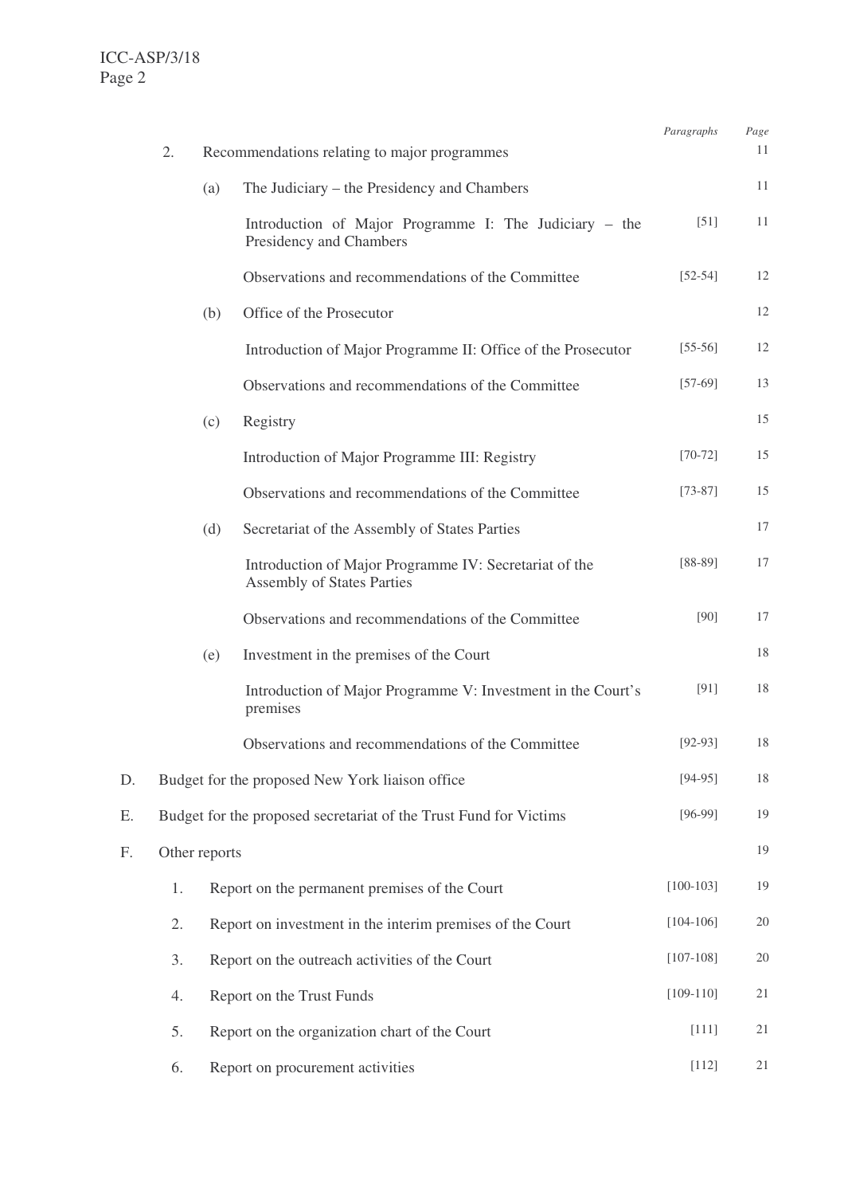| | | | | Paragraphs | Page |
|---|---|---|---|---|---|
| | 2. | Recommendations relating to major programmes | | | 11 |
| | | (a) | The Judiciary – the Presidency and Chambers | | 11 |
| | | | Introduction of Major Programme I: The Judiciary – the Presidency and Chambers | [51] | 11 |
| | | | Observations and recommendations of the Committee | [52-54] | 12 |
| | | (b) | Office of the Prosecutor | | 12 |
| | | | Introduction of Major Programme II: Office of the Prosecutor | [55-56] | 12 |
| | | | Observations and recommendations of the Committee | [57-69] | 13 |
| | | (c) | Registry | | 15 |
| | | | Introduction of Major Programme III: Registry | [70-72] | 15 |
| | | | Observations and recommendations of the Committee | [73-87] | 15 |
| | | (d) | Secretariat of the Assembly of States Parties | | 17 |
| | | | Introduction of Major Programme IV: Secretariat of the Assembly of States Parties | [88-89] | 17 |
| | | | Observations and recommendations of the Committee | [90] | 17 |
| | | (e) | Investment in the premises of the Court | | 18 |
| | | | Introduction of Major Programme V: Investment in the Court's premises | [91] | 18 |
| | | | Observations and recommendations of the Committee | [92-93] | 18 |
| D. | Budget for the proposed New York liaison office | | | [94-95] | 18 |
| E. | Budget for the proposed secretariat of the Trust Fund for Victims | | | [96-99] | 19 |
| F. | Other reports | | | | 19 |
| | 1. | Report on the permanent premises of the Court | | [100-103] | 19 |
| | 2. | Report on investment in the interim premises of the Court | | [104-106] | 20 |
| | 3. | Report on the outreach activities of the Court | | [107-108] | 20 |
| | 4. | Report on the Trust Funds | | [109-110] | 21 |
| | 5. | Report on the organization chart of the Court | | [111] | 21 |
| | 6. | Report on procurement activities | | [112] | 21 |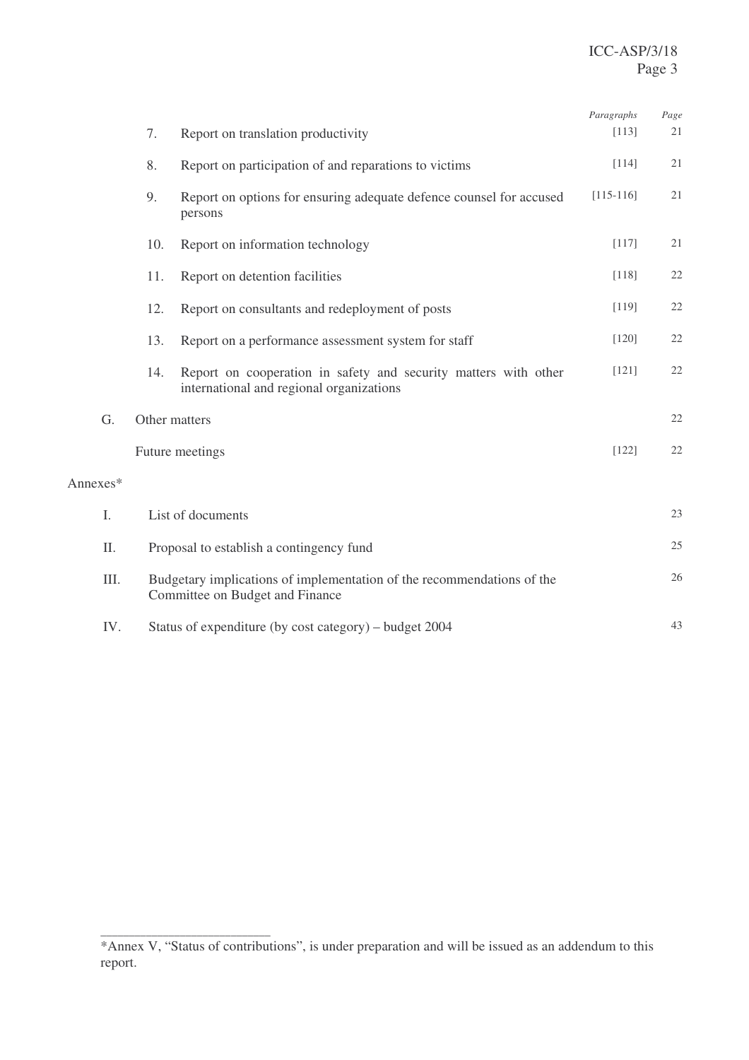| | | | Paragraphs | Page |
|---|---|---|---|---|
| | 7. | Report on translation productivity | [113] | 21 |
| | 8. | Report on participation of and reparations to victims | [114] | 21 |
| | 9. | Report on options for ensuring adequate defence counsel for accused persons | [115-116] | 21 |
| | 10. | Report on information technology | [117] | 21 |
| | 11. | Report on detention facilities | [118] | 22 |
| | 12. | Report on consultants and redeployment of posts | [119] | 22 |
| | 13. | Report on a performance assessment system for staff | [120] | 22 |
| | 14. | Report on cooperation in safety and security matters with other international and regional organizations | [121] | 22 |
| G. | Other matters | | | 22 |
| | Future meetings | | [122] | 22 |

Annexes*

| | | Page |
|---|---|---|
| I. | List of documents | 23 |
| II. | Proposal to establish a contingency fund | 25 |
| III. | Budgetary implications of implementation of the recommendations of the Committee on Budget and Finance | 26 |
| IV. | Status of expenditure (by cost category) – budget 2004 | 43 |

---

*Annex V, "Status of contributions", is under preparation and will be issued as an addendum to this report.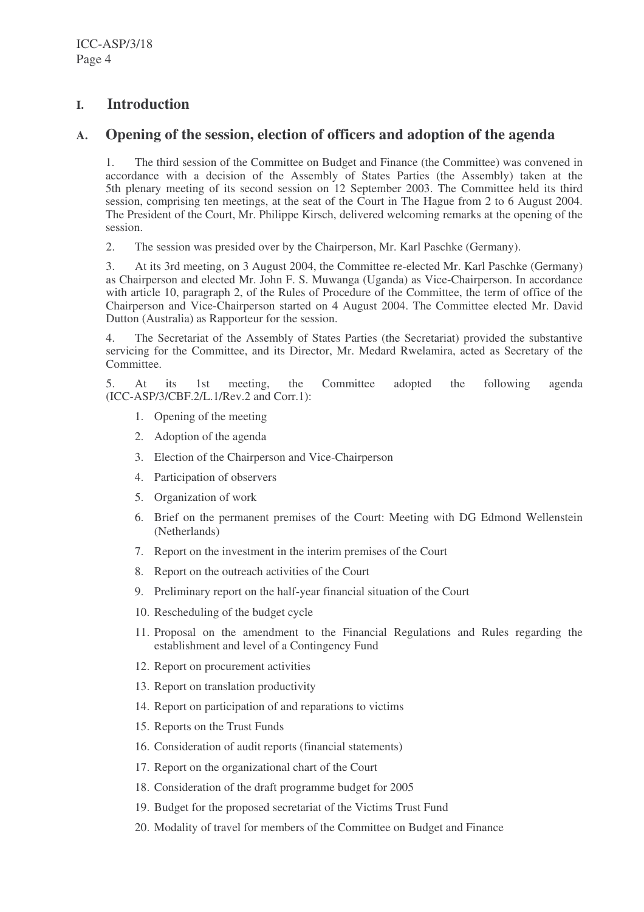# I. Introduction

## A. Opening of the session, election of officers and adoption of the agenda

1. The third session of the Committee on Budget and Finance (the Committee) was convened in accordance with a decision of the Assembly of States Parties (the Assembly) taken at the 5th plenary meeting of its second session on 12 September 2003. The Committee held its third session, comprising ten meetings, at the seat of the Court in The Hague from 2 to 6 August 2004. The President of the Court, Mr. Philippe Kirsch, delivered welcoming remarks at the opening of the session.

2. The session was presided over by the Chairperson, Mr. Karl Paschke (Germany).

3. At its 3rd meeting, on 3 August 2004, the Committee re-elected Mr. Karl Paschke (Germany) as Chairperson and elected Mr. John F. S. Muwanga (Uganda) as Vice-Chairperson. In accordance with article 10, paragraph 2, of the Rules of Procedure of the Committee, the term of office of the Chairperson and Vice-Chairperson started on 4 August 2004. The Committee elected Mr. David Dutton (Australia) as Rapporteur for the session.

4. The Secretariat of the Assembly of States Parties (the Secretariat) provided the substantive servicing for the Committee, and its Director, Mr. Medard Rwelamira, acted as Secretary of the Committee.

5. At its 1st meeting, the Committee adopted the following agenda (ICC-ASP/3/CBF.2/L.1/Rev.2 and Corr.1):

1. Opening of the meeting
2. Adoption of the agenda
3. Election of the Chairperson and Vice-Chairperson
4. Participation of observers
5. Organization of work
6. Brief on the permanent premises of the Court: Meeting with DG Edmond Wellenstein (Netherlands)
7. Report on the investment in the interim premises of the Court
8. Report on the outreach activities of the Court
9. Preliminary report on the half-year financial situation of the Court
10. Rescheduling of the budget cycle
11. Proposal on the amendment to the Financial Regulations and Rules regarding the establishment and level of a Contingency Fund
12. Report on procurement activities
13. Report on translation productivity
14. Report on participation of and reparations to victims
15. Reports on the Trust Funds
16. Consideration of audit reports (financial statements)
17. Report on the organizational chart of the Court
18. Consideration of the draft programme budget for 2005
19. Budget for the proposed secretariat of the Victims Trust Fund
20. Modality of travel for members of the Committee on Budget and Finance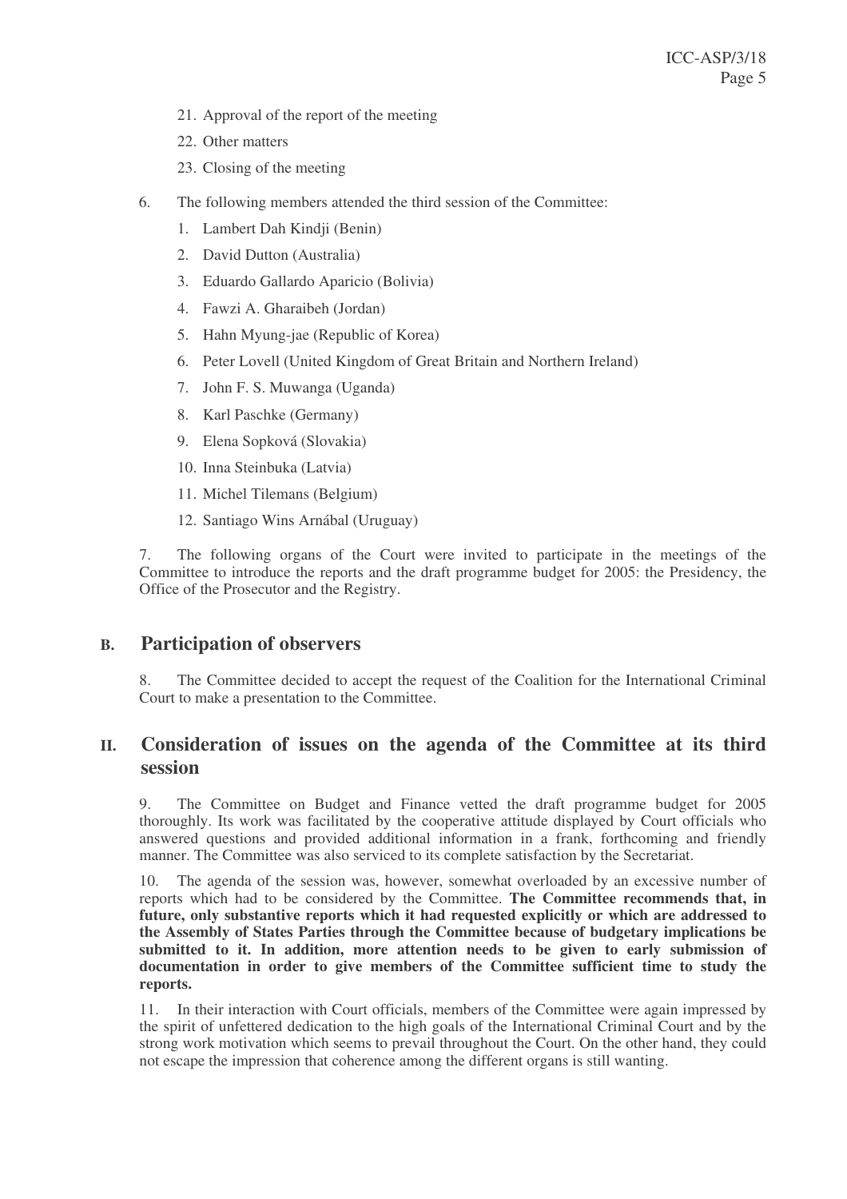21. Approval of the report of the meeting
22. Other matters
23. Closing of the meeting

6. The following members attended the third session of the Committee:

1. Lambert Dah Kindji (Benin)
2. David Dutton (Australia)
3. Eduardo Gallardo Aparicio (Bolivia)
4. Fawzi A. Gharaibeh (Jordan)
5. Hahn Myung-jae (Republic of Korea)
6. Peter Lovell (United Kingdom of Great Britain and Northern Ireland)
7. John F. S. Muwanga (Uganda)
8. Karl Paschke (Germany)
9. Elena Sopková (Slovakia)
10. Inna Steinbuka (Latvia)
11. Michel Tilemans (Belgium)
12. Santiago Wins Arnábal (Uruguay)

7. The following organs of the Court were invited to participate in the meetings of the Committee to introduce the reports and the draft programme budget for 2005: the Presidency, the Office of the Prosecutor and the Registry.

## B. Participation of observers

8. The Committee decided to accept the request of the Coalition for the International Criminal Court to make a presentation to the Committee.

# II. Consideration of issues on the agenda of the Committee at its third session

9. The Committee on Budget and Finance vetted the draft programme budget for 2005 thoroughly. Its work was facilitated by the cooperative attitude displayed by Court officials who answered questions and provided additional information in a frank, forthcoming and friendly manner. The Committee was also serviced to its complete satisfaction by the Secretariat.

10. The agenda of the session was, however, somewhat overloaded by an excessive number of reports which had to be considered by the Committee. **The Committee recommends that, in future, only substantive reports which it had requested explicitly or which are addressed to the Assembly of States Parties through the Committee because of budgetary implications be submitted to it. In addition, more attention needs to be given to early submission of documentation in order to give members of the Committee sufficient time to study the reports.**

11. In their interaction with Court officials, members of the Committee were again impressed by the spirit of unfettered dedication to the high goals of the International Criminal Court and by the strong work motivation which seems to prevail throughout the Court. On the other hand, they could not escape the impression that coherence among the different organs is still wanting.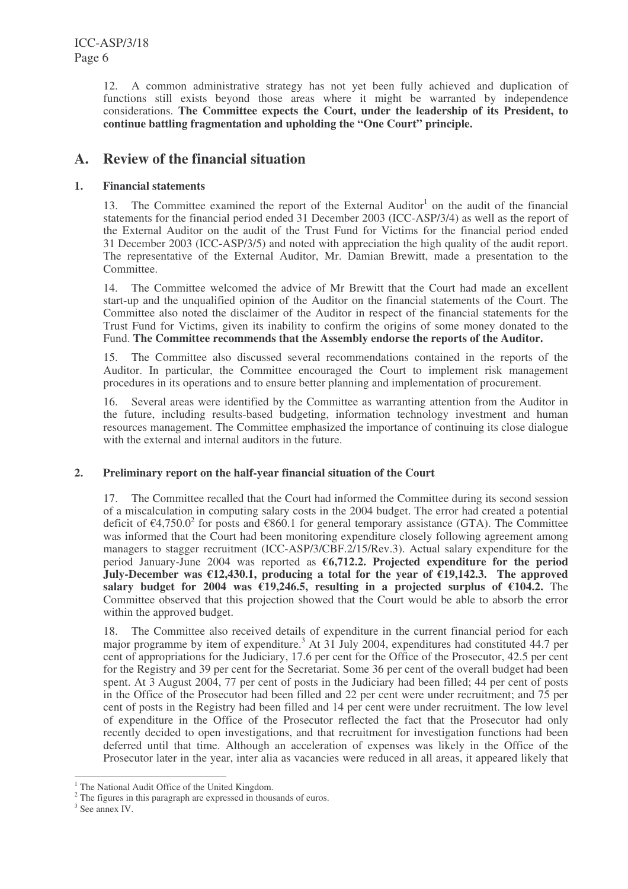12. A common administrative strategy has not yet been fully achieved and duplication of functions still exists beyond those areas where it might be warranted by independence considerations. **The Committee expects the Court, under the leadership of its President, to continue battling fragmentation and upholding the "One Court" principle.**

## A. Review of the financial situation

### 1. Financial statements

13. The Committee examined the report of the External Auditor[1] on the audit of the financial statements for the financial period ended 31 December 2003 (ICC-ASP/3/4) as well as the report of the External Auditor on the audit of the Trust Fund for Victims for the financial period ended 31 December 2003 (ICC-ASP/3/5) and noted with appreciation the high quality of the audit report. The representative of the External Auditor, Mr. Damian Brewitt, made a presentation to the Committee.

14. The Committee welcomed the advice of Mr Brewitt that the Court had made an excellent start-up and the unqualified opinion of the Auditor on the financial statements of the Court. The Committee also noted the disclaimer of the Auditor in respect of the financial statements for the Trust Fund for Victims, given its inability to confirm the origins of some money donated to the Fund. **The Committee recommends that the Assembly endorse the reports of the Auditor.**

15. The Committee also discussed several recommendations contained in the reports of the Auditor. In particular, the Committee encouraged the Court to implement risk management procedures in its operations and to ensure better planning and implementation of procurement.

16. Several areas were identified by the Committee as warranting attention from the Auditor in the future, including results-based budgeting, information technology investment and human resources management. The Committee emphasized the importance of continuing its close dialogue with the external and internal auditors in the future.

### 2. Preliminary report on the half-year financial situation of the Court

17. The Committee recalled that the Court had informed the Committee during its second session of a miscalculation in computing salary costs in the 2004 budget. The error had created a potential deficit of €4,750.0[2] for posts and €860.1 for general temporary assistance (GTA). The Committee was informed that the Court had been monitoring expenditure closely following agreement among managers to stagger recruitment (ICC-ASP/3/CBF.2/15/Rev.3). Actual salary expenditure for the period January-June 2004 was reported as **€6,712.2. Projected expenditure for the period July-December was €12,430.1, producing a total for the year of €19,142.3. The approved salary budget for 2004 was €19,246.5, resulting in a projected surplus of €104.2.** The Committee observed that this projection showed that the Court would be able to absorb the error within the approved budget.

18. The Committee also received details of expenditure in the current financial period for each major programme by item of expenditure.[3] At 31 July 2004, expenditures had constituted 44.7 per cent of appropriations for the Judiciary, 17.6 per cent for the Office of the Prosecutor, 42.5 per cent for the Registry and 39 per cent for the Secretariat. Some 36 per cent of the overall budget had been spent. At 3 August 2004, 77 per cent of posts in the Judiciary had been filled; 44 per cent of posts in the Office of the Prosecutor had been filled and 22 per cent were under recruitment; and 75 per cent of posts in the Registry had been filled and 14 per cent were under recruitment. The low level of expenditure in the Office of the Prosecutor reflected the fact that the Prosecutor had only recently decided to open investigations, and that recruitment for investigation functions had been deferred until that time. Although an acceleration of expenses was likely in the Office of the Prosecutor later in the year, inter alia as vacancies were reduced in all areas, it appeared likely that

[1] The National Audit Office of the United Kingdom.
[2] The figures in this paragraph are expressed in thousands of euros.
[3] See annex IV.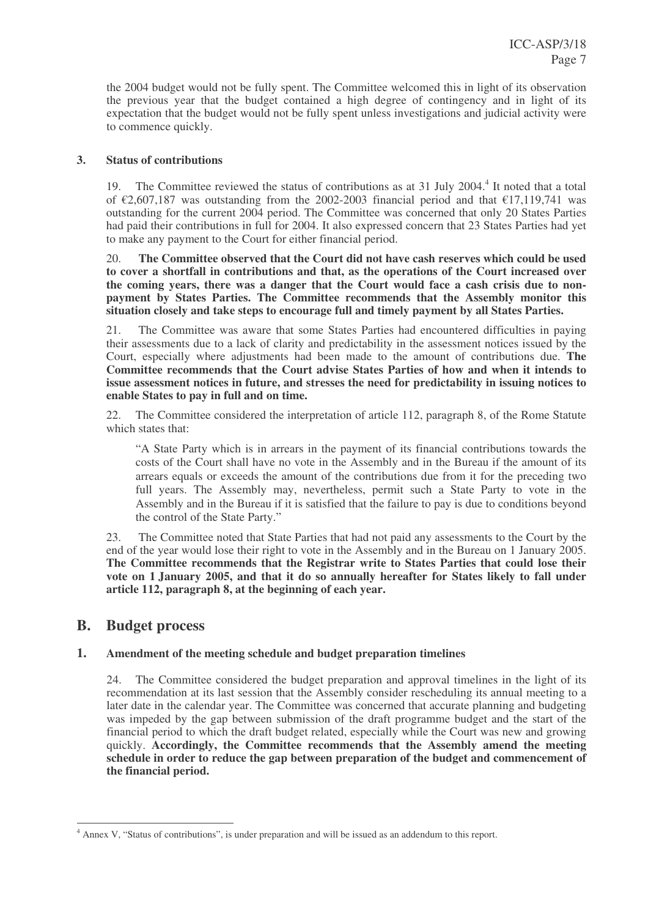the 2004 budget would not be fully spent. The Committee welcomed this in light of its observation the previous year that the budget contained a high degree of contingency and in light of its expectation that the budget would not be fully spent unless investigations and judicial activity were to commence quickly.

### 3. Status of contributions

19. The Committee reviewed the status of contributions as at 31 July 2004.[4] It noted that a total of €2,607,187 was outstanding from the 2002-2003 financial period and that €17,119,741 was outstanding for the current 2004 period. The Committee was concerned that only 20 States Parties had paid their contributions in full for 2004. It also expressed concern that 23 States Parties had yet to make any payment to the Court for either financial period.

20. **The Committee observed that the Court did not have cash reserves which could be used to cover a shortfall in contributions and that, as the operations of the Court increased over the coming years, there was a danger that the Court would face a cash crisis due to non-payment by States Parties. The Committee recommends that the Assembly monitor this situation closely and take steps to encourage full and timely payment by all States Parties.**

21. The Committee was aware that some States Parties had encountered difficulties in paying their assessments due to a lack of clarity and predictability in the assessment notices issued by the Court, especially where adjustments had been made to the amount of contributions due. **The Committee recommends that the Court advise States Parties of how and when it intends to issue assessment notices in future, and stresses the need for predictability in issuing notices to enable States to pay in full and on time.**

22. The Committee considered the interpretation of article 112, paragraph 8, of the Rome Statute which states that:

> "A State Party which is in arrears in the payment of its financial contributions towards the costs of the Court shall have no vote in the Assembly and in the Bureau if the amount of its arrears equals or exceeds the amount of the contributions due from it for the preceding two full years. The Assembly may, nevertheless, permit such a State Party to vote in the Assembly and in the Bureau if it is satisfied that the failure to pay is due to conditions beyond the control of the State Party."

23. The Committee noted that State Parties that had not paid any assessments to the Court by the end of the year would lose their right to vote in the Assembly and in the Bureau on 1 January 2005. **The Committee recommends that the Registrar write to States Parties that could lose their vote on 1 January 2005, and that it do so annually hereafter for States likely to fall under article 112, paragraph 8, at the beginning of each year.**

## B. Budget process

### 1. Amendment of the meeting schedule and budget preparation timelines

24. The Committee considered the budget preparation and approval timelines in the light of its recommendation at its last session that the Assembly consider rescheduling its annual meeting to a later date in the calendar year. The Committee was concerned that accurate planning and budgeting was impeded by the gap between submission of the draft programme budget and the start of the financial period to which the draft budget related, especially while the Court was new and growing quickly. **Accordingly, the Committee recommends that the Assembly amend the meeting schedule in order to reduce the gap between preparation of the budget and commencement of the financial period.**

---

[4] Annex V, "Status of contributions", is under preparation and will be issued as an addendum to this report.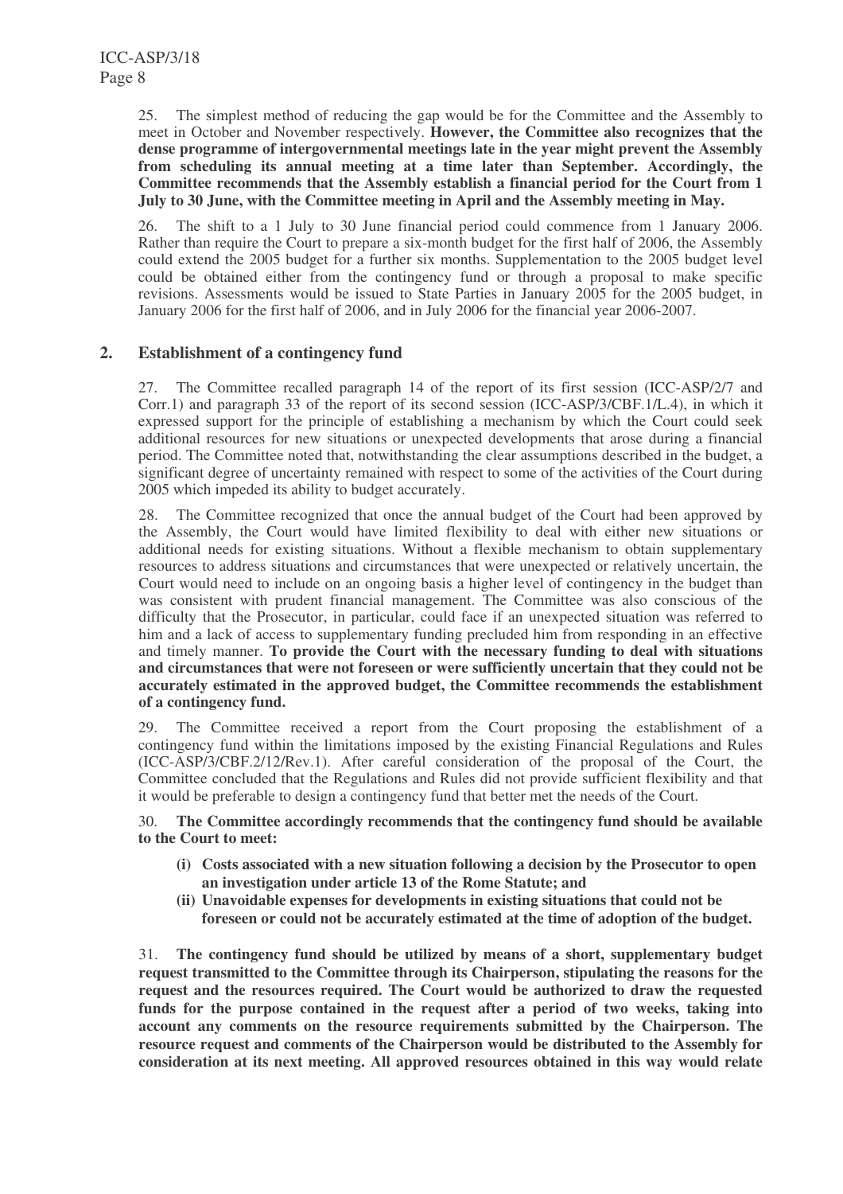25. The simplest method of reducing the gap would be for the Committee and the Assembly to meet in October and November respectively. **However, the Committee also recognizes that the dense programme of intergovernmental meetings late in the year might prevent the Assembly from scheduling its annual meeting at a time later than September. Accordingly, the Committee recommends that the Assembly establish a financial period for the Court from 1 July to 30 June, with the Committee meeting in April and the Assembly meeting in May.**

26. The shift to a 1 July to 30 June financial period could commence from 1 January 2006. Rather than require the Court to prepare a six-month budget for the first half of 2006, the Assembly could extend the 2005 budget for a further six months. Supplementation to the 2005 budget level could be obtained either from the contingency fund or through a proposal to make specific revisions. Assessments would be issued to State Parties in January 2005 for the 2005 budget, in January 2006 for the first half of 2006, and in July 2006 for the financial year 2006-2007.

## 2. Establishment of a contingency fund

27. The Committee recalled paragraph 14 of the report of its first session (ICC-ASP/2/7 and Corr.1) and paragraph 33 of the report of its second session (ICC-ASP/3/CBF.1/L.4), in which it expressed support for the principle of establishing a mechanism by which the Court could seek additional resources for new situations or unexpected developments that arose during a financial period. The Committee noted that, notwithstanding the clear assumptions described in the budget, a significant degree of uncertainty remained with respect to some of the activities of the Court during 2005 which impeded its ability to budget accurately.

28. The Committee recognized that once the annual budget of the Court had been approved by the Assembly, the Court would have limited flexibility to deal with either new situations or additional needs for existing situations. Without a flexible mechanism to obtain supplementary resources to address situations and circumstances that were unexpected or relatively uncertain, the Court would need to include on an ongoing basis a higher level of contingency in the budget than was consistent with prudent financial management. The Committee was also conscious of the difficulty that the Prosecutor, in particular, could face if an unexpected situation was referred to him and a lack of access to supplementary funding precluded him from responding in an effective and timely manner. **To provide the Court with the necessary funding to deal with situations and circumstances that were not foreseen or were sufficiently uncertain that they could not be accurately estimated in the approved budget, the Committee recommends the establishment of a contingency fund.**

29. The Committee received a report from the Court proposing the establishment of a contingency fund within the limitations imposed by the existing Financial Regulations and Rules (ICC-ASP/3/CBF.2/12/Rev.1). After careful consideration of the proposal of the Court, the Committee concluded that the Regulations and Rules did not provide sufficient flexibility and that it would be preferable to design a contingency fund that better met the needs of the Court.

30. **The Committee accordingly recommends that the contingency fund should be available to the Court to meet:**

- **(i) Costs associated with a new situation following a decision by the Prosecutor to open an investigation under article 13 of the Rome Statute; and**
- **(ii) Unavoidable expenses for developments in existing situations that could not be foreseen or could not be accurately estimated at the time of adoption of the budget.**

31. **The contingency fund should be utilized by means of a short, supplementary budget request transmitted to the Committee through its Chairperson, stipulating the reasons for the request and the resources required. The Court would be authorized to draw the requested funds for the purpose contained in the request after a period of two weeks, taking into account any comments on the resource requirements submitted by the Chairperson. The resource request and comments of the Chairperson would be distributed to the Assembly for consideration at its next meeting. All approved resources obtained in this way would relate**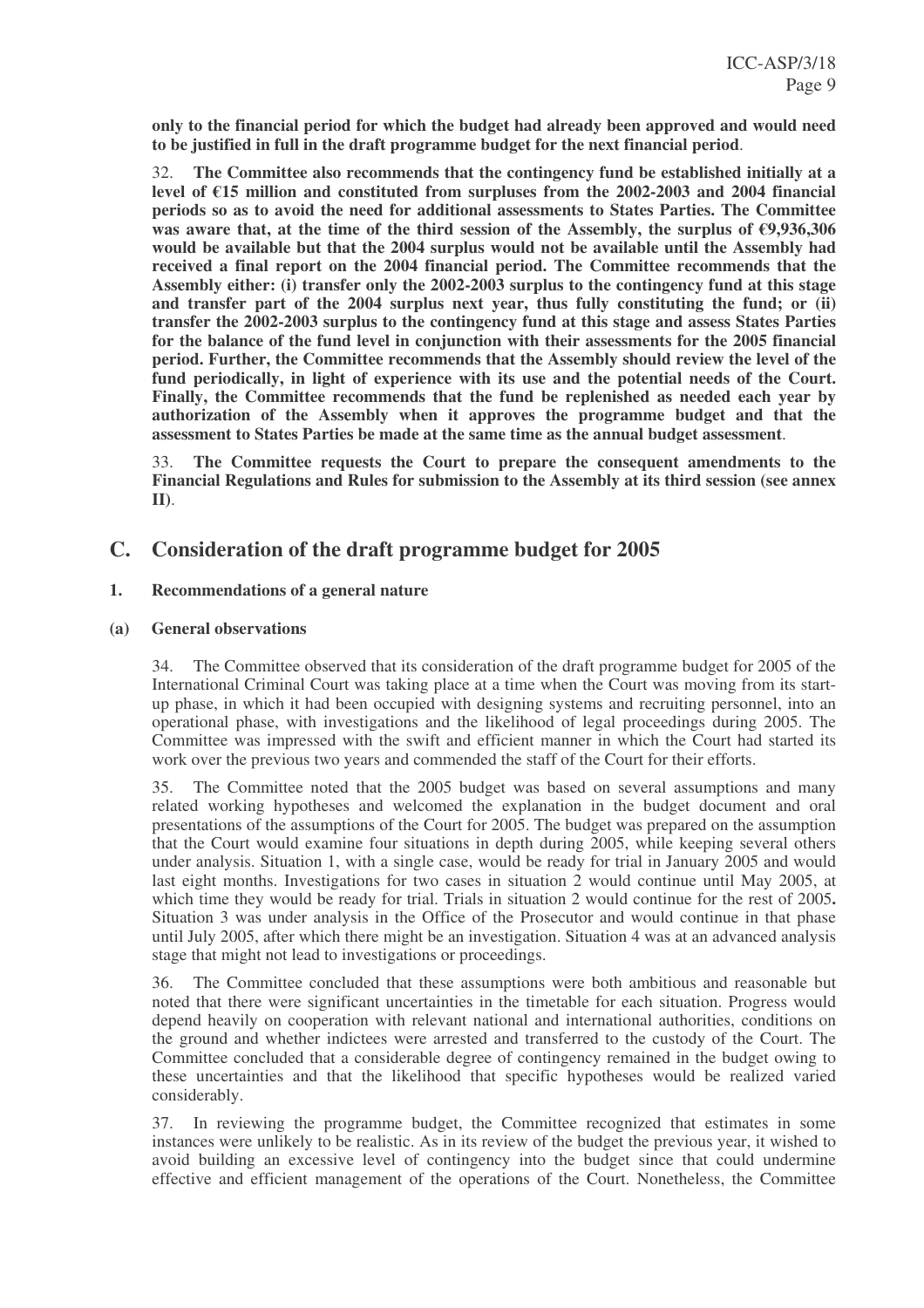**only to the financial period for which the budget had already been approved and would need to be justified in full in the draft programme budget for the next financial period**.

32. **The Committee also recommends that the contingency fund be established initially at a level of €15 million and constituted from surpluses from the 2002-2003 and 2004 financial periods so as to avoid the need for additional assessments to States Parties. The Committee was aware that, at the time of the third session of the Assembly, the surplus of €9,936,306 would be available but that the 2004 surplus would not be available until the Assembly had received a final report on the 2004 financial period. The Committee recommends that the Assembly either: (i) transfer only the 2002-2003 surplus to the contingency fund at this stage and transfer part of the 2004 surplus next year, thus fully constituting the fund; or (ii) transfer the 2002-2003 surplus to the contingency fund at this stage and assess States Parties for the balance of the fund level in conjunction with their assessments for the 2005 financial period. Further, the Committee recommends that the Assembly should review the level of the fund periodically, in light of experience with its use and the potential needs of the Court. Finally, the Committee recommends that the fund be replenished as needed each year by authorization of the Assembly when it approves the programme budget and that the assessment to States Parties be made at the same time as the annual budget assessment**.

33. **The Committee requests the Court to prepare the consequent amendments to the Financial Regulations and Rules for submission to the Assembly at its third session (see annex II)**.

## C. Consideration of the draft programme budget for 2005

### 1. Recommendations of a general nature

#### (a) General observations

34. The Committee observed that its consideration of the draft programme budget for 2005 of the International Criminal Court was taking place at a time when the Court was moving from its start-up phase, in which it had been occupied with designing systems and recruiting personnel, into an operational phase, with investigations and the likelihood of legal proceedings during 2005. The Committee was impressed with the swift and efficient manner in which the Court had started its work over the previous two years and commended the staff of the Court for their efforts.

35. The Committee noted that the 2005 budget was based on several assumptions and many related working hypotheses and welcomed the explanation in the budget document and oral presentations of the assumptions of the Court for 2005. The budget was prepared on the assumption that the Court would examine four situations in depth during 2005, while keeping several others under analysis. Situation 1, with a single case, would be ready for trial in January 2005 and would last eight months. Investigations for two cases in situation 2 would continue until May 2005, at which time they would be ready for trial. Trials in situation 2 would continue for the rest of 2005**.** Situation 3 was under analysis in the Office of the Prosecutor and would continue in that phase until July 2005, after which there might be an investigation. Situation 4 was at an advanced analysis stage that might not lead to investigations or proceedings.

36. The Committee concluded that these assumptions were both ambitious and reasonable but noted that there were significant uncertainties in the timetable for each situation. Progress would depend heavily on cooperation with relevant national and international authorities, conditions on the ground and whether indictees were arrested and transferred to the custody of the Court. The Committee concluded that a considerable degree of contingency remained in the budget owing to these uncertainties and that the likelihood that specific hypotheses would be realized varied considerably.

37. In reviewing the programme budget, the Committee recognized that estimates in some instances were unlikely to be realistic. As in its review of the budget the previous year, it wished to avoid building an excessive level of contingency into the budget since that could undermine effective and efficient management of the operations of the Court. Nonetheless, the Committee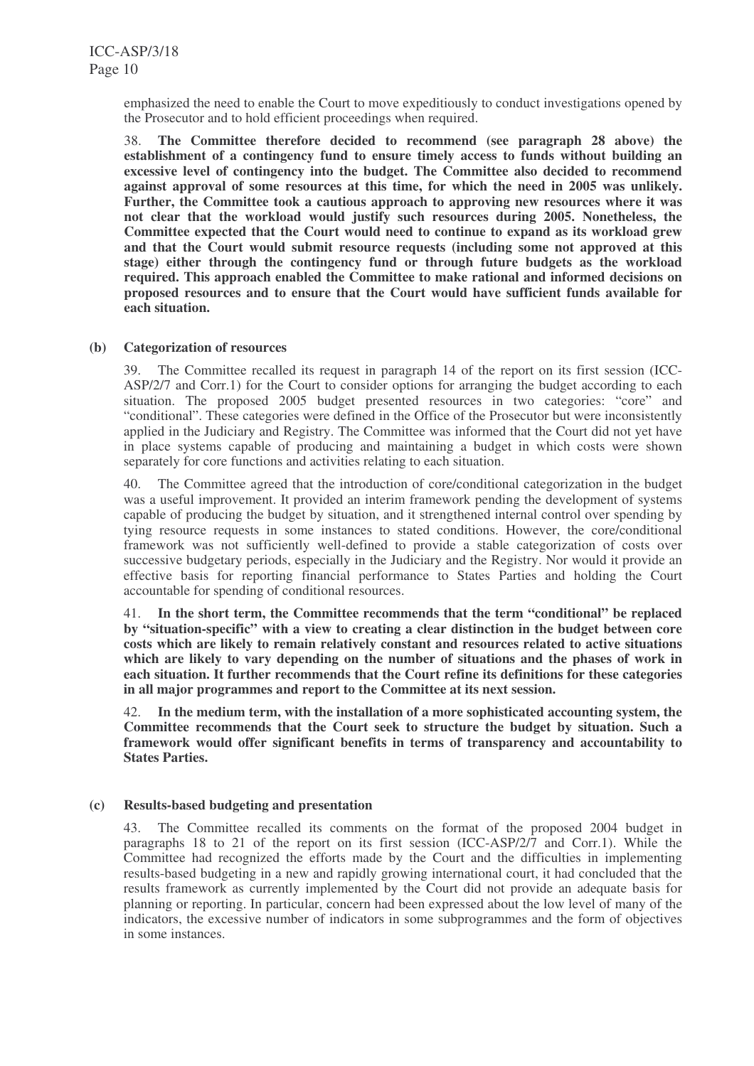emphasized the need to enable the Court to move expeditiously to conduct investigations opened by the Prosecutor and to hold efficient proceedings when required.

38. **The Committee therefore decided to recommend (see paragraph 28 above) the establishment of a contingency fund to ensure timely access to funds without building an excessive level of contingency into the budget. The Committee also decided to recommend against approval of some resources at this time, for which the need in 2005 was unlikely. Further, the Committee took a cautious approach to approving new resources where it was not clear that the workload would justify such resources during 2005. Nonetheless, the Committee expected that the Court would need to continue to expand as its workload grew and that the Court would submit resource requests (including some not approved at this stage) either through the contingency fund or through future budgets as the workload required. This approach enabled the Committee to make rational and informed decisions on proposed resources and to ensure that the Court would have sufficient funds available for each situation.**

### (b) Categorization of resources

39. The Committee recalled its request in paragraph 14 of the report on its first session (ICC-ASP/2/7 and Corr.1) for the Court to consider options for arranging the budget according to each situation. The proposed 2005 budget presented resources in two categories: "core" and "conditional". These categories were defined in the Office of the Prosecutor but were inconsistently applied in the Judiciary and Registry. The Committee was informed that the Court did not yet have in place systems capable of producing and maintaining a budget in which costs were shown separately for core functions and activities relating to each situation.

40. The Committee agreed that the introduction of core/conditional categorization in the budget was a useful improvement. It provided an interim framework pending the development of systems capable of producing the budget by situation, and it strengthened internal control over spending by tying resource requests in some instances to stated conditions. However, the core/conditional framework was not sufficiently well-defined to provide a stable categorization of costs over successive budgetary periods, especially in the Judiciary and the Registry. Nor would it provide an effective basis for reporting financial performance to States Parties and holding the Court accountable for spending of conditional resources.

41. **In the short term, the Committee recommends that the term "conditional" be replaced by "situation-specific" with a view to creating a clear distinction in the budget between core costs which are likely to remain relatively constant and resources related to active situations which are likely to vary depending on the number of situations and the phases of work in each situation. It further recommends that the Court refine its definitions for these categories in all major programmes and report to the Committee at its next session.**

42. **In the medium term, with the installation of a more sophisticated accounting system, the Committee recommends that the Court seek to structure the budget by situation. Such a framework would offer significant benefits in terms of transparency and accountability to States Parties.**

### (c) Results-based budgeting and presentation

43. The Committee recalled its comments on the format of the proposed 2004 budget in paragraphs 18 to 21 of the report on its first session (ICC-ASP/2/7 and Corr.1). While the Committee had recognized the efforts made by the Court and the difficulties in implementing results-based budgeting in a new and rapidly growing international court, it had concluded that the results framework as currently implemented by the Court did not provide an adequate basis for planning or reporting. In particular, concern had been expressed about the low level of many of the indicators, the excessive number of indicators in some subprogrammes and the form of objectives in some instances.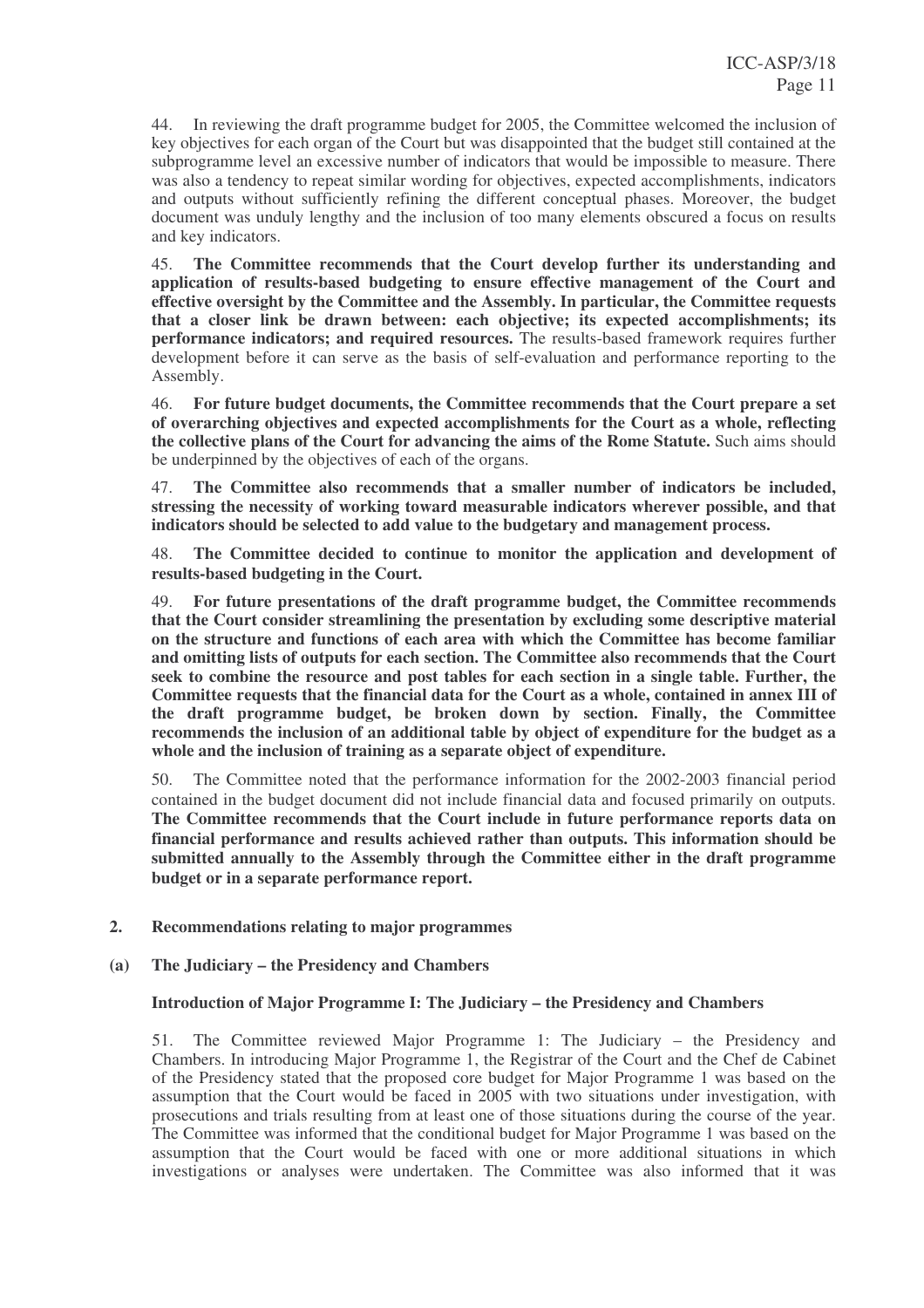44. In reviewing the draft programme budget for 2005, the Committee welcomed the inclusion of key objectives for each organ of the Court but was disappointed that the budget still contained at the subprogramme level an excessive number of indicators that would be impossible to measure. There was also a tendency to repeat similar wording for objectives, expected accomplishments, indicators and outputs without sufficiently refining the different conceptual phases. Moreover, the budget document was unduly lengthy and the inclusion of too many elements obscured a focus on results and key indicators.

45. **The Committee recommends that the Court develop further its understanding and application of results-based budgeting to ensure effective management of the Court and effective oversight by the Committee and the Assembly. In particular, the Committee requests that a closer link be drawn between: each objective; its expected accomplishments; its performance indicators; and required resources.** The results-based framework requires further development before it can serve as the basis of self-evaluation and performance reporting to the Assembly.

46. **For future budget documents, the Committee recommends that the Court prepare a set of overarching objectives and expected accomplishments for the Court as a whole, reflecting the collective plans of the Court for advancing the aims of the Rome Statute.** Such aims should be underpinned by the objectives of each of the organs.

47. **The Committee also recommends that a smaller number of indicators be included, stressing the necessity of working toward measurable indicators wherever possible, and that indicators should be selected to add value to the budgetary and management process.**

48. **The Committee decided to continue to monitor the application and development of results-based budgeting in the Court.**

49. **For future presentations of the draft programme budget, the Committee recommends that the Court consider streamlining the presentation by excluding some descriptive material on the structure and functions of each area with which the Committee has become familiar and omitting lists of outputs for each section. The Committee also recommends that the Court seek to combine the resource and post tables for each section in a single table. Further, the Committee requests that the financial data for the Court as a whole, contained in annex III of the draft programme budget, be broken down by section. Finally, the Committee recommends the inclusion of an additional table by object of expenditure for the budget as a whole and the inclusion of training as a separate object of expenditure.**

50. The Committee noted that the performance information for the 2002-2003 financial period contained in the budget document did not include financial data and focused primarily on outputs. **The Committee recommends that the Court include in future performance reports data on financial performance and results achieved rather than outputs. This information should be submitted annually to the Assembly through the Committee either in the draft programme budget or in a separate performance report.**

### 2. Recommendations relating to major programmes

#### (a) The Judiciary – the Presidency and Chambers

**Introduction of Major Programme I: The Judiciary – the Presidency and Chambers**

51. The Committee reviewed Major Programme 1: The Judiciary – the Presidency and Chambers. In introducing Major Programme 1, the Registrar of the Court and the Chef de Cabinet of the Presidency stated that the proposed core budget for Major Programme 1 was based on the assumption that the Court would be faced in 2005 with two situations under investigation, with prosecutions and trials resulting from at least one of those situations during the course of the year. The Committee was informed that the conditional budget for Major Programme 1 was based on the assumption that the Court would be faced with one or more additional situations in which investigations or analyses were undertaken. The Committee was also informed that it was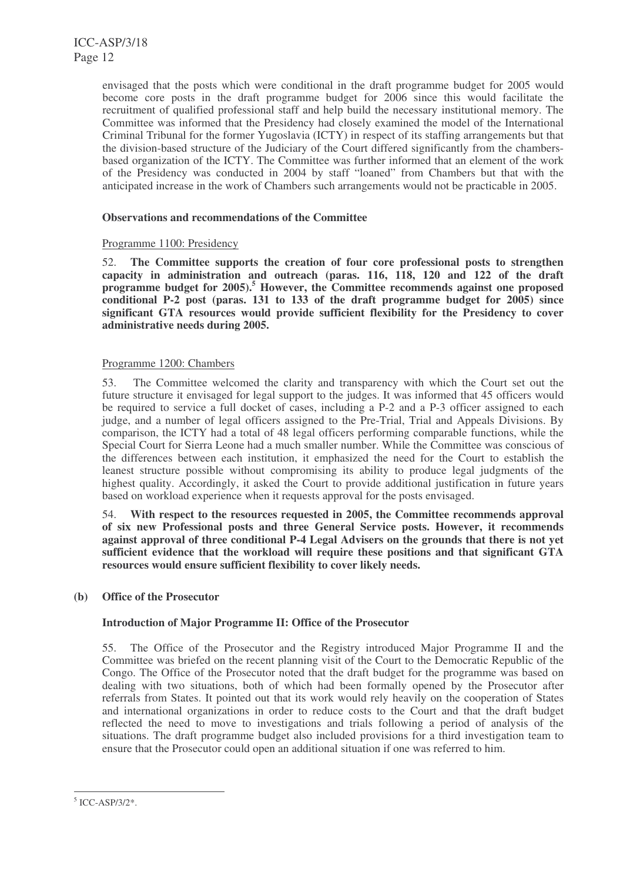envisaged that the posts which were conditional in the draft programme budget for 2005 would become core posts in the draft programme budget for 2006 since this would facilitate the recruitment of qualified professional staff and help build the necessary institutional memory. The Committee was informed that the Presidency had closely examined the model of the International Criminal Tribunal for the former Yugoslavia (ICTY) in respect of its staffing arrangements but that the division-based structure of the Judiciary of the Court differed significantly from the chambers-based organization of the ICTY. The Committee was further informed that an element of the work of the Presidency was conducted in 2004 by staff "loaned" from Chambers but that with the anticipated increase in the work of Chambers such arrangements would not be practicable in 2005.

**Observations and recommendations of the Committee**

Programme 1100: Presidency

52. **The Committee supports the creation of four core professional posts to strengthen capacity in administration and outreach (paras. 116, 118, 120 and 122 of the draft programme budget for 2005).[5] However, the Committee recommends against one proposed conditional P-2 post (paras. 131 to 133 of the draft programme budget for 2005) since significant GTA resources would provide sufficient flexibility for the Presidency to cover administrative needs during 2005.**

Programme 1200: Chambers

53. The Committee welcomed the clarity and transparency with which the Court set out the future structure it envisaged for legal support to the judges. It was informed that 45 officers would be required to service a full docket of cases, including a P-2 and a P-3 officer assigned to each judge, and a number of legal officers assigned to the Pre-Trial, Trial and Appeals Divisions. By comparison, the ICTY had a total of 48 legal officers performing comparable functions, while the Special Court for Sierra Leone had a much smaller number. While the Committee was conscious of the differences between each institution, it emphasized the need for the Court to establish the leanest structure possible without compromising its ability to produce legal judgments of the highest quality. Accordingly, it asked the Court to provide additional justification in future years based on workload experience when it requests approval for the posts envisaged.

54. **With respect to the resources requested in 2005, the Committee recommends approval of six new Professional posts and three General Service posts. However, it recommends against approval of three conditional P-4 Legal Advisers on the grounds that there is not yet sufficient evidence that the workload will require these positions and that significant GTA resources would ensure sufficient flexibility to cover likely needs.**

**(b) Office of the Prosecutor**

**Introduction of Major Programme II: Office of the Prosecutor**

55. The Office of the Prosecutor and the Registry introduced Major Programme II and the Committee was briefed on the recent planning visit of the Court to the Democratic Republic of the Congo. The Office of the Prosecutor noted that the draft budget for the programme was based on dealing with two situations, both of which had been formally opened by the Prosecutor after referrals from States. It pointed out that its work would rely heavily on the cooperation of States and international organizations in order to reduce costs to the Court and that the draft budget reflected the need to move to investigations and trials following a period of analysis of the situations. The draft programme budget also included provisions for a third investigation team to ensure that the Prosecutor could open an additional situation if one was referred to him.

[5] ICC-ASP/3/2*.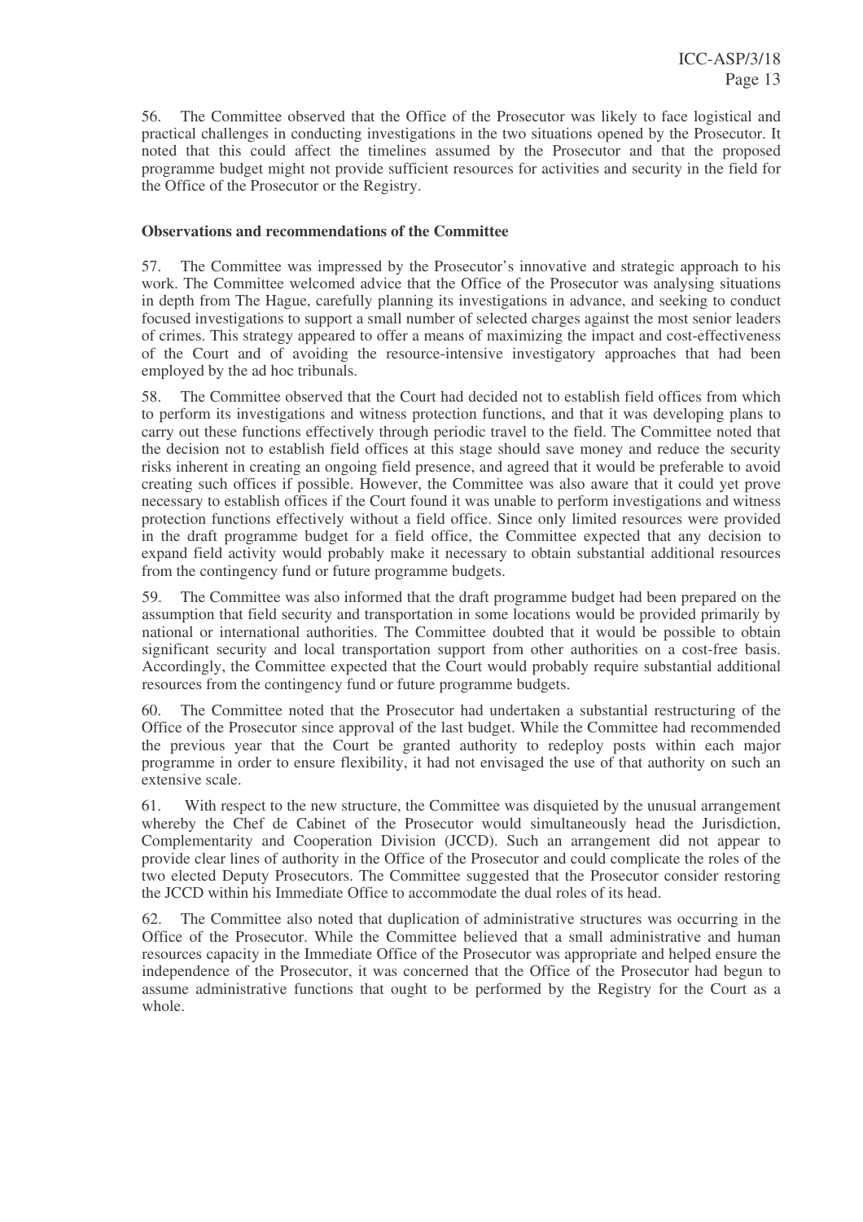56. The Committee observed that the Office of the Prosecutor was likely to face logistical and practical challenges in conducting investigations in the two situations opened by the Prosecutor. It noted that this could affect the timelines assumed by the Prosecutor and that the proposed programme budget might not provide sufficient resources for activities and security in the field for the Office of the Prosecutor or the Registry.

**Observations and recommendations of the Committee**

57. The Committee was impressed by the Prosecutor's innovative and strategic approach to his work. The Committee welcomed advice that the Office of the Prosecutor was analysing situations in depth from The Hague, carefully planning its investigations in advance, and seeking to conduct focused investigations to support a small number of selected charges against the most senior leaders of crimes. This strategy appeared to offer a means of maximizing the impact and cost-effectiveness of the Court and of avoiding the resource-intensive investigatory approaches that had been employed by the ad hoc tribunals.

58. The Committee observed that the Court had decided not to establish field offices from which to perform its investigations and witness protection functions, and that it was developing plans to carry out these functions effectively through periodic travel to the field. The Committee noted that the decision not to establish field offices at this stage should save money and reduce the security risks inherent in creating an ongoing field presence, and agreed that it would be preferable to avoid creating such offices if possible. However, the Committee was also aware that it could yet prove necessary to establish offices if the Court found it was unable to perform investigations and witness protection functions effectively without a field office. Since only limited resources were provided in the draft programme budget for a field office, the Committee expected that any decision to expand field activity would probably make it necessary to obtain substantial additional resources from the contingency fund or future programme budgets.

59. The Committee was also informed that the draft programme budget had been prepared on the assumption that field security and transportation in some locations would be provided primarily by national or international authorities. The Committee doubted that it would be possible to obtain significant security and local transportation support from other authorities on a cost-free basis. Accordingly, the Committee expected that the Court would probably require substantial additional resources from the contingency fund or future programme budgets.

60. The Committee noted that the Prosecutor had undertaken a substantial restructuring of the Office of the Prosecutor since approval of the last budget. While the Committee had recommended the previous year that the Court be granted authority to redeploy posts within each major programme in order to ensure flexibility, it had not envisaged the use of that authority on such an extensive scale.

61. With respect to the new structure, the Committee was disquieted by the unusual arrangement whereby the Chef de Cabinet of the Prosecutor would simultaneously head the Jurisdiction, Complementarity and Cooperation Division (JCCD). Such an arrangement did not appear to provide clear lines of authority in the Office of the Prosecutor and could complicate the roles of the two elected Deputy Prosecutors. The Committee suggested that the Prosecutor consider restoring the JCCD within his Immediate Office to accommodate the dual roles of its head.

62. The Committee also noted that duplication of administrative structures was occurring in the Office of the Prosecutor. While the Committee believed that a small administrative and human resources capacity in the Immediate Office of the Prosecutor was appropriate and helped ensure the independence of the Prosecutor, it was concerned that the Office of the Prosecutor had begun to assume administrative functions that ought to be performed by the Registry for the Court as a whole.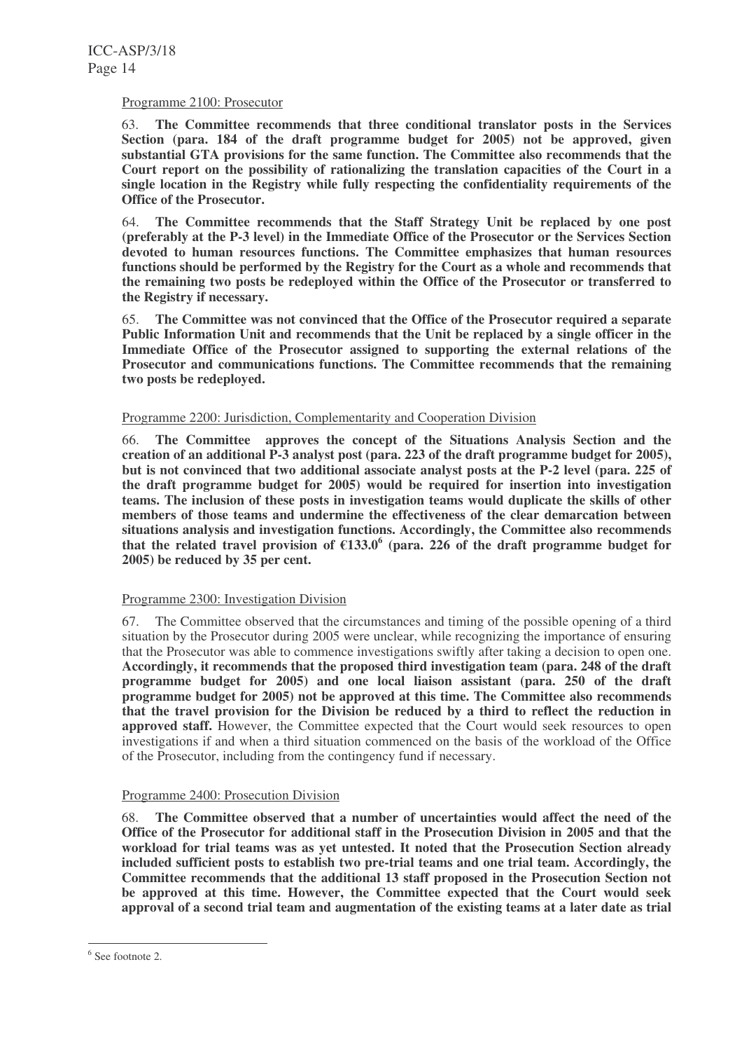Programme 2100: Prosecutor

63. **The Committee recommends that three conditional translator posts in the Services Section (para. 184 of the draft programme budget for 2005) not be approved, given substantial GTA provisions for the same function. The Committee also recommends that the Court report on the possibility of rationalizing the translation capacities of the Court in a single location in the Registry while fully respecting the confidentiality requirements of the Office of the Prosecutor.**

64. **The Committee recommends that the Staff Strategy Unit be replaced by one post (preferably at the P-3 level) in the Immediate Office of the Prosecutor or the Services Section devoted to human resources functions. The Committee emphasizes that human resources functions should be performed by the Registry for the Court as a whole and recommends that the remaining two posts be redeployed within the Office of the Prosecutor or transferred to the Registry if necessary.**

65. **The Committee was not convinced that the Office of the Prosecutor required a separate Public Information Unit and recommends that the Unit be replaced by a single officer in the Immediate Office of the Prosecutor assigned to supporting the external relations of the Prosecutor and communications functions. The Committee recommends that the remaining two posts be redeployed.**

Programme 2200: Jurisdiction, Complementarity and Cooperation Division

66. **The Committee approves the concept of the Situations Analysis Section and the creation of an additional P-3 analyst post (para. 223 of the draft programme budget for 2005), but is not convinced that two additional associate analyst posts at the P-2 level (para. 225 of the draft programme budget for 2005) would be required for insertion into investigation teams. The inclusion of these posts in investigation teams would duplicate the skills of other members of those teams and undermine the effectiveness of the clear demarcation between situations analysis and investigation functions. Accordingly, the Committee also recommends that the related travel provision of €133.0[6] (para. 226 of the draft programme budget for 2005) be reduced by 35 per cent.**

Programme 2300: Investigation Division

67. The Committee observed that the circumstances and timing of the possible opening of a third situation by the Prosecutor during 2005 were unclear, while recognizing the importance of ensuring that the Prosecutor was able to commence investigations swiftly after taking a decision to open one. **Accordingly, it recommends that the proposed third investigation team (para. 248 of the draft programme budget for 2005) and one local liaison assistant (para. 250 of the draft programme budget for 2005) not be approved at this time. The Committee also recommends that the travel provision for the Division be reduced by a third to reflect the reduction in approved staff.** However, the Committee expected that the Court would seek resources to open investigations if and when a third situation commenced on the basis of the workload of the Office of the Prosecutor, including from the contingency fund if necessary.

Programme 2400: Prosecution Division

68. **The Committee observed that a number of uncertainties would affect the need of the Office of the Prosecutor for additional staff in the Prosecution Division in 2005 and that the workload for trial teams was as yet untested. It noted that the Prosecution Section already included sufficient posts to establish two pre-trial teams and one trial team. Accordingly, the Committee recommends that the additional 13 staff proposed in the Prosecution Section not be approved at this time. However, the Committee expected that the Court would seek approval of a second trial team and augmentation of the existing teams at a later date as trial**

[6] See footnote 2.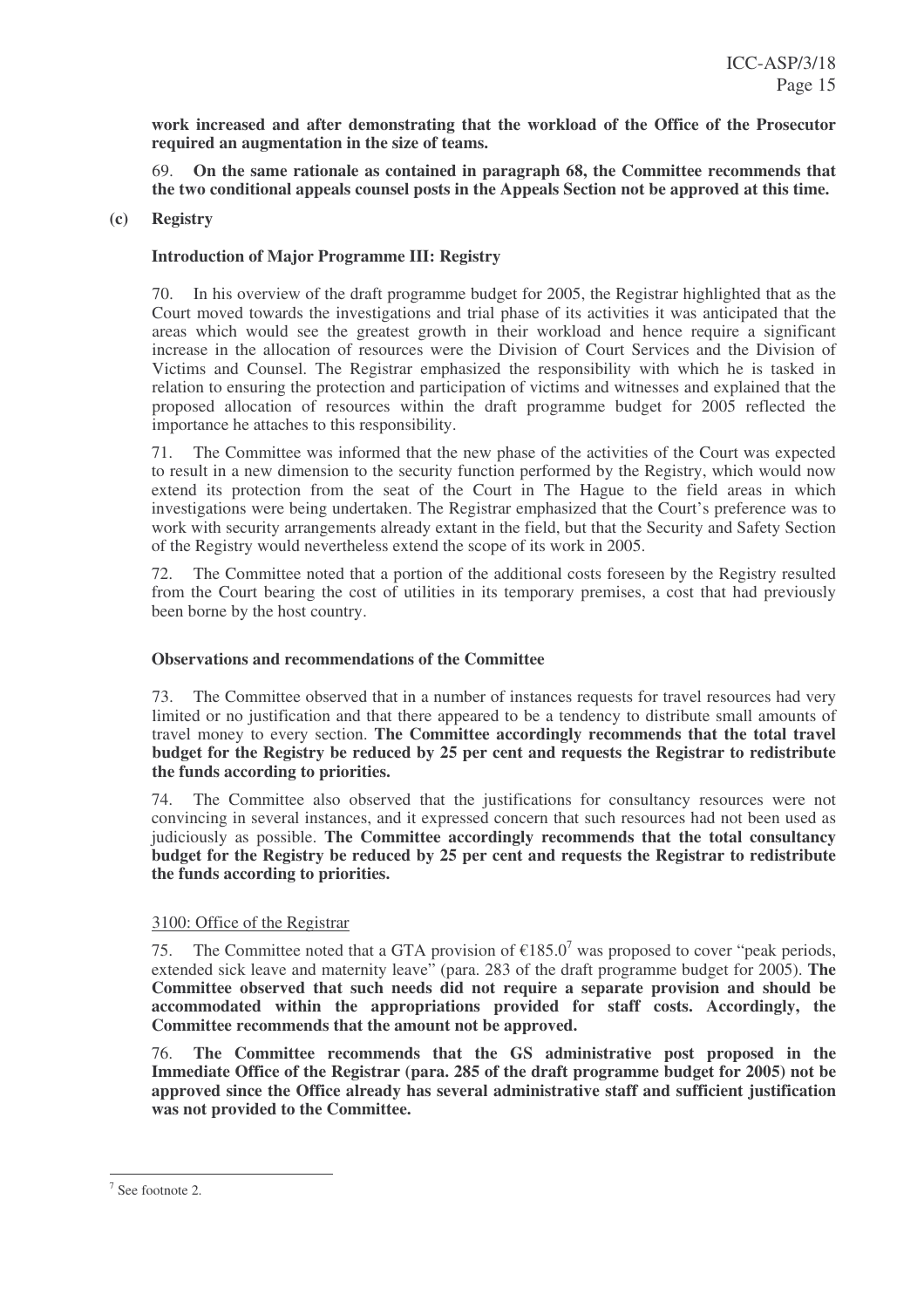**work increased and after demonstrating that the workload of the Office of the Prosecutor required an augmentation in the size of teams.**

69. **On the same rationale as contained in paragraph 68, the Committee recommends that the two conditional appeals counsel posts in the Appeals Section not be approved at this time.**

**(c) Registry**

**Introduction of Major Programme III: Registry**

70. In his overview of the draft programme budget for 2005, the Registrar highlighted that as the Court moved towards the investigations and trial phase of its activities it was anticipated that the areas which would see the greatest growth in their workload and hence require a significant increase in the allocation of resources were the Division of Court Services and the Division of Victims and Counsel. The Registrar emphasized the responsibility with which he is tasked in relation to ensuring the protection and participation of victims and witnesses and explained that the proposed allocation of resources within the draft programme budget for 2005 reflected the importance he attaches to this responsibility.

71. The Committee was informed that the new phase of the activities of the Court was expected to result in a new dimension to the security function performed by the Registry, which would now extend its protection from the seat of the Court in The Hague to the field areas in which investigations were being undertaken. The Registrar emphasized that the Court's preference was to work with security arrangements already extant in the field, but that the Security and Safety Section of the Registry would nevertheless extend the scope of its work in 2005.

72. The Committee noted that a portion of the additional costs foreseen by the Registry resulted from the Court bearing the cost of utilities in its temporary premises, a cost that had previously been borne by the host country.

**Observations and recommendations of the Committee**

73. The Committee observed that in a number of instances requests for travel resources had very limited or no justification and that there appeared to be a tendency to distribute small amounts of travel money to every section. **The Committee accordingly recommends that the total travel budget for the Registry be reduced by 25 per cent and requests the Registrar to redistribute the funds according to priorities.**

74. The Committee also observed that the justifications for consultancy resources were not convincing in several instances, and it expressed concern that such resources had not been used as judiciously as possible. **The Committee accordingly recommends that the total consultancy budget for the Registry be reduced by 25 per cent and requests the Registrar to redistribute the funds according to priorities.**

3100: Office of the Registrar

75. The Committee noted that a GTA provision of €185.0[7] was proposed to cover "peak periods, extended sick leave and maternity leave" (para. 283 of the draft programme budget for 2005). **The Committee observed that such needs did not require a separate provision and should be accommodated within the appropriations provided for staff costs. Accordingly, the Committee recommends that the amount not be approved.**

76. **The Committee recommends that the GS administrative post proposed in the Immediate Office of the Registrar (para. 285 of the draft programme budget for 2005) not be approved since the Office already has several administrative staff and sufficient justification was not provided to the Committee.**

---

[7] See footnote 2.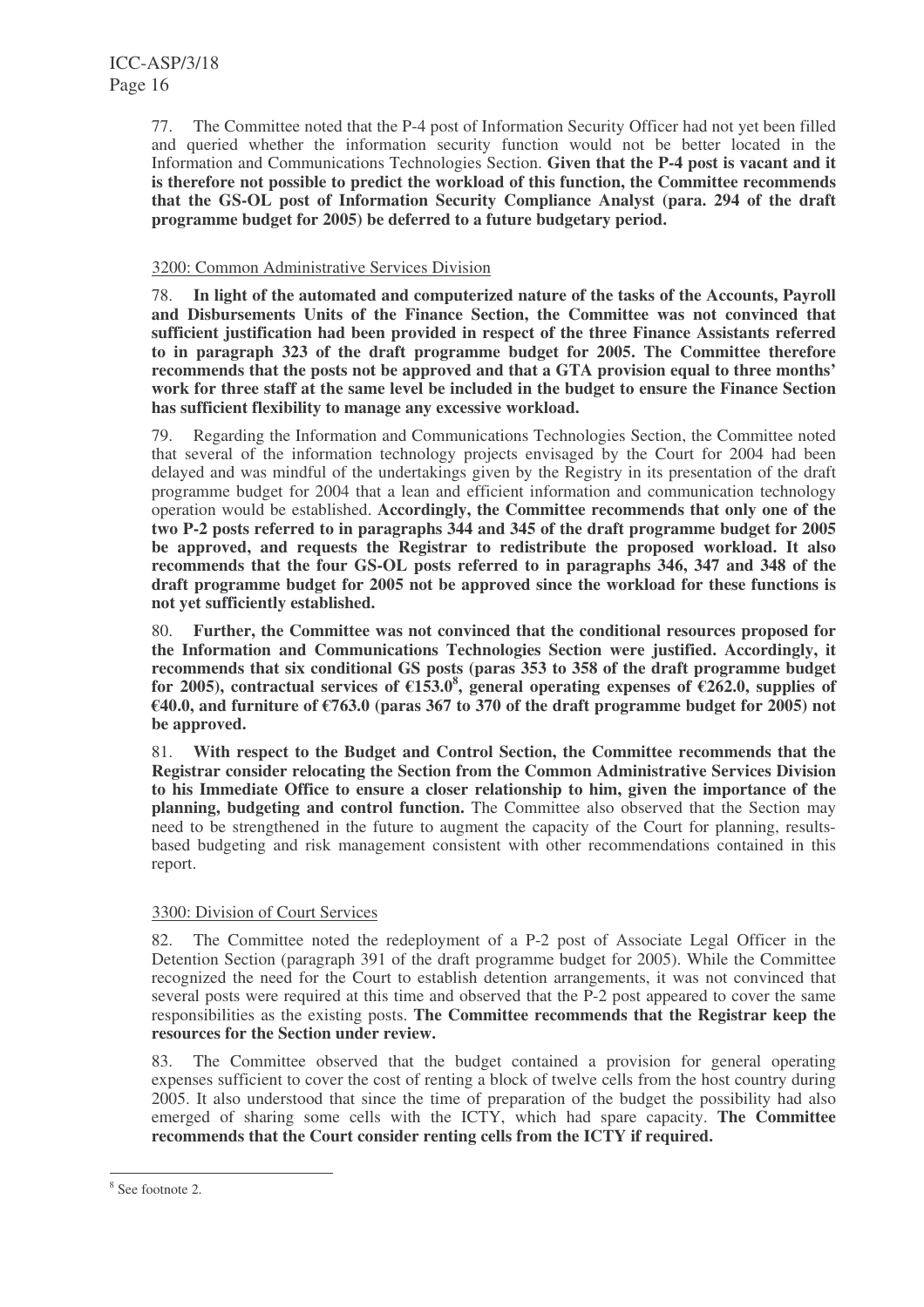77. The Committee noted that the P-4 post of Information Security Officer had not yet been filled and queried whether the information security function would not be better located in the Information and Communications Technologies Section. **Given that the P-4 post is vacant and it is therefore not possible to predict the workload of this function, the Committee recommends that the GS-OL post of Information Security Compliance Analyst (para. 294 of the draft programme budget for 2005) be deferred to a future budgetary period.**

3200: Common Administrative Services Division

78. **In light of the automated and computerized nature of the tasks of the Accounts, Payroll and Disbursements Units of the Finance Section, the Committee was not convinced that sufficient justification had been provided in respect of the three Finance Assistants referred to in paragraph 323 of the draft programme budget for 2005. The Committee therefore recommends that the posts not be approved and that a GTA provision equal to three months' work for three staff at the same level be included in the budget to ensure the Finance Section has sufficient flexibility to manage any excessive workload.**

79. Regarding the Information and Communications Technologies Section, the Committee noted that several of the information technology projects envisaged by the Court for 2004 had been delayed and was mindful of the undertakings given by the Registry in its presentation of the draft programme budget for 2004 that a lean and efficient information and communication technology operation would be established. **Accordingly, the Committee recommends that only one of the two P-2 posts referred to in paragraphs 344 and 345 of the draft programme budget for 2005 be approved, and requests the Registrar to redistribute the proposed workload. It also recommends that the four GS-OL posts referred to in paragraphs 346, 347 and 348 of the draft programme budget for 2005 not be approved since the workload for these functions is not yet sufficiently established.**

80. **Further, the Committee was not convinced that the conditional resources proposed for the Information and Communications Technologies Section were justified. Accordingly, it recommends that six conditional GS posts (paras 353 to 358 of the draft programme budget for 2005), contractual services of €153.0[8], general operating expenses of €262.0, supplies of €40.0, and furniture of €763.0 (paras 367 to 370 of the draft programme budget for 2005) not be approved.**

81. **With respect to the Budget and Control Section, the Committee recommends that the Registrar consider relocating the Section from the Common Administrative Services Division to his Immediate Office to ensure a closer relationship to him, given the importance of the planning, budgeting and control function.** The Committee also observed that the Section may need to be strengthened in the future to augment the capacity of the Court for planning, results-based budgeting and risk management consistent with other recommendations contained in this report.

3300: Division of Court Services

82. The Committee noted the redeployment of a P-2 post of Associate Legal Officer in the Detention Section (paragraph 391 of the draft programme budget for 2005). While the Committee recognized the need for the Court to establish detention arrangements, it was not convinced that several posts were required at this time and observed that the P-2 post appeared to cover the same responsibilities as the existing posts. **The Committee recommends that the Registrar keep the resources for the Section under review.**

83. The Committee observed that the budget contained a provision for general operating expenses sufficient to cover the cost of renting a block of twelve cells from the host country during 2005. It also understood that since the time of preparation of the budget the possibility had also emerged of sharing some cells with the ICTY, which had spare capacity. **The Committee recommends that the Court consider renting cells from the ICTY if required.**

[8] See footnote 2.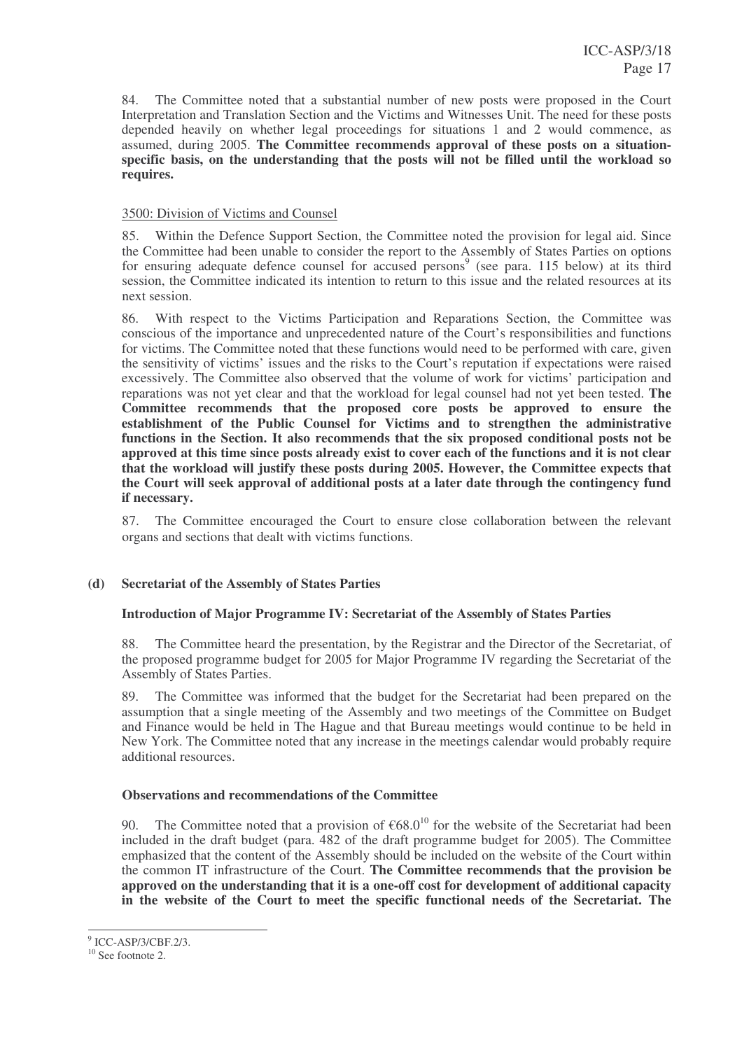84. The Committee noted that a substantial number of new posts were proposed in the Court Interpretation and Translation Section and the Victims and Witnesses Unit. The need for these posts depended heavily on whether legal proceedings for situations 1 and 2 would commence, as assumed, during 2005. **The Committee recommends approval of these posts on a situation-specific basis, on the understanding that the posts will not be filled until the workload so requires.**

3500: Division of Victims and Counsel

85. Within the Defence Support Section, the Committee noted the provision for legal aid. Since the Committee had been unable to consider the report to the Assembly of States Parties on options for ensuring adequate defence counsel for accused persons[9] (see para. 115 below) at its third session, the Committee indicated its intention to return to this issue and the related resources at its next session.

86. With respect to the Victims Participation and Reparations Section, the Committee was conscious of the importance and unprecedented nature of the Court's responsibilities and functions for victims. The Committee noted that these functions would need to be performed with care, given the sensitivity of victims' issues and the risks to the Court's reputation if expectations were raised excessively. The Committee also observed that the volume of work for victims' participation and reparations was not yet clear and that the workload for legal counsel had not yet been tested. **The Committee recommends that the proposed core posts be approved to ensure the establishment of the Public Counsel for Victims and to strengthen the administrative functions in the Section. It also recommends that the six proposed conditional posts not be approved at this time since posts already exist to cover each of the functions and it is not clear that the workload will justify these posts during 2005. However, the Committee expects that the Court will seek approval of additional posts at a later date through the contingency fund if necessary.**

87. The Committee encouraged the Court to ensure close collaboration between the relevant organs and sections that dealt with victims functions.

### (d) Secretariat of the Assembly of States Parties

#### Introduction of Major Programme IV: Secretariat of the Assembly of States Parties

88. The Committee heard the presentation, by the Registrar and the Director of the Secretariat, of the proposed programme budget for 2005 for Major Programme IV regarding the Secretariat of the Assembly of States Parties.

89. The Committee was informed that the budget for the Secretariat had been prepared on the assumption that a single meeting of the Assembly and two meetings of the Committee on Budget and Finance would be held in The Hague and that Bureau meetings would continue to be held in New York. The Committee noted that any increase in the meetings calendar would probably require additional resources.

#### Observations and recommendations of the Committee

90. The Committee noted that a provision of €68.0[10] for the website of the Secretariat had been included in the draft budget (para. 482 of the draft programme budget for 2005). The Committee emphasized that the content of the Assembly should be included on the website of the Court within the common IT infrastructure of the Court. **The Committee recommends that the provision be approved on the understanding that it is a one-off cost for development of additional capacity in the website of the Court to meet the specific functional needs of the Secretariat. The**

---

[9] ICC-ASP/3/CBF.2/3.

[10] See footnote 2.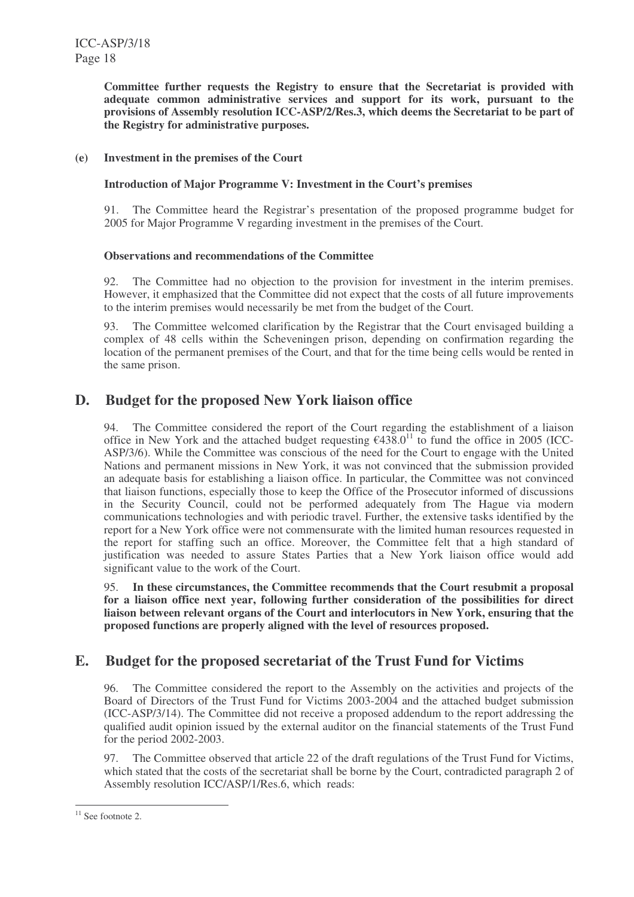**Committee further requests the Registry to ensure that the Secretariat is provided with adequate common administrative services and support for its work, pursuant to the provisions of Assembly resolution ICC-ASP/2/Res.3, which deems the Secretariat to be part of the Registry for administrative purposes.**

**(e) Investment in the premises of the Court**

**Introduction of Major Programme V: Investment in the Court's premises**

91. The Committee heard the Registrar's presentation of the proposed programme budget for 2005 for Major Programme V regarding investment in the premises of the Court.

**Observations and recommendations of the Committee**

92. The Committee had no objection to the provision for investment in the interim premises. However, it emphasized that the Committee did not expect that the costs of all future improvements to the interim premises would necessarily be met from the budget of the Court.

93. The Committee welcomed clarification by the Registrar that the Court envisaged building a complex of 48 cells within the Scheveningen prison, depending on confirmation regarding the location of the permanent premises of the Court, and that for the time being cells would be rented in the same prison.

## D. Budget for the proposed New York liaison office

94. The Committee considered the report of the Court regarding the establishment of a liaison office in New York and the attached budget requesting €438.0[11] to fund the office in 2005 (ICC-ASP/3/6). While the Committee was conscious of the need for the Court to engage with the United Nations and permanent missions in New York, it was not convinced that the submission provided an adequate basis for establishing a liaison office. In particular, the Committee was not convinced that liaison functions, especially those to keep the Office of the Prosecutor informed of discussions in the Security Council, could not be performed adequately from The Hague via modern communications technologies and with periodic travel. Further, the extensive tasks identified by the report for a New York office were not commensurate with the limited human resources requested in the report for staffing such an office. Moreover, the Committee felt that a high standard of justification was needed to assure States Parties that a New York liaison office would add significant value to the work of the Court.

95. **In these circumstances, the Committee recommends that the Court resubmit a proposal for a liaison office next year, following further consideration of the possibilities for direct liaison between relevant organs of the Court and interlocutors in New York, ensuring that the proposed functions are properly aligned with the level of resources proposed.**

## E. Budget for the proposed secretariat of the Trust Fund for Victims

96. The Committee considered the report to the Assembly on the activities and projects of the Board of Directors of the Trust Fund for Victims 2003-2004 and the attached budget submission (ICC-ASP/3/14). The Committee did not receive a proposed addendum to the report addressing the qualified audit opinion issued by the external auditor on the financial statements of the Trust Fund for the period 2002-2003.

97. The Committee observed that article 22 of the draft regulations of the Trust Fund for Victims, which stated that the costs of the secretariat shall be borne by the Court, contradicted paragraph 2 of Assembly resolution ICC/ASP/1/Res.6, which reads:

[11] See footnote 2.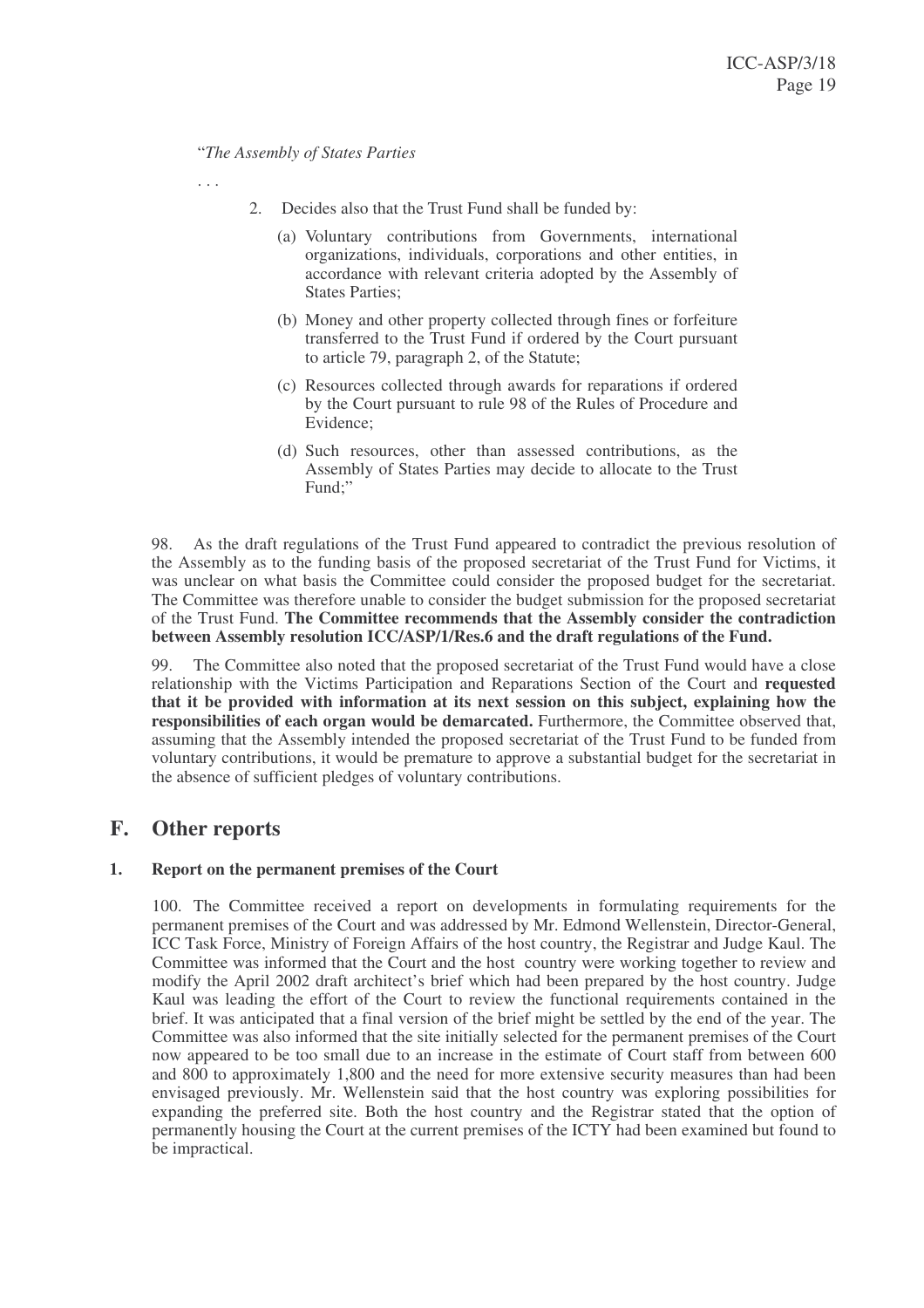"*The Assembly of States Parties*

. . .

2. Decides also that the Trust Fund shall be funded by:

   (a) Voluntary contributions from Governments, international organizations, individuals, corporations and other entities, in accordance with relevant criteria adopted by the Assembly of States Parties;

   (b) Money and other property collected through fines or forfeiture transferred to the Trust Fund if ordered by the Court pursuant to article 79, paragraph 2, of the Statute;

   (c) Resources collected through awards for reparations if ordered by the Court pursuant to rule 98 of the Rules of Procedure and Evidence;

   (d) Such resources, other than assessed contributions, as the Assembly of States Parties may decide to allocate to the Trust Fund;"

98. As the draft regulations of the Trust Fund appeared to contradict the previous resolution of the Assembly as to the funding basis of the proposed secretariat of the Trust Fund for Victims, it was unclear on what basis the Committee could consider the proposed budget for the secretariat. The Committee was therefore unable to consider the budget submission for the proposed secretariat of the Trust Fund. **The Committee recommends that the Assembly consider the contradiction between Assembly resolution ICC/ASP/1/Res.6 and the draft regulations of the Fund.**

99. The Committee also noted that the proposed secretariat of the Trust Fund would have a close relationship with the Victims Participation and Reparations Section of the Court and **requested that it be provided with information at its next session on this subject, explaining how the responsibilities of each organ would be demarcated.** Furthermore, the Committee observed that, assuming that the Assembly intended the proposed secretariat of the Trust Fund to be funded from voluntary contributions, it would be premature to approve a substantial budget for the secretariat in the absence of sufficient pledges of voluntary contributions.

## F. Other reports

### 1. Report on the permanent premises of the Court

100. The Committee received a report on developments in formulating requirements for the permanent premises of the Court and was addressed by Mr. Edmond Wellenstein, Director-General, ICC Task Force, Ministry of Foreign Affairs of the host country, the Registrar and Judge Kaul. The Committee was informed that the Court and the host country were working together to review and modify the April 2002 draft architect's brief which had been prepared by the host country. Judge Kaul was leading the effort of the Court to review the functional requirements contained in the brief. It was anticipated that a final version of the brief might be settled by the end of the year. The Committee was also informed that the site initially selected for the permanent premises of the Court now appeared to be too small due to an increase in the estimate of Court staff from between 600 and 800 to approximately 1,800 and the need for more extensive security measures than had been envisaged previously. Mr. Wellenstein said that the host country was exploring possibilities for expanding the preferred site. Both the host country and the Registrar stated that the option of permanently housing the Court at the current premises of the ICTY had been examined but found to be impractical.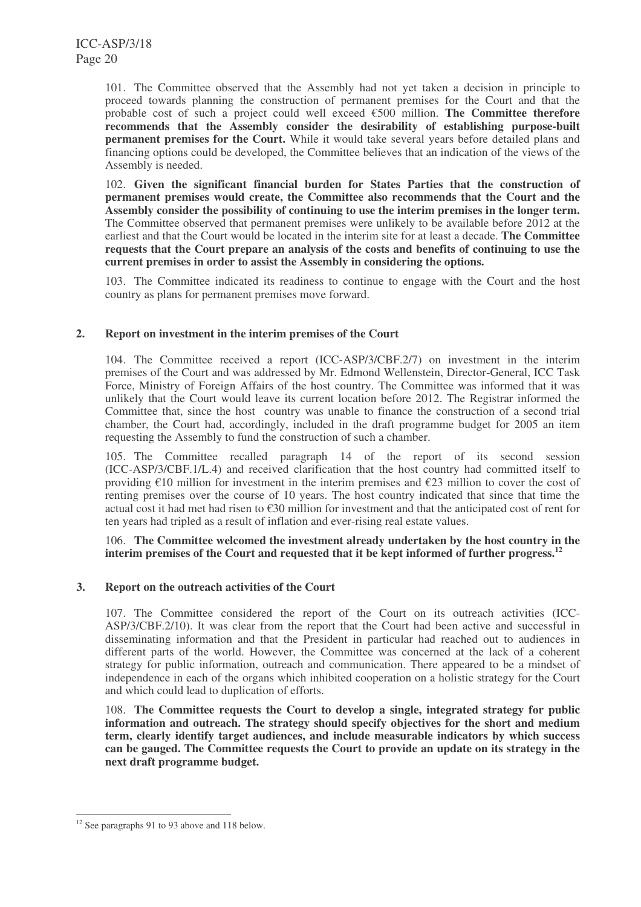101. The Committee observed that the Assembly had not yet taken a decision in principle to proceed towards planning the construction of permanent premises for the Court and that the probable cost of such a project could well exceed €500 million. **The Committee therefore recommends that the Assembly consider the desirability of establishing purpose-built permanent premises for the Court.** While it would take several years before detailed plans and financing options could be developed, the Committee believes that an indication of the views of the Assembly is needed.

102. **Given the significant financial burden for States Parties that the construction of permanent premises would create, the Committee also recommends that the Court and the Assembly consider the possibility of continuing to use the interim premises in the longer term.** The Committee observed that permanent premises were unlikely to be available before 2012 at the earliest and that the Court would be located in the interim site for at least a decade. **The Committee requests that the Court prepare an analysis of the costs and benefits of continuing to use the current premises in order to assist the Assembly in considering the options.**

103. The Committee indicated its readiness to continue to engage with the Court and the host country as plans for permanent premises move forward.

## 2. Report on investment in the interim premises of the Court

104. The Committee received a report (ICC-ASP/3/CBF.2/7) on investment in the interim premises of the Court and was addressed by Mr. Edmond Wellenstein, Director-General, ICC Task Force, Ministry of Foreign Affairs of the host country. The Committee was informed that it was unlikely that the Court would leave its current location before 2012. The Registrar informed the Committee that, since the host country was unable to finance the construction of a second trial chamber, the Court had, accordingly, included in the draft programme budget for 2005 an item requesting the Assembly to fund the construction of such a chamber.

105. The Committee recalled paragraph 14 of the report of its second session (ICC-ASP/3/CBF.1/L.4) and received clarification that the host country had committed itself to providing €10 million for investment in the interim premises and €23 million to cover the cost of renting premises over the course of 10 years. The host country indicated that since that time the actual cost it had met had risen to €30 million for investment and that the anticipated cost of rent for ten years had tripled as a result of inflation and ever-rising real estate values.

106. **The Committee welcomed the investment already undertaken by the host country in the interim premises of the Court and requested that it be kept informed of further progress.**[12]

## 3. Report on the outreach activities of the Court

107. The Committee considered the report of the Court on its outreach activities (ICC-ASP/3/CBF.2/10). It was clear from the report that the Court had been active and successful in disseminating information and that the President in particular had reached out to audiences in different parts of the world. However, the Committee was concerned at the lack of a coherent strategy for public information, outreach and communication. There appeared to be a mindset of independence in each of the organs which inhibited cooperation on a holistic strategy for the Court and which could lead to duplication of efforts.

108. **The Committee requests the Court to develop a single, integrated strategy for public information and outreach. The strategy should specify objectives for the short and medium term, clearly identify target audiences, and include measurable indicators by which success can be gauged. The Committee requests the Court to provide an update on its strategy in the next draft programme budget.**

[12] See paragraphs 91 to 93 above and 118 below.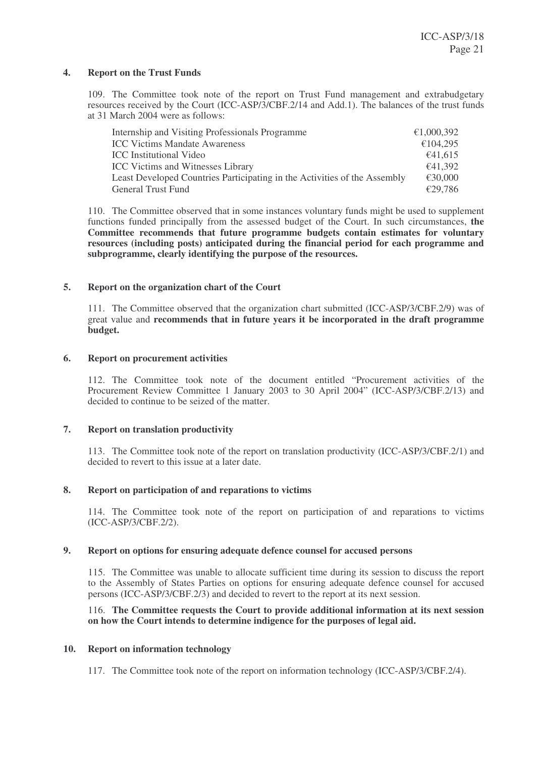### 4. Report on the Trust Funds

109. The Committee took note of the report on Trust Fund management and extrabudgetary resources received by the Court (ICC-ASP/3/CBF.2/14 and Add.1). The balances of the trust funds at 31 March 2004 were as follows:

| | |
|---|---|
| Internship and Visiting Professionals Programme | €1,000,392 |
| ICC Victims Mandate Awareness | €104,295 |
| ICC Institutional Video | €41,615 |
| ICC Victims and Witnesses Library | €41,392 |
| Least Developed Countries Participating in the Activities of the Assembly | €30,000 |
| General Trust Fund | €29,786 |

110. The Committee observed that in some instances voluntary funds might be used to supplement functions funded principally from the assessed budget of the Court. In such circumstances, **the Committee recommends that future programme budgets contain estimates for voluntary resources (including posts) anticipated during the financial period for each programme and subprogramme, clearly identifying the purpose of the resources.**

### 5. Report on the organization chart of the Court

111. The Committee observed that the organization chart submitted (ICC-ASP/3/CBF.2/9) was of great value and **recommends that in future years it be incorporated in the draft programme budget.**

### 6. Report on procurement activities

112. The Committee took note of the document entitled "Procurement activities of the Procurement Review Committee 1 January 2003 to 30 April 2004" (ICC-ASP/3/CBF.2/13) and decided to continue to be seized of the matter.

### 7. Report on translation productivity

113. The Committee took note of the report on translation productivity (ICC-ASP/3/CBF.2/1) and decided to revert to this issue at a later date.

### 8. Report on participation of and reparations to victims

114. The Committee took note of the report on participation of and reparations to victims (ICC-ASP/3/CBF.2/2).

### 9. Report on options for ensuring adequate defence counsel for accused persons

115. The Committee was unable to allocate sufficient time during its session to discuss the report to the Assembly of States Parties on options for ensuring adequate defence counsel for accused persons (ICC-ASP/3/CBF.2/3) and decided to revert to the report at its next session.

116. **The Committee requests the Court to provide additional information at its next session on how the Court intends to determine indigence for the purposes of legal aid.**

### 10. Report on information technology

117. The Committee took note of the report on information technology (ICC-ASP/3/CBF.2/4).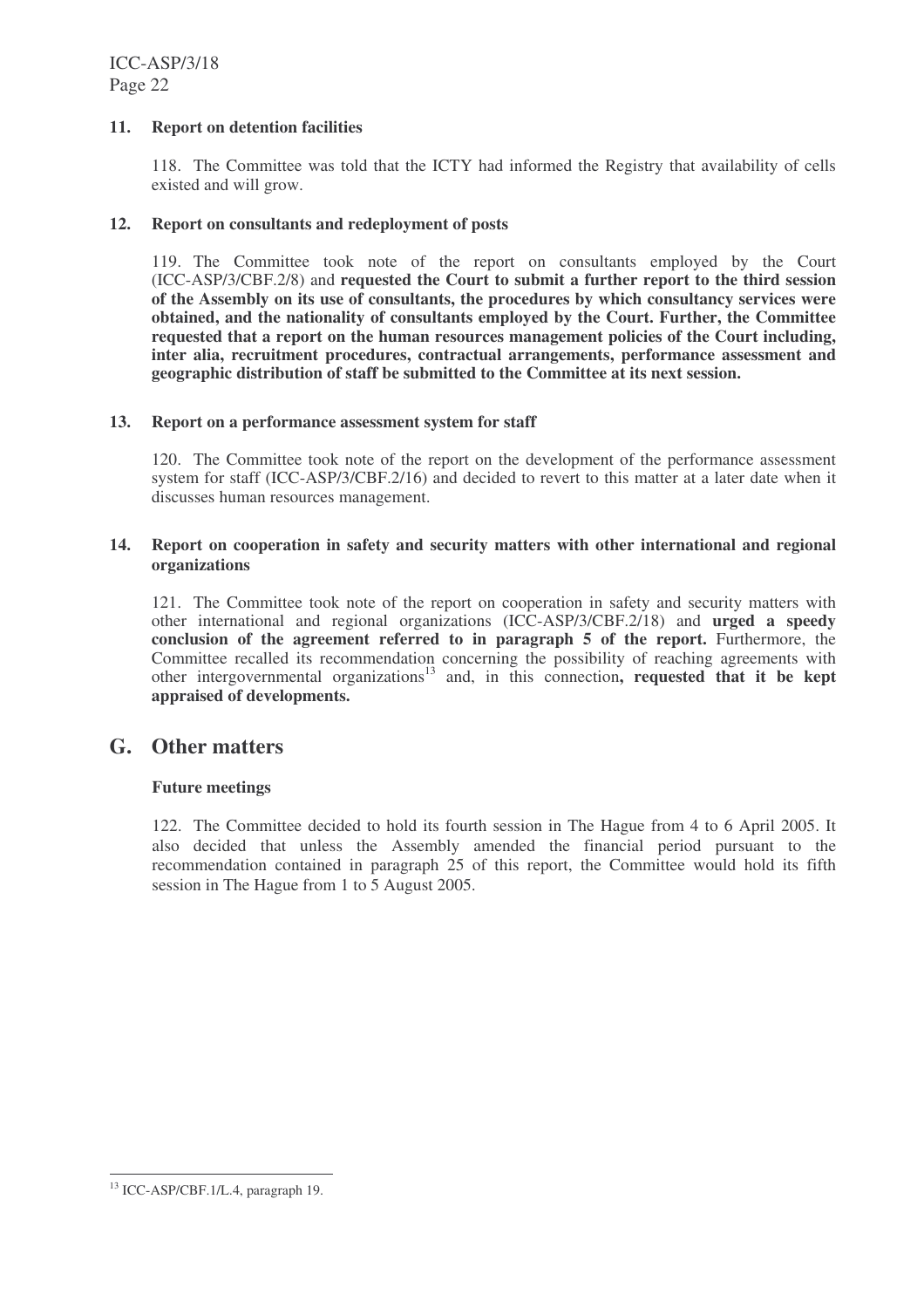### 11. Report on detention facilities

118. The Committee was told that the ICTY had informed the Registry that availability of cells existed and will grow.

### 12. Report on consultants and redeployment of posts

119. The Committee took note of the report on consultants employed by the Court (ICC-ASP/3/CBF.2/8) and **requested the Court to submit a further report to the third session of the Assembly on its use of consultants, the procedures by which consultancy services were obtained, and the nationality of consultants employed by the Court. Further, the Committee requested that a report on the human resources management policies of the Court including, inter alia, recruitment procedures, contractual arrangements, performance assessment and geographic distribution of staff be submitted to the Committee at its next session.**

### 13. Report on a performance assessment system for staff

120. The Committee took note of the report on the development of the performance assessment system for staff (ICC-ASP/3/CBF.2/16) and decided to revert to this matter at a later date when it discusses human resources management.

### 14. Report on cooperation in safety and security matters with other international and regional organizations

121. The Committee took note of the report on cooperation in safety and security matters with other international and regional organizations (ICC-ASP/3/CBF.2/18) and **urged a speedy conclusion of the agreement referred to in paragraph 5 of the report.** Furthermore, the Committee recalled its recommendation concerning the possibility of reaching agreements with other intergovernmental organizations[13] and, in this connection**, requested that it be kept appraised of developments.**

## G. Other matters

**Future meetings**

122. The Committee decided to hold its fourth session in The Hague from 4 to 6 April 2005. It also decided that unless the Assembly amended the financial period pursuant to the recommendation contained in paragraph 25 of this report, the Committee would hold its fifth session in The Hague from 1 to 5 August 2005.

[13] ICC-ASP/CBF.1/L.4, paragraph 19.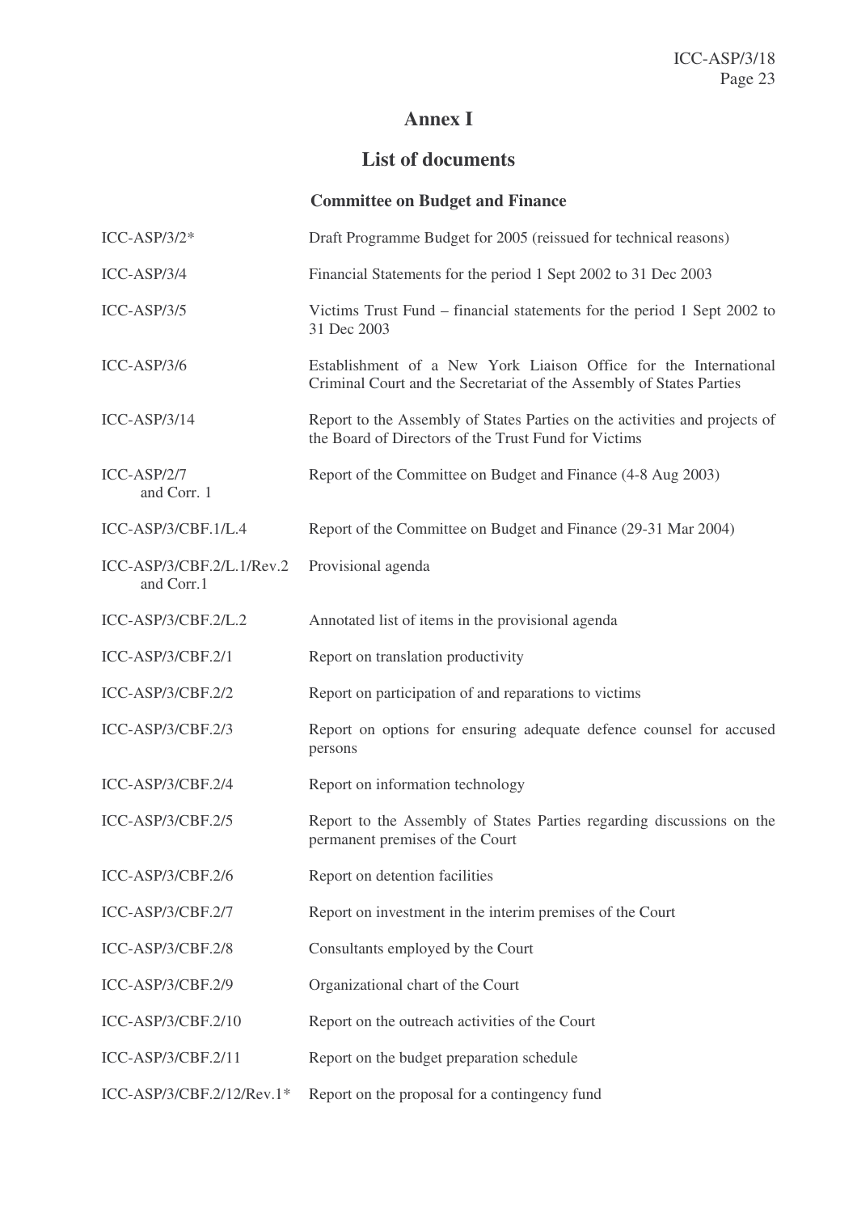# Annex I

## List of documents

### Committee on Budget and Finance

| | |
|---|---|
| ICC-ASP/3/2* | Draft Programme Budget for 2005 (reissued for technical reasons) |
| ICC-ASP/3/4 | Financial Statements for the period 1 Sept 2002 to 31 Dec 2003 |
| ICC-ASP/3/5 | Victims Trust Fund – financial statements for the period 1 Sept 2002 to 31 Dec 2003 |
| ICC-ASP/3/6 | Establishment of a New York Liaison Office for the International Criminal Court and the Secretariat of the Assembly of States Parties |
| ICC-ASP/3/14 | Report to the Assembly of States Parties on the activities and projects of the Board of Directors of the Trust Fund for Victims |
| ICC-ASP/2/7 and Corr. 1 | Report of the Committee on Budget and Finance (4-8 Aug 2003) |
| ICC-ASP/3/CBF.1/L.4 | Report of the Committee on Budget and Finance (29-31 Mar 2004) |
| ICC-ASP/3/CBF.2/L.1/Rev.2 and Corr.1 | Provisional agenda |
| ICC-ASP/3/CBF.2/L.2 | Annotated list of items in the provisional agenda |
| ICC-ASP/3/CBF.2/1 | Report on translation productivity |
| ICC-ASP/3/CBF.2/2 | Report on participation of and reparations to victims |
| ICC-ASP/3/CBF.2/3 | Report on options for ensuring adequate defence counsel for accused persons |
| ICC-ASP/3/CBF.2/4 | Report on information technology |
| ICC-ASP/3/CBF.2/5 | Report to the Assembly of States Parties regarding discussions on the permanent premises of the Court |
| ICC-ASP/3/CBF.2/6 | Report on detention facilities |
| ICC-ASP/3/CBF.2/7 | Report on investment in the interim premises of the Court |
| ICC-ASP/3/CBF.2/8 | Consultants employed by the Court |
| ICC-ASP/3/CBF.2/9 | Organizational chart of the Court |
| ICC-ASP/3/CBF.2/10 | Report on the outreach activities of the Court |
| ICC-ASP/3/CBF.2/11 | Report on the budget preparation schedule |
| ICC-ASP/3/CBF.2/12/Rev.1* | Report on the proposal for a contingency fund |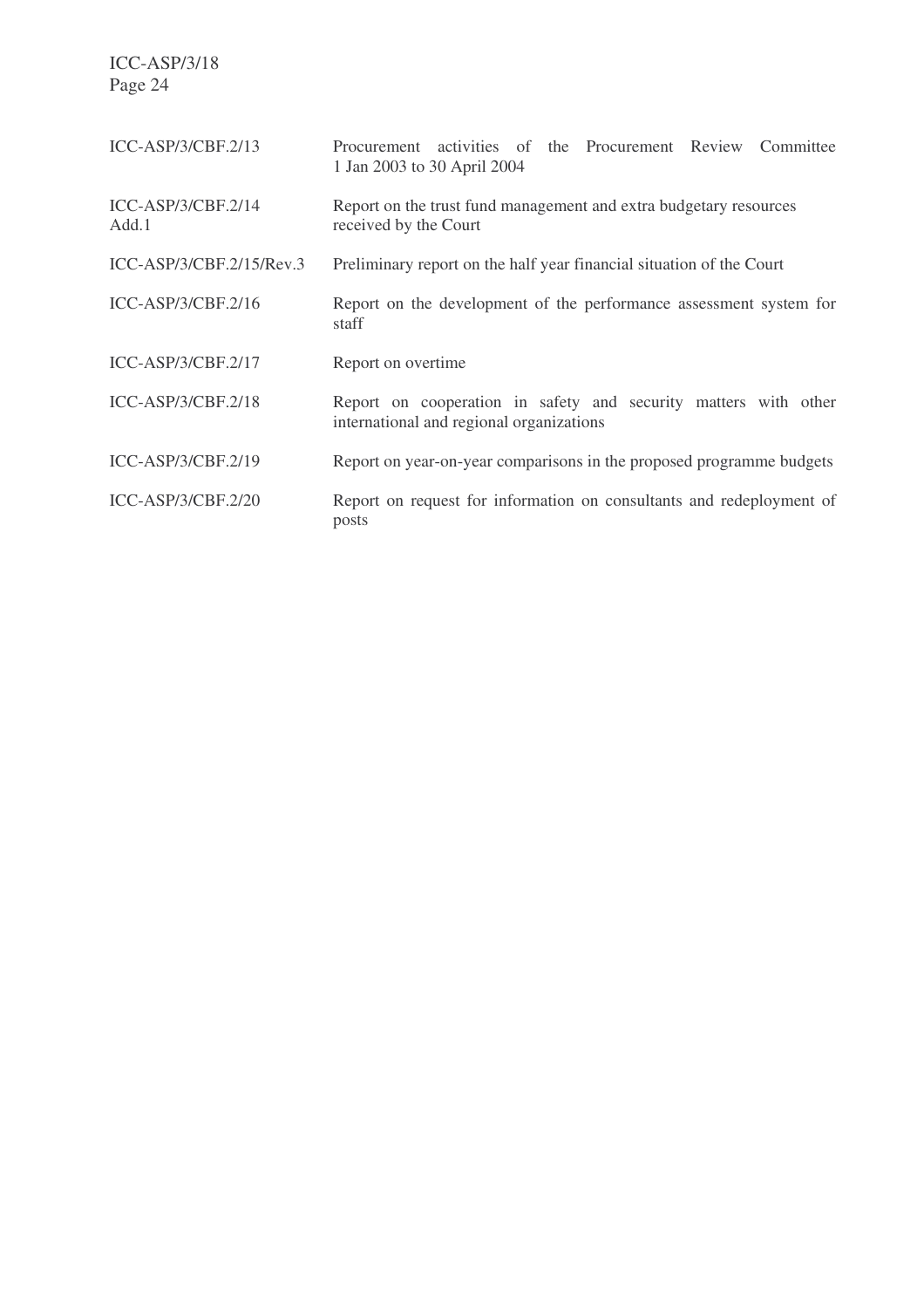| | |
|---|---|
| ICC-ASP/3/CBF.2/13 | Procurement activities of the Procurement Review Committee 1 Jan 2003 to 30 April 2004 |
| ICC-ASP/3/CBF.2/14 Add.1 | Report on the trust fund management and extra budgetary resources received by the Court |
| ICC-ASP/3/CBF.2/15/Rev.3 | Preliminary report on the half year financial situation of the Court |
| ICC-ASP/3/CBF.2/16 | Report on the development of the performance assessment system for staff |
| ICC-ASP/3/CBF.2/17 | Report on overtime |
| ICC-ASP/3/CBF.2/18 | Report on cooperation in safety and security matters with other international and regional organizations |
| ICC-ASP/3/CBF.2/19 | Report on year-on-year comparisons in the proposed programme budgets |
| ICC-ASP/3/CBF.2/20 | Report on request for information on consultants and redeployment of posts |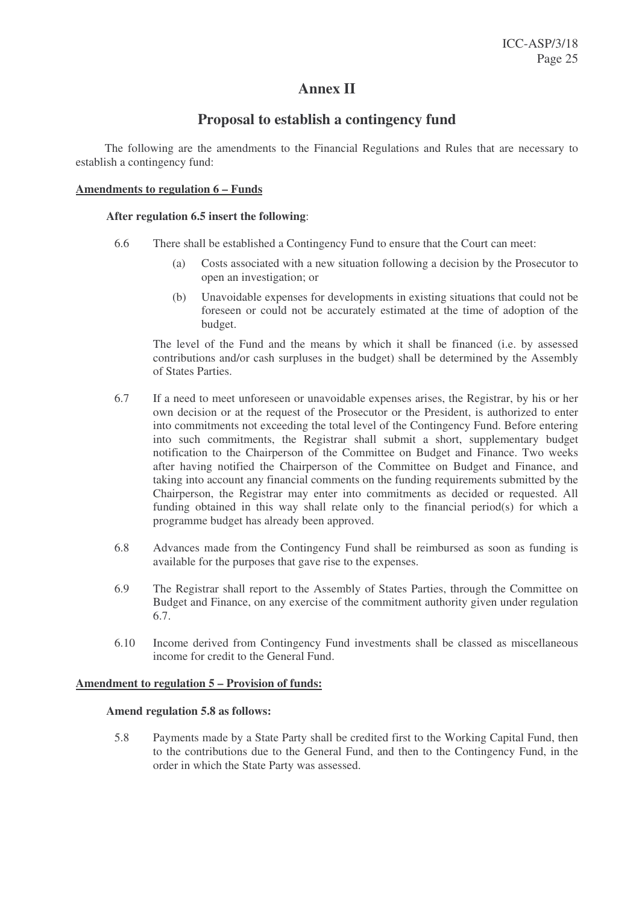# Annex II

## Proposal to establish a contingency fund

The following are the amendments to the Financial Regulations and Rules that are necessary to establish a contingency fund:

**Amendments to regulation 6 – Funds**

**After regulation 6.5 insert the following**:

6.6 There shall be established a Contingency Fund to ensure that the Court can meet:

(a) Costs associated with a new situation following a decision by the Prosecutor to open an investigation; or

(b) Unavoidable expenses for developments in existing situations that could not be foreseen or could not be accurately estimated at the time of adoption of the budget.

The level of the Fund and the means by which it shall be financed (i.e. by assessed contributions and/or cash surpluses in the budget) shall be determined by the Assembly of States Parties.

6.7 If a need to meet unforeseen or unavoidable expenses arises, the Registrar, by his or her own decision or at the request of the Prosecutor or the President, is authorized to enter into commitments not exceeding the total level of the Contingency Fund. Before entering into such commitments, the Registrar shall submit a short, supplementary budget notification to the Chairperson of the Committee on Budget and Finance. Two weeks after having notified the Chairperson of the Committee on Budget and Finance, and taking into account any financial comments on the funding requirements submitted by the Chairperson, the Registrar may enter into commitments as decided or requested. All funding obtained in this way shall relate only to the financial period(s) for which a programme budget has already been approved.

6.8 Advances made from the Contingency Fund shall be reimbursed as soon as funding is available for the purposes that gave rise to the expenses.

6.9 The Registrar shall report to the Assembly of States Parties, through the Committee on Budget and Finance, on any exercise of the commitment authority given under regulation 6.7.

6.10 Income derived from Contingency Fund investments shall be classed as miscellaneous income for credit to the General Fund.

**Amendment to regulation 5 – Provision of funds:**

**Amend regulation 5.8 as follows:**

5.8 Payments made by a State Party shall be credited first to the Working Capital Fund, then to the contributions due to the General Fund, and then to the Contingency Fund, in the order in which the State Party was assessed.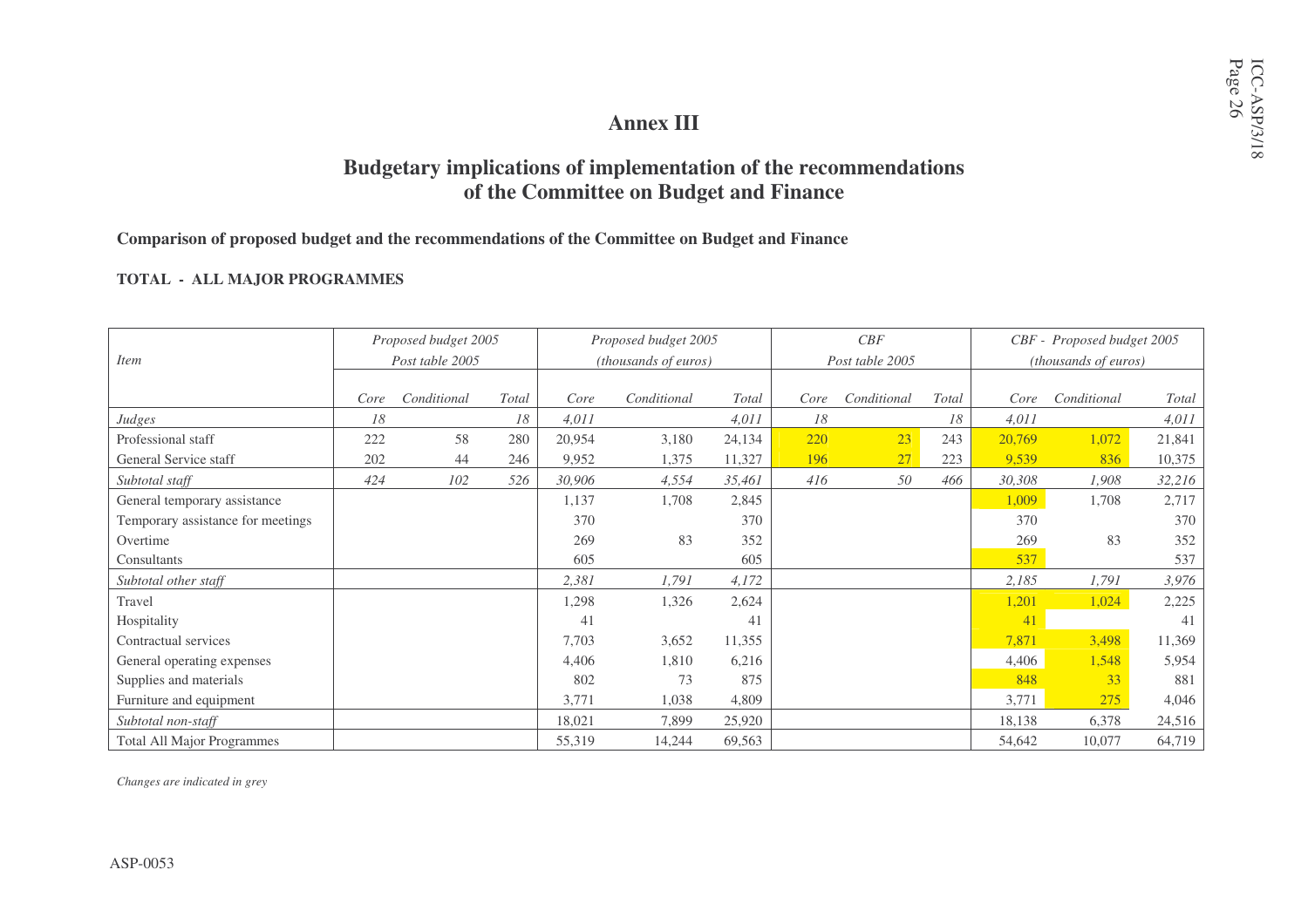# Annex III

## Budgetary implications of implementation of the recommendations of the Committee on Budget and Finance

**Comparison of proposed budget and the recommendations of the Committee on Budget and Finance**

**TOTAL - ALL MAJOR PROGRAMMES**

| *Item* | *Proposed budget 2005 Post table 2005* | | | *Proposed budget 2005 (thousands of euros)* | | | *CBF Post table 2005* | | | *CBF - Proposed budget 2005 (thousands of euros)* | | |
|---|---|---|---|---|---|---|---|---|---|---|---|---|
| | *Core* | *Conditional* | *Total* | *Core* | *Conditional* | *Total* | *Core* | *Conditional* | *Total* | *Core* | *Conditional* | *Total* |
| *Judges* | *18* | | *18* | *4,011* | | *4,011* | *18* | | *18* | *4,011* | | *4,011* |
| Professional staff | 222 | 58 | 280 | 20,954 | 3,180 | 24,134 | 220 | 23 | 243 | 20,769 | 1,072 | 21,841 |
| General Service staff | 202 | 44 | 246 | 9,952 | 1,375 | 11,327 | 196 | 27 | 223 | 9,539 | 836 | 10,375 |
| *Subtotal staff* | *424* | *102* | *526* | *30,906* | *4,554* | *35,461* | *416* | *50* | *466* | *30,308* | *1,908* | *32,216* |
| General temporary assistance | | | | 1,137 | 1,708 | 2,845 | | | | 1,009 | 1,708 | 2,717 |
| Temporary assistance for meetings | | | | 370 | | 370 | | | | 370 | | 370 |
| Overtime | | | | 269 | 83 | 352 | | | | 269 | 83 | 352 |
| Consultants | | | | 605 | | 605 | | | | 537 | | 537 |
| *Subtotal other staff* | | | | *2,381* | *1,791* | *4,172* | | | | *2,185* | *1,791* | *3,976* |
| Travel | | | | 1,298 | 1,326 | 2,624 | | | | 1,201 | 1,024 | 2,225 |
| Hospitality | | | | 41 | | 41 | | | | 41 | | 41 |
| Contractual services | | | | 7,703 | 3,652 | 11,355 | | | | 7,871 | 3,498 | 11,369 |
| General operating expenses | | | | 4,406 | 1,810 | 6,216 | | | | 4,406 | 1,548 | 5,954 |
| Supplies and materials | | | | 802 | 73 | 875 | | | | 848 | 33 | 881 |
| Furniture and equipment | | | | 3,771 | 1,038 | 4,809 | | | | 3,771 | 275 | 4,046 |
| *Subtotal non-staff* | | | | 18,021 | 7,899 | 25,920 | | | | 18,138 | 6,378 | 24,516 |
| Total All Major Programmes | | | | 55,319 | 14,244 | 69,563 | | | | 54,642 | 10,077 | 64,719 |

*Changes are indicated in grey*

ASP-0053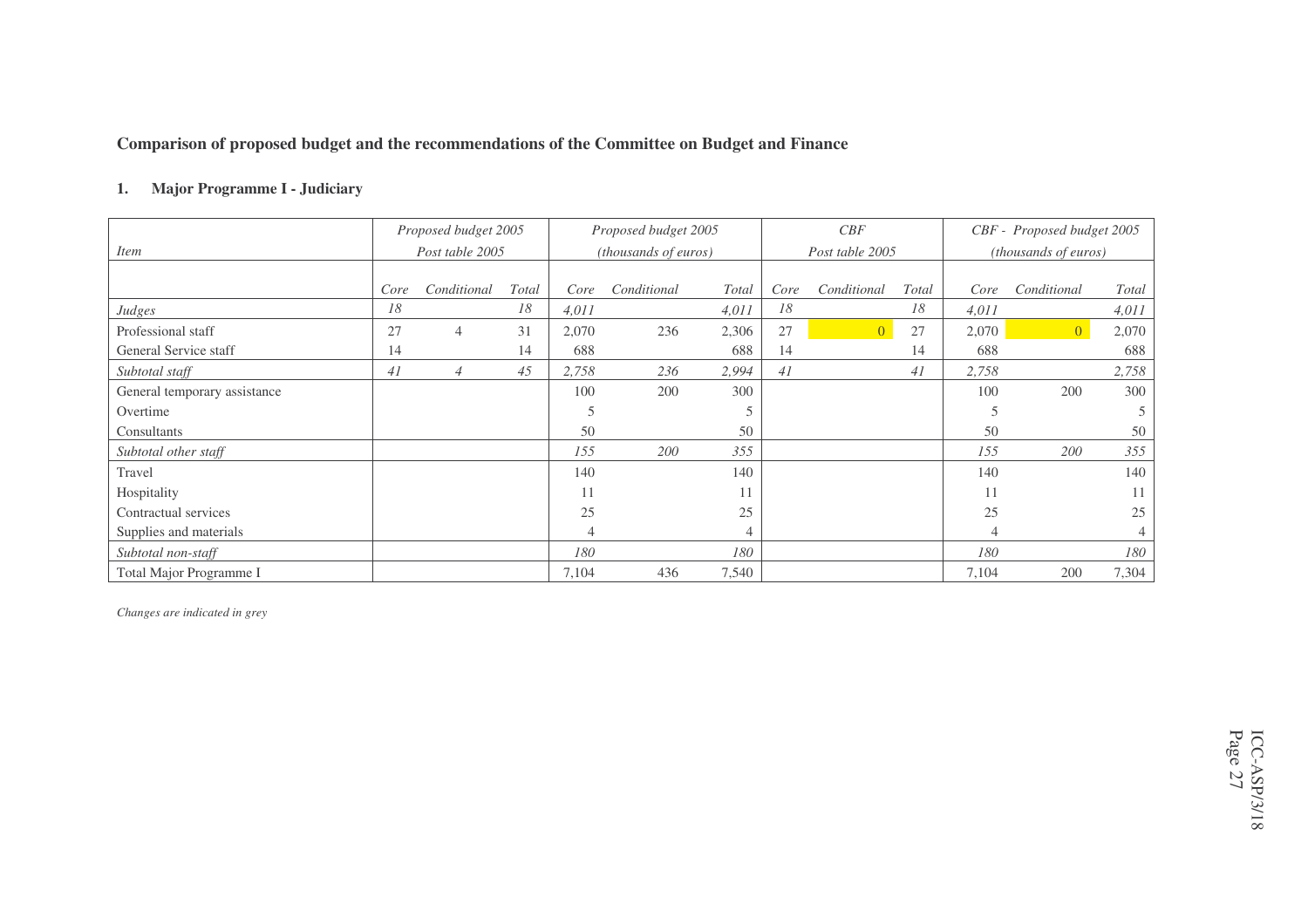**Comparison of proposed budget and the recommendations of the Committee on Budget and Finance**

**1. Major Programme I - Judiciary**

| *Item* | *Proposed budget 2005 Post table 2005* | | | *Proposed budget 2005 (thousands of euros)* | | | *CBF Post table 2005* | | | *CBF - Proposed budget 2005 (thousands of euros)* | | |
|---|---|---|---|---|---|---|---|---|---|---|---|---|
| | *Core* | *Conditional* | *Total* | *Core* | *Conditional* | *Total* | *Core* | *Conditional* | *Total* | *Core* | *Conditional* | *Total* |
| *Judges* | *18* | | *18* | *4,011* | | *4,011* | *18* | | *18* | *4,011* | | *4,011* |
| Professional staff | 27 | 4 | 31 | 2,070 | 236 | 2,306 | 27 | 0 | 27 | 2,070 | 0 | 2,070 |
| General Service staff | 14 | | 14 | 688 | | 688 | 14 | | 14 | 688 | | 688 |
| *Subtotal staff* | *41* | *4* | *45* | *2,758* | *236* | *2,994* | *41* | | *41* | *2,758* | | *2,758* |
| General temporary assistance | | | | 100 | 200 | 300 | | | | 100 | 200 | 300 |
| Overtime | | | | 5 | | 5 | | | | 5 | | 5 |
| Consultants | | | | 50 | | 50 | | | | 50 | | 50 |
| *Subtotal other staff* | | | | *155* | *200* | *355* | | | | *155* | *200* | *355* |
| Travel | | | | 140 | | 140 | | | | 140 | | 140 |
| Hospitality | | | | 11 | | 11 | | | | 11 | | 11 |
| Contractual services | | | | 25 | | 25 | | | | 25 | | 25 |
| Supplies and materials | | | | 4 | | 4 | | | | 4 | | 4 |
| *Subtotal non-staff* | | | | *180* | | *180* | | | | *180* | | *180* |
| Total Major Programme I | | | | 7,104 | 436 | 7,540 | | | | 7,104 | 200 | 7,304 |

*Changes are indicated in grey*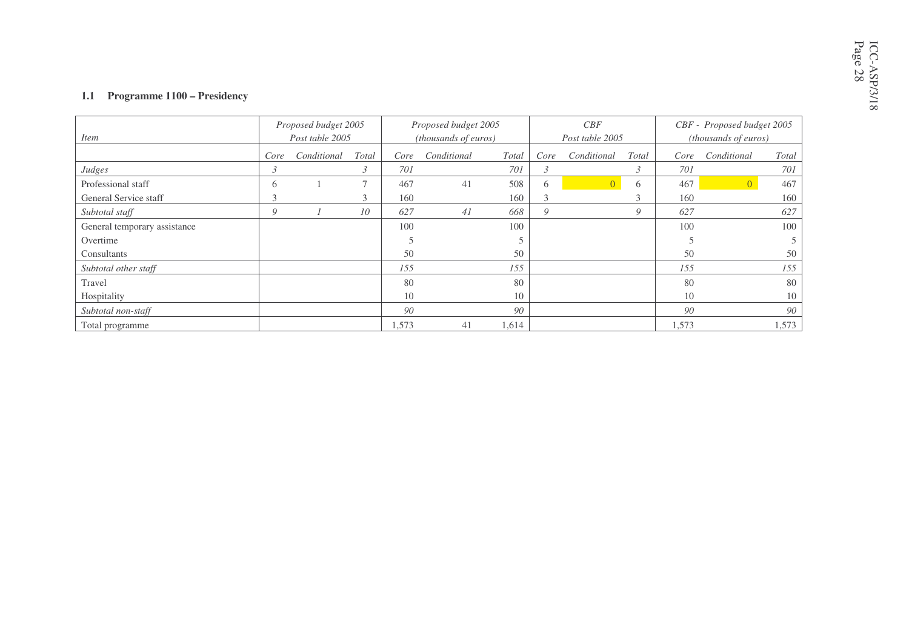### 1.1 Programme 1100 – Presidency

| *Item* | *Proposed budget 2005 Post table 2005* | | | *Proposed budget 2005 (thousands of euros)* | | | *CBF Post table 2005* | | | *CBF - Proposed budget 2005 (thousands of euros)* | | |
|---|---|---|---|---|---|---|---|---|---|---|---|---|
| | *Core* | *Conditional* | *Total* | *Core* | *Conditional* | *Total* | *Core* | *Conditional* | *Total* | *Core* | *Conditional* | *Total* |
| *Judges* | *3* | | *3* | *701* | | *701* | *3* | | *3* | *701* | | *701* |
| Professional staff | 6 | 1 | 7 | 467 | 41 | 508 | 6 | 0 | 6 | 467 | 0 | 467 |
| General Service staff | 3 | | 3 | 160 | | 160 | 3 | | 3 | 160 | | 160 |
| *Subtotal staff* | *9* | *1* | *10* | *627* | *41* | *668* | *9* | | *9* | *627* | | *627* |
| General temporary assistance | | | | 100 | | 100 | | | | 100 | | 100 |
| Overtime | | | | 5 | | 5 | | | | 5 | | 5 |
| Consultants | | | | 50 | | 50 | | | | 50 | | 50 |
| *Subtotal other staff* | | | | *155* | | *155* | | | | *155* | | *155* |
| Travel | | | | 80 | | 80 | | | | 80 | | 80 |
| Hospitality | | | | 10 | | 10 | | | | 10 | | 10 |
| *Subtotal non-staff* | | | | *90* | | *90* | | | | *90* | | *90* |
| Total programme | | | | 1,573 | 41 | 1,614 | | | | 1,573 | | 1,573 |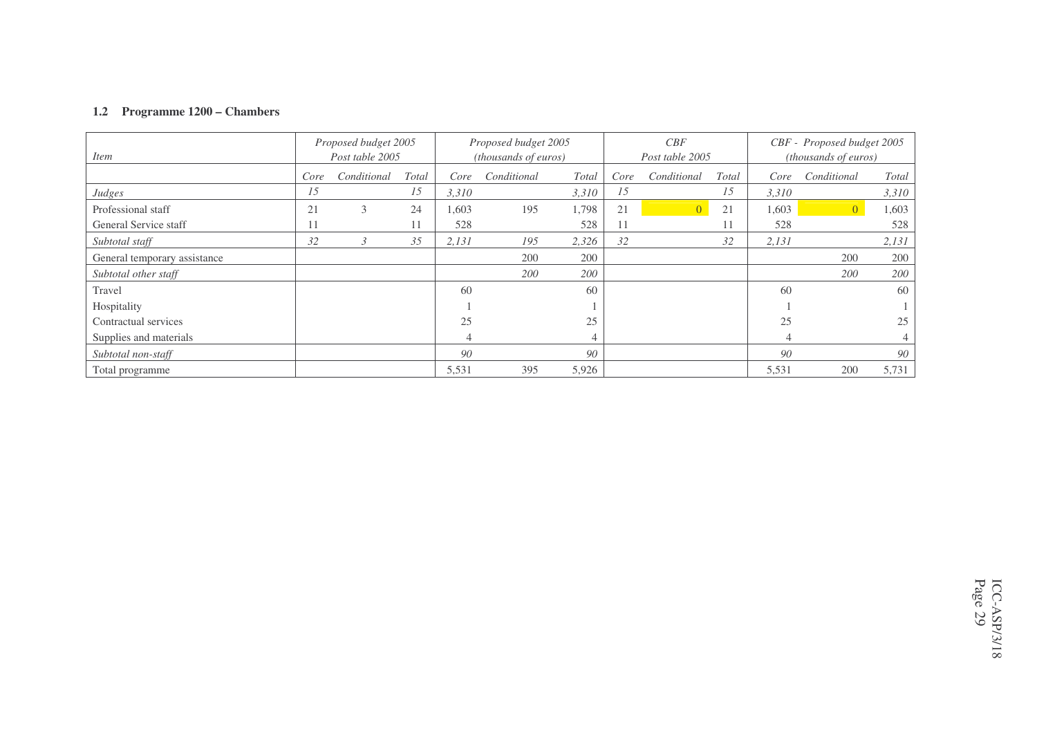### 1.2 Programme 1200 – Chambers

| *Item* | *Proposed budget 2005 Post table 2005* | | | *Proposed budget 2005 (thousands of euros)* | | | *CBF Post table 2005* | | | *CBF - Proposed budget 2005 (thousands of euros)* | | |
|---|---|---|---|---|---|---|---|---|---|---|---|---|
| | *Core* | *Conditional* | *Total* | *Core* | *Conditional* | *Total* | *Core* | *Conditional* | *Total* | *Core* | *Conditional* | *Total* |
| *Judges* | *15* | | *15* | *3,310* | | *3,310* | *15* | | *15* | *3,310* | | *3,310* |
| Professional staff | 21 | 3 | 24 | 1,603 | 195 | 1,798 | 21 | 0 | 21 | 1,603 | 0 | 1,603 |
| General Service staff | 11 | | 11 | 528 | | 528 | 11 | | 11 | 528 | | 528 |
| *Subtotal staff* | *32* | *3* | *35* | *2,131* | *195* | *2,326* | *32* | | *32* | *2,131* | | *2,131* |
| General temporary assistance | | | | | 200 | 200 | | | | | 200 | 200 |
| *Subtotal other staff* | | | | | *200* | *200* | | | | | *200* | *200* |
| Travel | | | | 60 | | 60 | | | | 60 | | 60 |
| Hospitality | | | | 1 | | 1 | | | | 1 | | 1 |
| Contractual services | | | | 25 | | 25 | | | | 25 | | 25 |
| Supplies and materials | | | | 4 | | 4 | | | | 4 | | 4 |
| *Subtotal non-staff* | | | | *90* | | *90* | | | | *90* | | *90* |
| Total programme | | | | 5,531 | 395 | 5,926 | | | | 5,531 | 200 | 5,731 |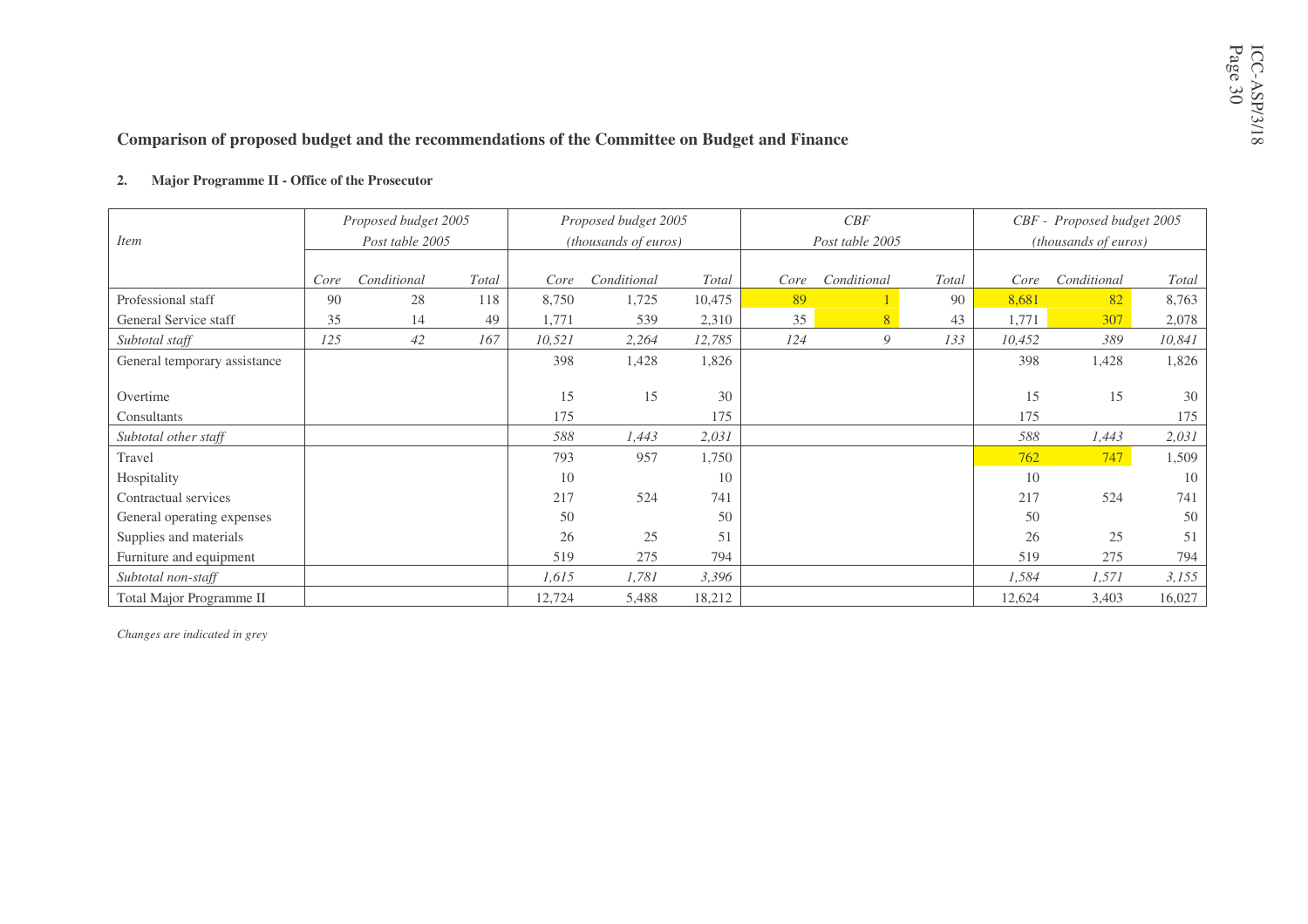## Comparison of proposed budget and the recommendations of the Committee on Budget and Finance

### 2. Major Programme II - Office of the Prosecutor

| *Item* | *Proposed budget 2005* *Post table 2005* | | | *Proposed budget 2005* *(thousands of euros)* | | | *CBF* *Post table 2005* | | | *CBF - Proposed budget 2005* *(thousands of euros)* | | |
|---|---|---|---|---|---|---|---|---|---|---|---|---|
| | *Core* | *Conditional* | *Total* | *Core* | *Conditional* | *Total* | *Core* | *Conditional* | *Total* | *Core* | *Conditional* | *Total* |
| Professional staff | 90 | 28 | 118 | 8,750 | 1,725 | 10,475 | 89 | 1 | 90 | 8,681 | 82 | 8,763 |
| General Service staff | 35 | 14 | 49 | 1,771 | 539 | 2,310 | 35 | 8 | 43 | 1,771 | 307 | 2,078 |
| *Subtotal staff* | *125* | *42* | *167* | *10,521* | *2,264* | *12,785* | *124* | *9* | *133* | *10,452* | *389* | *10,841* |
| General temporary assistance | | | | 398 | 1,428 | 1,826 | | | | 398 | 1,428 | 1,826 |
| Overtime | | | | 15 | 15 | 30 | | | | 15 | 15 | 30 |
| Consultants | | | | 175 | | 175 | | | | 175 | | 175 |
| *Subtotal other staff* | | | | *588* | *1,443* | *2,031* | | | | *588* | *1,443* | *2,031* |
| Travel | | | | 793 | 957 | 1,750 | | | | 762 | 747 | 1,509 |
| Hospitality | | | | 10 | | 10 | | | | 10 | | 10 |
| Contractual services | | | | 217 | 524 | 741 | | | | 217 | 524 | 741 |
| General operating expenses | | | | 50 | | 50 | | | | 50 | | 50 |
| Supplies and materials | | | | 26 | 25 | 51 | | | | 26 | 25 | 51 |
| Furniture and equipment | | | | 519 | 275 | 794 | | | | 519 | 275 | 794 |
| *Subtotal non-staff* | | | | *1,615* | *1,781* | *3,396* | | | | *1,584* | *1,571* | *3,155* |
| Total Major Programme II | | | | 12,724 | 5,488 | 18,212 | | | | 12,624 | 3,403 | 16,027 |

*Changes are indicated in grey*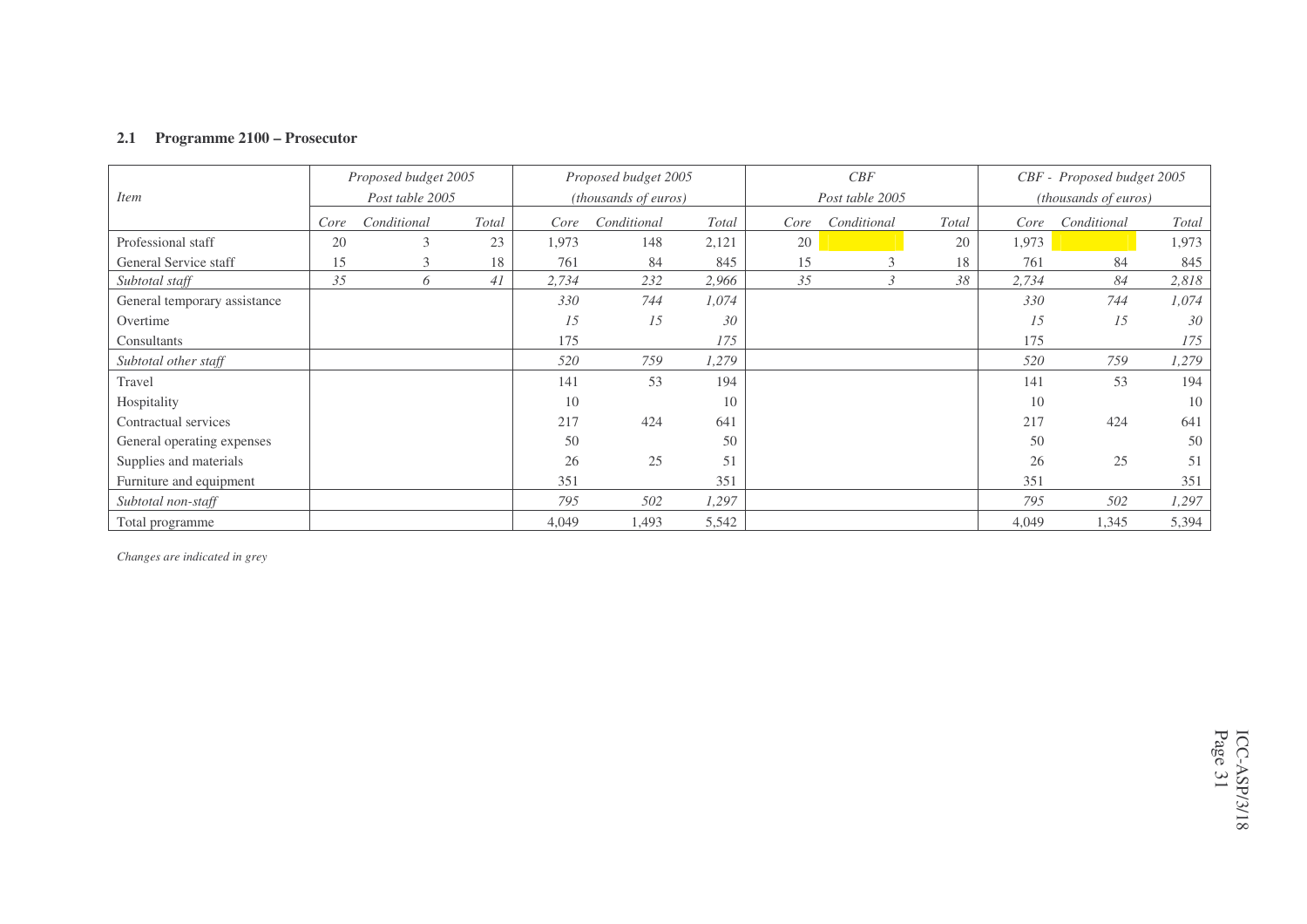### 2.1 Programme 2100 – Prosecutor

| *Item* | *Proposed budget 2005 Post table 2005* | | | *Proposed budget 2005 (thousands of euros)* | | | *CBF Post table 2005* | | | *CBF - Proposed budget 2005 (thousands of euros)* | | |
|---|---|---|---|---|---|---|---|---|---|---|---|---|
| | *Core* | *Conditional* | *Total* | *Core* | *Conditional* | *Total* | *Core* | *Conditional* | *Total* | *Core* | *Conditional* | *Total* |
| Professional staff | 20 | 3 | 23 | 1,973 | 148 | 2,121 | 20 | | 20 | 1,973 | | 1,973 |
| General Service staff | 15 | 3 | 18 | 761 | 84 | 845 | 15 | 3 | 18 | 761 | 84 | 845 |
| *Subtotal staff* | *35* | *6* | *41* | *2,734* | *232* | *2,966* | *35* | *3* | *38* | *2,734* | *84* | *2,818* |
| General temporary assistance | | | | *330* | *744* | *1,074* | | | | *330* | *744* | *1,074* |
| Overtime | | | | *15* | *15* | *30* | | | | *15* | *15* | *30* |
| Consultants | | | | 175 | | *175* | | | | 175 | | *175* |
| *Subtotal other staff* | | | | *520* | *759* | *1,279* | | | | *520* | *759* | *1,279* |
| Travel | | | | 141 | 53 | 194 | | | | 141 | 53 | 194 |
| Hospitality | | | | 10 | | 10 | | | | 10 | | 10 |
| Contractual services | | | | 217 | 424 | 641 | | | | 217 | 424 | 641 |
| General operating expenses | | | | 50 | | 50 | | | | 50 | | 50 |
| Supplies and materials | | | | 26 | 25 | 51 | | | | 26 | 25 | 51 |
| Furniture and equipment | | | | 351 | | 351 | | | | 351 | | 351 |
| *Subtotal non-staff* | | | | *795* | *502* | *1,297* | | | | *795* | *502* | *1,297* |
| Total programme | | | | 4,049 | 1,493 | 5,542 | | | | 4,049 | 1,345 | 5,394 |

*Changes are indicated in grey*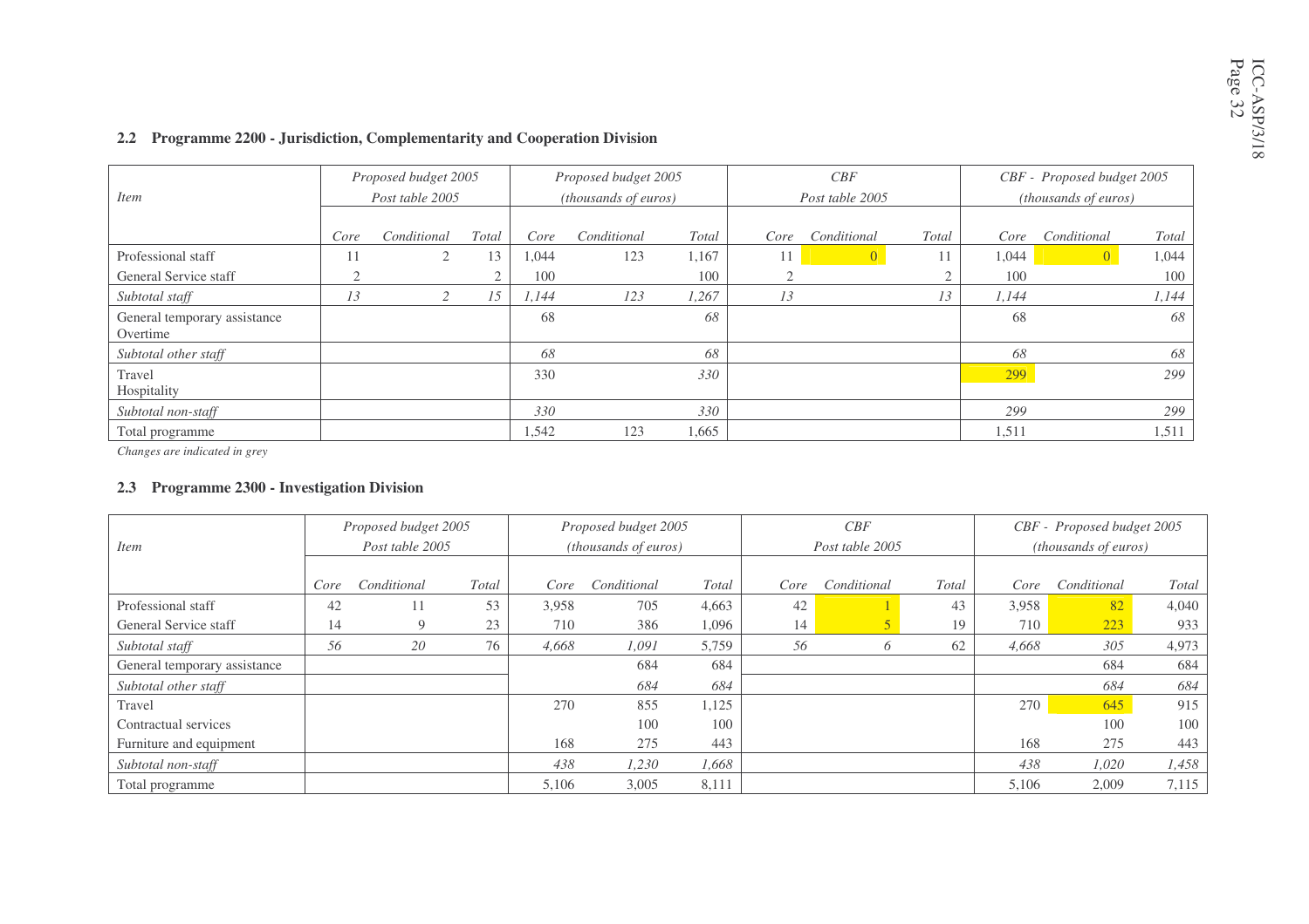## 2.2 Programme 2200 - Jurisdiction, Complementarity and Cooperation Division

| *Item* | *Proposed budget 2005 Post table 2005* | | | *Proposed budget 2005 (thousands of euros)* | | | *CBF Post table 2005* | | | *CBF - Proposed budget 2005 (thousands of euros)* | | |
|---|---|---|---|---|---|---|---|---|---|---|---|---|
| | *Core* | *Conditional* | *Total* | *Core* | *Conditional* | *Total* | *Core* | *Conditional* | *Total* | *Core* | *Conditional* | *Total* |
| Professional staff | 11 | 2 | 13 | 1,044 | 123 | 1,167 | 11 | 0 | 11 | 1,044 | 0 | 1,044 |
| General Service staff | 2 | | 2 | 100 | | 100 | 2 | | 2 | 100 | | 100 |
| *Subtotal staff* | *13* | *2* | *15* | *1,144* | *123* | *1,267* | *13* | | *13* | *1,144* | | *1,144* |
| General temporary assistance<br>Overtime | | | | 68 | | *68* | | | | 68 | | *68* |
| *Subtotal other staff* | | | | *68* | | *68* | | | | *68* | | *68* |
| Travel<br>Hospitality | | | | 330 | | *330* | | | | 299 | | *299* |
| *Subtotal non-staff* | | | | *330* | | *330* | | | | *299* | | *299* |
| Total programme | | | | 1,542 | 123 | 1,665 | | | | 1,511 | | 1,511 |

*Changes are indicated in grey*

## 2.3 Programme 2300 - Investigation Division

| *Item* | *Proposed budget 2005 Post table 2005* | | | *Proposed budget 2005 (thousands of euros)* | | | *CBF Post table 2005* | | | *CBF - Proposed budget 2005 (thousands of euros)* | | |
|---|---|---|---|---|---|---|---|---|---|---|---|---|
| | *Core* | *Conditional* | *Total* | *Core* | *Conditional* | *Total* | *Core* | *Conditional* | *Total* | *Core* | *Conditional* | *Total* |
| Professional staff | 42 | 11 | 53 | 3,958 | 705 | 4,663 | 42 | 1 | 43 | 3,958 | 82 | 4,040 |
| General Service staff | 14 | 9 | 23 | 710 | 386 | 1,096 | 14 | 5 | 19 | 710 | 223 | 933 |
| *Subtotal staff* | *56* | *20* | 76 | *4,668* | *1,091* | 5,759 | 56 | *6* | 62 | *4,668* | *305* | 4,973 |
| General temporary assistance | | | | | 684 | 684 | | | | | 684 | 684 |
| *Subtotal other staff* | | | | | *684* | *684* | | | | | *684* | *684* |
| Travel | | | | 270 | 855 | 1,125 | | | | 270 | 645 | 915 |
| Contractual services | | | | | 100 | 100 | | | | | 100 | 100 |
| Furniture and equipment | | | | 168 | 275 | 443 | | | | 168 | 275 | 443 |
| *Subtotal non-staff* | | | | *438* | *1,230* | *1,668* | | | | *438* | *1,020* | *1,458* |
| Total programme | | | | 5,106 | 3,005 | 8,111 | | | | 5,106 | 2,009 | 7,115 |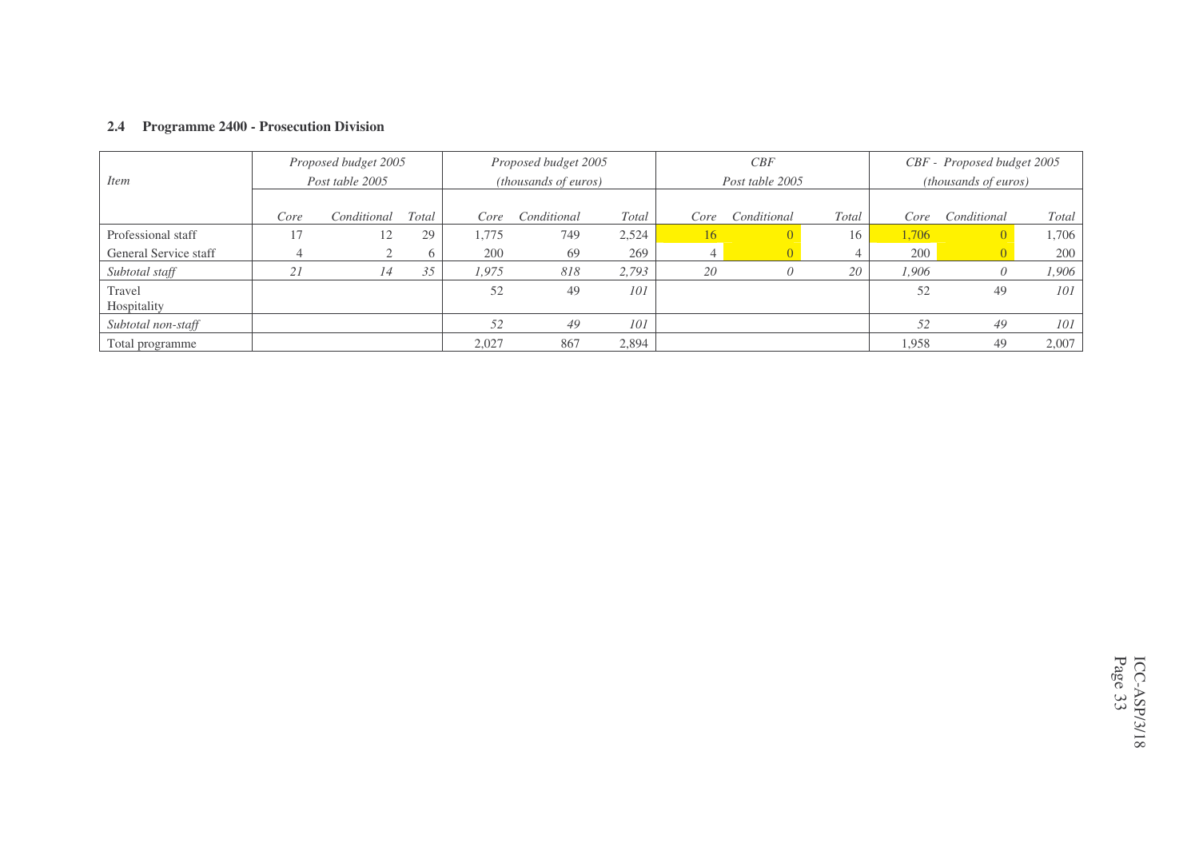### 2.4 Programme 2400 - Prosecution Division

| *Item* | *Proposed budget 2005 Post table 2005* | | | *Proposed budget 2005 (thousands of euros)* | | | *CBF Post table 2005* | | | *CBF - Proposed budget 2005 (thousands of euros)* | | |
|---|---|---|---|---|---|---|---|---|---|---|---|---|
| | *Core* | *Conditional* | *Total* | *Core* | *Conditional* | *Total* | *Core* | *Conditional* | *Total* | *Core* | *Conditional* | *Total* |
| Professional staff | 17 | 12 | 29 | 1,775 | 749 | 2,524 | 16 | 0 | 16 | 1,706 | 0 | 1,706 |
| General Service staff | 4 | 2 | 6 | 200 | 69 | 269 | 4 | 0 | 4 | 200 | 0 | 200 |
| *Subtotal staff* | *21* | *14* | *35* | *1,975* | *818* | *2,793* | *20* | *0* | *20* | *1,906* | *0* | *1,906* |
| Travel<br>Hospitality | | | | 52 | 49 | *101* | | | | 52 | 49 | *101* |
| *Subtotal non-staff* | | | | *52* | *49* | *101* | | | | *52* | *49* | *101* |
| Total programme | | | | 2,027 | 867 | 2,894 | | | | 1,958 | 49 | 2,007 |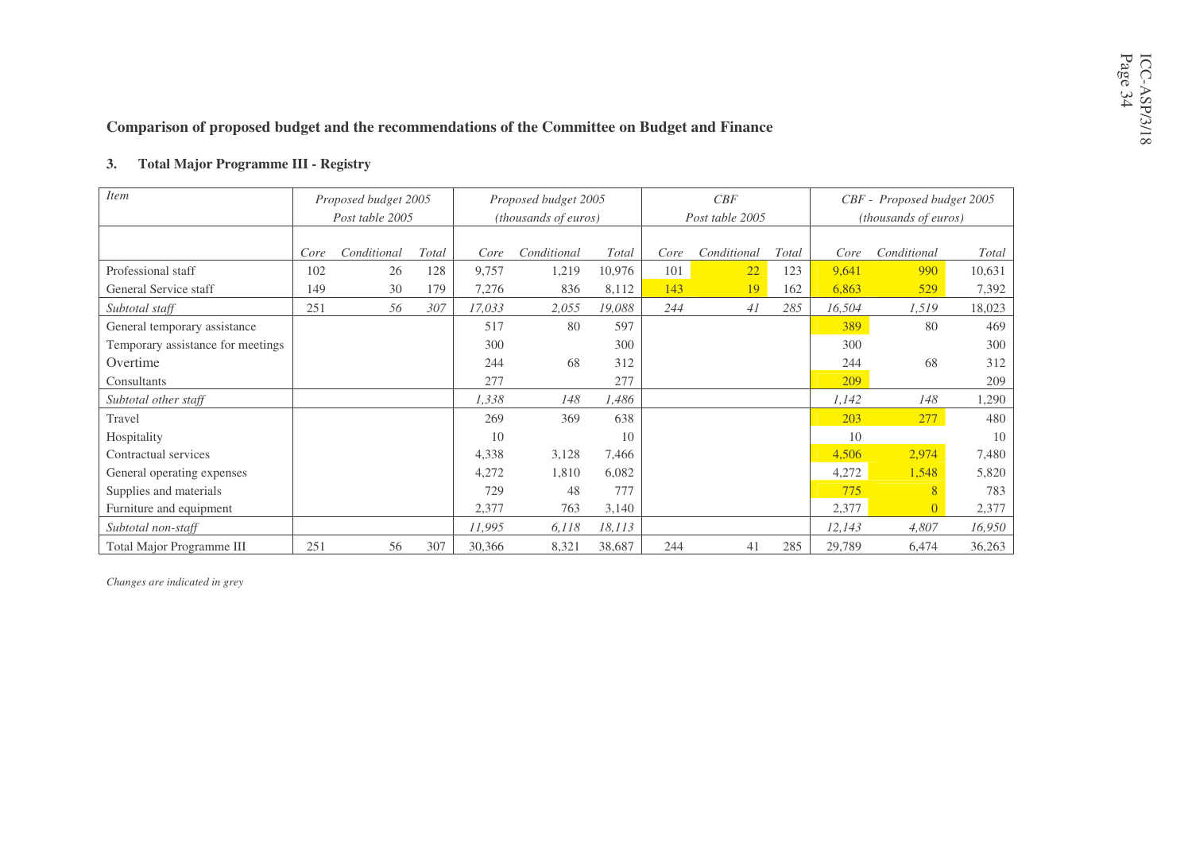## Comparison of proposed budget and the recommendations of the Committee on Budget and Finance

### 3. Total Major Programme III - Registry

| *Item* | *Proposed budget 2005 Post table 2005* | | | *Proposed budget 2005 (thousands of euros)* | | | *CBF Post table 2005* | | | *CBF - Proposed budget 2005 (thousands of euros)* | | |
|---|---|---|---|---|---|---|---|---|---|---|---|---|
| | *Core* | *Conditional* | *Total* | *Core* | *Conditional* | *Total* | *Core* | *Conditional* | *Total* | *Core* | *Conditional* | *Total* |
| Professional staff | 102 | 26 | 128 | 9,757 | 1,219 | 10,976 | 101 | 22 | 123 | 9,641 | 990 | 10,631 |
| General Service staff | 149 | 30 | 179 | 7,276 | 836 | 8,112 | 143 | 19 | 162 | 6,863 | 529 | 7,392 |
| *Subtotal staff* | 251 | *56* | *307* | *17,033* | *2,055* | *19,088* | *244* | *41* | *285* | *16,504* | *1,519* | 18,023 |
| General temporary assistance | | | | 517 | 80 | 597 | | | | 389 | 80 | 469 |
| Temporary assistance for meetings | | | | 300 | | 300 | | | | 300 | | 300 |
| Overtime | | | | 244 | 68 | 312 | | | | 244 | 68 | 312 |
| Consultants | | | | 277 | | 277 | | | | 209 | | 209 |
| *Subtotal other staff* | | | | *1,338* | *148* | *1,486* | | | | *1,142* | *148* | 1,290 |
| Travel | | | | 269 | 369 | 638 | | | | 203 | 277 | 480 |
| Hospitality | | | | 10 | | 10 | | | | 10 | | 10 |
| Contractual services | | | | 4,338 | 3,128 | 7,466 | | | | 4,506 | 2,974 | 7,480 |
| General operating expenses | | | | 4,272 | 1,810 | 6,082 | | | | 4,272 | 1,548 | 5,820 |
| Supplies and materials | | | | 729 | 48 | 777 | | | | 775 | 8 | 783 |
| Furniture and equipment | | | | 2,377 | 763 | 3,140 | | | | 2,377 | 0 | 2,377 |
| *Subtotal non-staff* | | | | *11,995* | *6,118* | *18,113* | | | | *12,143* | *4,807* | *16,950* |
| Total Major Programme III | 251 | 56 | 307 | 30,366 | 8,321 | 38,687 | 244 | 41 | 285 | 29,789 | 6,474 | 36,263 |

*Changes are indicated in grey*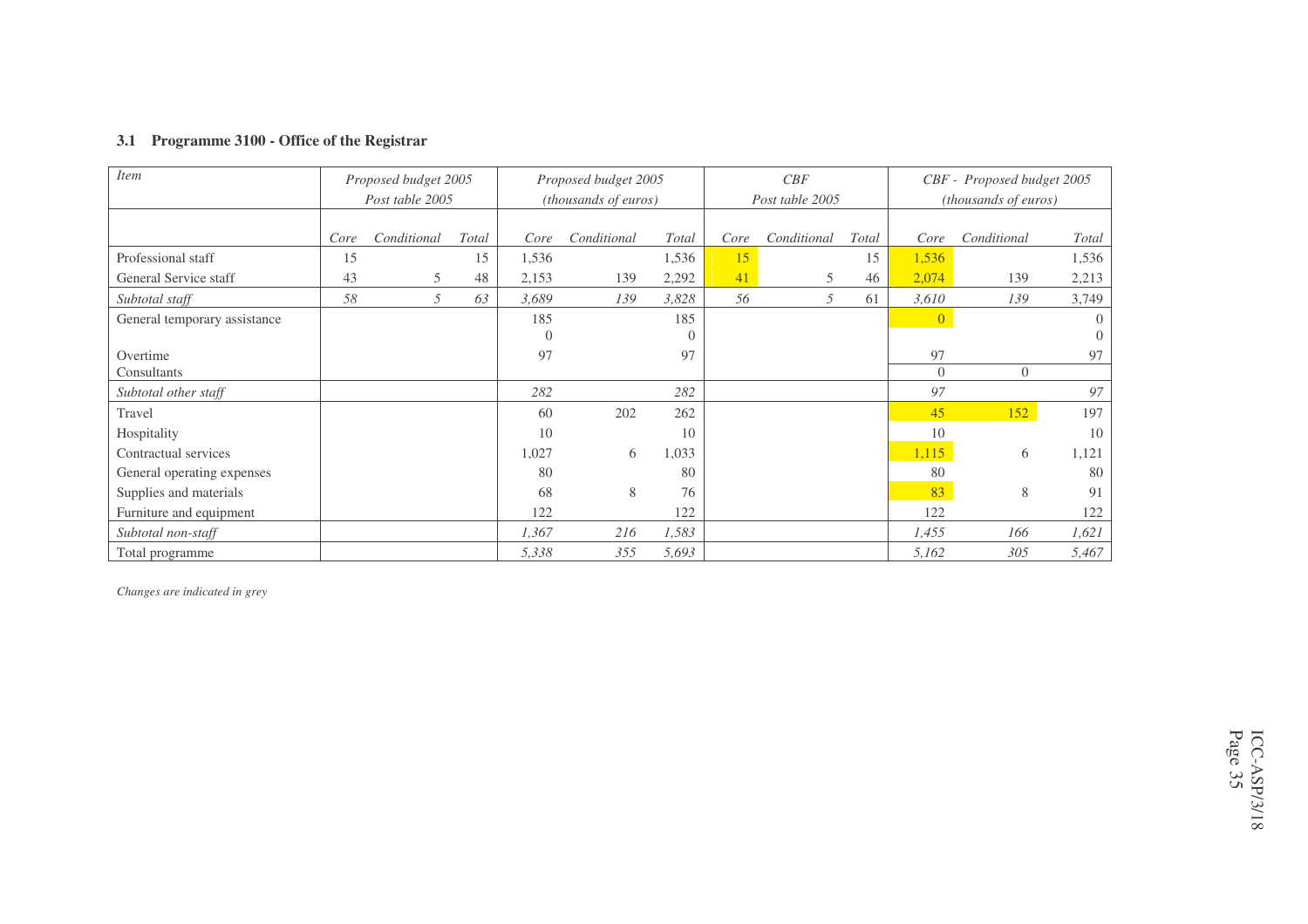### 3.1 Programme 3100 - Office of the Registrar

| *Item* | *Proposed budget 2005 Post table 2005* | | | *Proposed budget 2005 (thousands of euros)* | | | *CBF Post table 2005* | | | *CBF - Proposed budget 2005 (thousands of euros)* | | |
|---|---|---|---|---|---|---|---|---|---|---|---|---|
| | *Core* | *Conditional* | *Total* | *Core* | *Conditional* | *Total* | *Core* | *Conditional* | *Total* | *Core* | *Conditional* | *Total* |
| Professional staff | 15 | | 15 | 1,536 | | 1,536 | 15 | | 15 | 1,536 | | 1,536 |
| General Service staff | 43 | 5 | 48 | 2,153 | 139 | 2,292 | 41 | 5 | 46 | 2,074 | 139 | 2,213 |
| *Subtotal staff* | *58* | *5* | *63* | *3,689* | *139* | *3,828* | *56* | *5* | *61* | *3,610* | *139* | *3,749* |
| General temporary assistance | | | | 185 | | 185 | | | | 0 | | 0 |
| | | | | 0 | | 0 | | | | | | 0 |
| Overtime | | | | 97 | | 97 | | | | 97 | | 97 |
| Consultants | | | | | | | | | | 0 | 0 | |
| *Subtotal other staff* | | | | *282* | | *282* | | | | *97* | | *97* |
| Travel | | | | 60 | 202 | 262 | | | | 45 | 152 | 197 |
| Hospitality | | | | 10 | | 10 | | | | 10 | | 10 |
| Contractual services | | | | 1,027 | 6 | 1,033 | | | | 1,115 | 6 | 1,121 |
| General operating expenses | | | | 80 | | 80 | | | | 80 | | 80 |
| Supplies and materials | | | | 68 | 8 | 76 | | | | 83 | 8 | 91 |
| Furniture and equipment | | | | 122 | | 122 | | | | 122 | | 122 |
| *Subtotal non-staff* | | | | *1,367* | *216* | *1,583* | | | | *1,455* | *166* | *1,621* |
| Total programme | | | | *5,338* | *355* | *5,693* | | | | *5,162* | *305* | *5,467* |

*Changes are indicated in grey*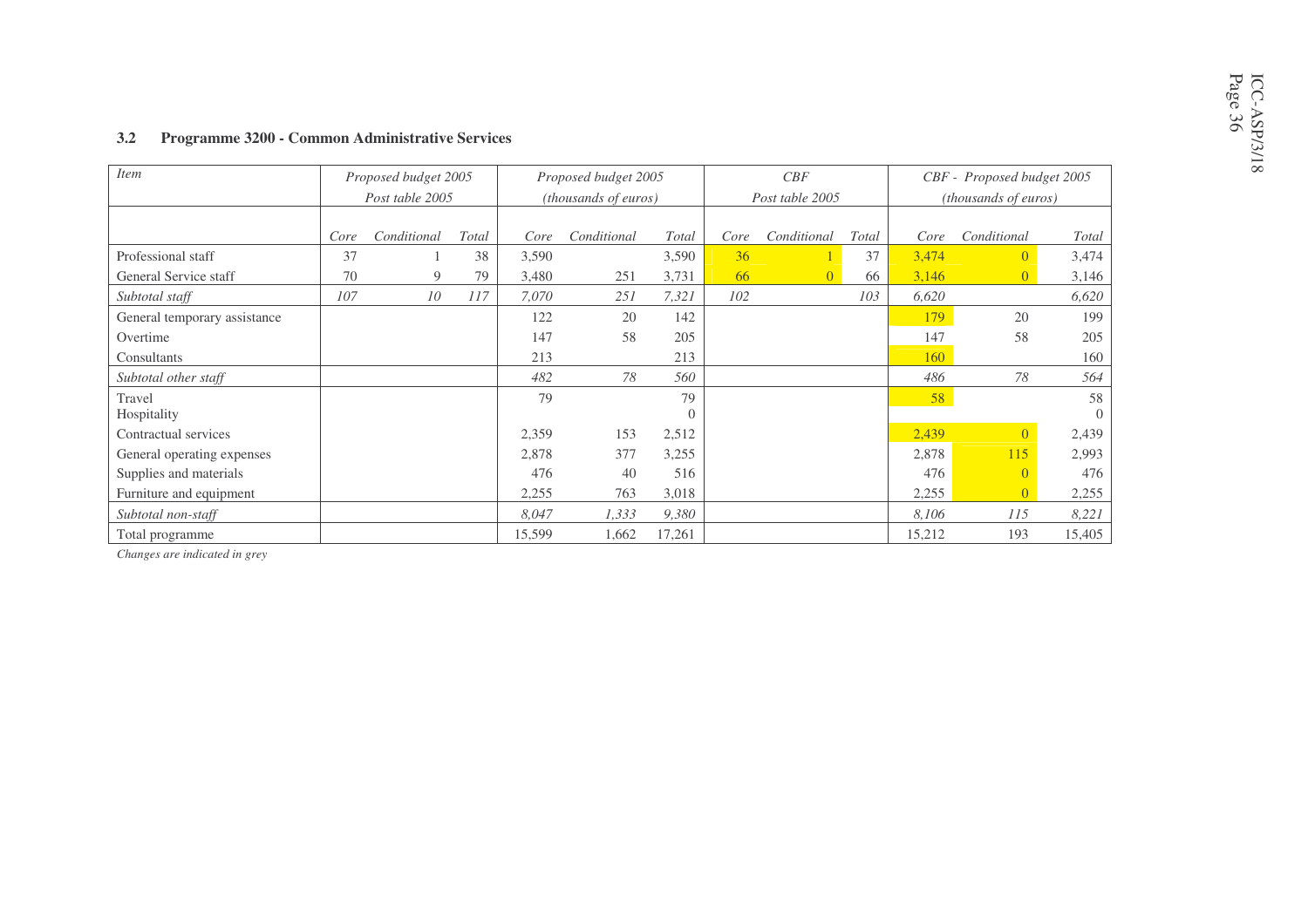### 3.2 Programme 3200 - Common Administrative Services

| *Item* | *Proposed budget 2005 Post table 2005* | | | *Proposed budget 2005 (thousands of euros)* | | | *CBF Post table 2005* | | | *CBF - Proposed budget 2005 (thousands of euros)* | | |
|---|---|---|---|---|---|---|---|---|---|---|---|---|
| | *Core* | *Conditional* | *Total* | *Core* | *Conditional* | *Total* | *Core* | *Conditional* | *Total* | *Core* | *Conditional* | *Total* |
| Professional staff | 37 | 1 | 38 | 3,590 | | 3,590 | 36 | 1 | 37 | 3,474 | 0 | 3,474 |
| General Service staff | 70 | 9 | 79 | 3,480 | 251 | 3,731 | 66 | 0 | 66 | 3,146 | 0 | 3,146 |
| *Subtotal staff* | *107* | *10* | *117* | *7,070* | *251* | *7,321* | *102* | | *103* | *6,620* | | *6,620* |
| General temporary assistance | | | | 122 | 20 | 142 | | | | 179 | 20 | 199 |
| Overtime | | | | 147 | 58 | 205 | | | | 147 | 58 | 205 |
| Consultants | | | | 213 | | 213 | | | | 160 | | 160 |
| *Subtotal other staff* | | | | *482* | *78* | *560* | | | | *486* | *78* | *564* |
| Travel | | | | 79 | | 79 | | | | 58 | | 58 |
| Hospitality | | | | | | 0 | | | | | | 0 |
| Contractual services | | | | 2,359 | 153 | 2,512 | | | | 2,439 | 0 | 2,439 |
| General operating expenses | | | | 2,878 | 377 | 3,255 | | | | 2,878 | 115 | 2,993 |
| Supplies and materials | | | | 476 | 40 | 516 | | | | 476 | 0 | 476 |
| Furniture and equipment | | | | 2,255 | 763 | 3,018 | | | | 2,255 | 0 | 2,255 |
| *Subtotal non-staff* | | | | *8,047* | *1,333* | *9,380* | | | | *8,106* | *115* | *8,221* |
| Total programme | | | | 15,599 | 1,662 | 17,261 | | | | 15,212 | 193 | 15,405 |

*Changes are indicated in grey*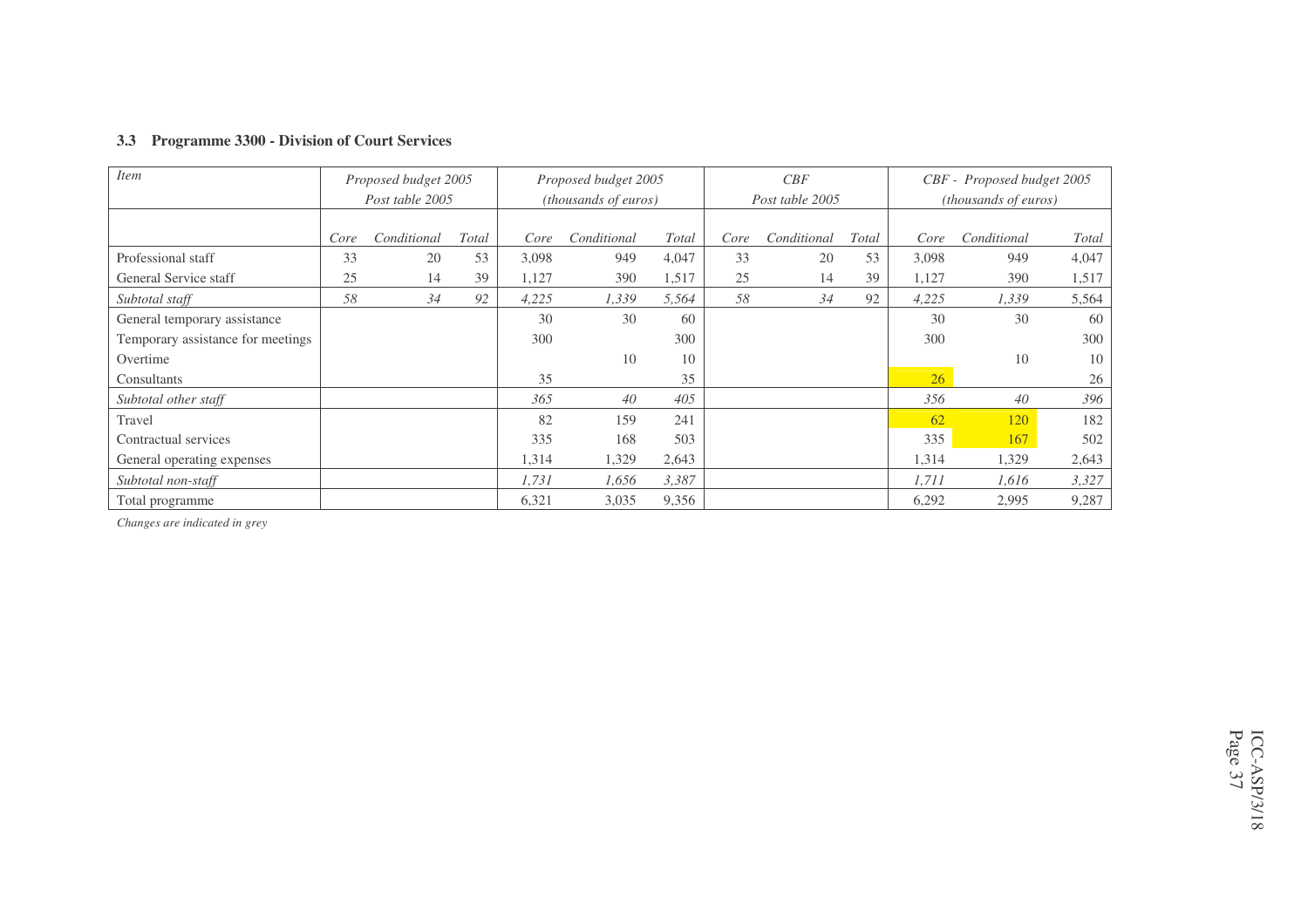### 3.3 Programme 3300 - Division of Court Services

| *Item* | *Proposed budget 2005 Post table 2005* | | | *Proposed budget 2005 (thousands of euros)* | | | *CBF Post table 2005* | | | *CBF - Proposed budget 2005 (thousands of euros)* | | |
|---|---|---|---|---|---|---|---|---|---|---|---|---|
| | *Core* | *Conditional* | *Total* | *Core* | *Conditional* | *Total* | *Core* | *Conditional* | *Total* | *Core* | *Conditional* | *Total* |
| Professional staff | 33 | 20 | 53 | 3,098 | 949 | 4,047 | 33 | 20 | 53 | 3,098 | 949 | 4,047 |
| General Service staff | 25 | 14 | 39 | 1,127 | 390 | 1,517 | 25 | 14 | 39 | 1,127 | 390 | 1,517 |
| *Subtotal staff* | *58* | *34* | *92* | *4,225* | *1,339* | *5,564* | *58* | *34* | 92 | *4,225* | *1,339* | 5,564 |
| General temporary assistance | | | | 30 | 30 | 60 | | | | 30 | 30 | 60 |
| Temporary assistance for meetings | | | | 300 | | 300 | | | | 300 | | 300 |
| Overtime | | | | | 10 | 10 | | | | | 10 | 10 |
| Consultants | | | | 35 | | 35 | | | | 26 | | 26 |
| *Subtotal other staff* | | | | *365* | *40* | *405* | | | | *356* | *40* | *396* |
| Travel | | | | 82 | 159 | 241 | | | | 62 | 120 | 182 |
| Contractual services | | | | 335 | 168 | 503 | | | | 335 | 167 | 502 |
| General operating expenses | | | | 1,314 | 1,329 | 2,643 | | | | 1,314 | 1,329 | 2,643 |
| *Subtotal non-staff* | | | | *1,731* | *1,656* | *3,387* | | | | *1,711* | *1,616* | *3,327* |
| Total programme | | | | 6,321 | 3,035 | 9,356 | | | | 6,292 | 2,995 | 9,287 |

*Changes are indicated in grey*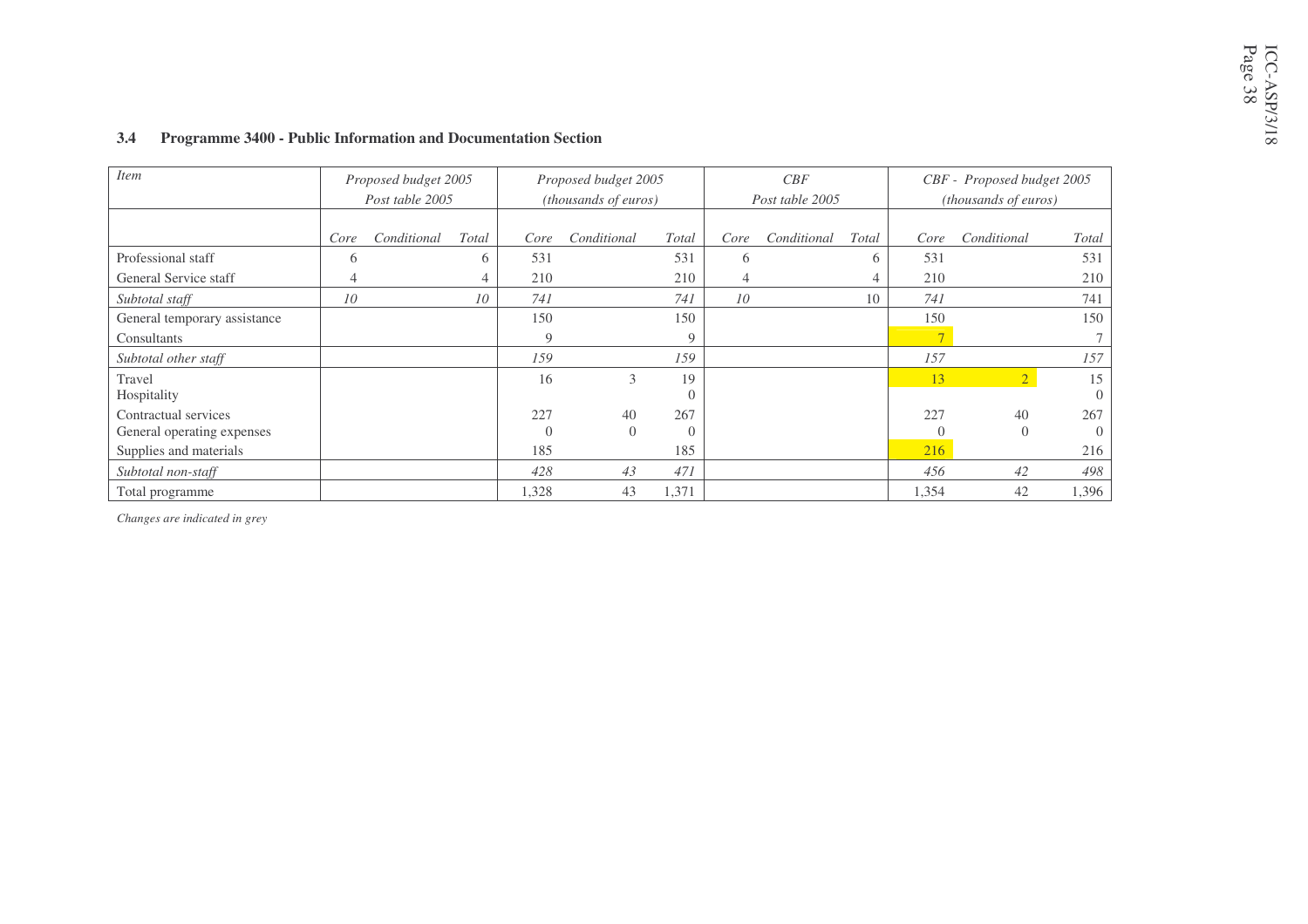## 3.4 Programme 3400 - Public Information and Documentation Section

| *Item* | *Proposed budget 2005 Post table 2005* | | | *Proposed budget 2005 (thousands of euros)* | | | *CBF Post table 2005* | | | *CBF - Proposed budget 2005 (thousands of euros)* | | |
|---|---|---|---|---|---|---|---|---|---|---|---|---|
| | *Core* | *Conditional* | *Total* | *Core* | *Conditional* | *Total* | *Core* | *Conditional* | *Total* | *Core* | *Conditional* | *Total* |
| Professional staff | 6 | | 6 | 531 | | 531 | 6 | | 6 | 531 | | 531 |
| General Service staff | 4 | | 4 | 210 | | 210 | 4 | | 4 | 210 | | 210 |
| *Subtotal staff* | *10* | | *10* | *741* | | *741* | *10* | | 10 | *741* | | 741 |
| General temporary assistance | | | | 150 | | 150 | | | | 150 | | 150 |
| Consultants | | | | 9 | | 9 | | | | 7 | | 7 |
| *Subtotal other staff* | | | | *159* | | *159* | | | | *157* | | *157* |
| Travel | | | | 16 | 3 | 19 | | | | 13 | 2 | 15 |
| Hospitality | | | | | | 0 | | | | | | 0 |
| Contractual services | | | | 227 | 40 | 267 | | | | 227 | 40 | 267 |
| General operating expenses | | | | 0 | 0 | 0 | | | | 0 | 0 | 0 |
| Supplies and materials | | | | 185 | | 185 | | | | 216 | | 216 |
| *Subtotal non-staff* | | | | *428* | *43* | *471* | | | | *456* | *42* | *498* |
| Total programme | | | | 1,328 | 43 | 1,371 | | | | 1,354 | 42 | 1,396 |

*Changes are indicated in grey*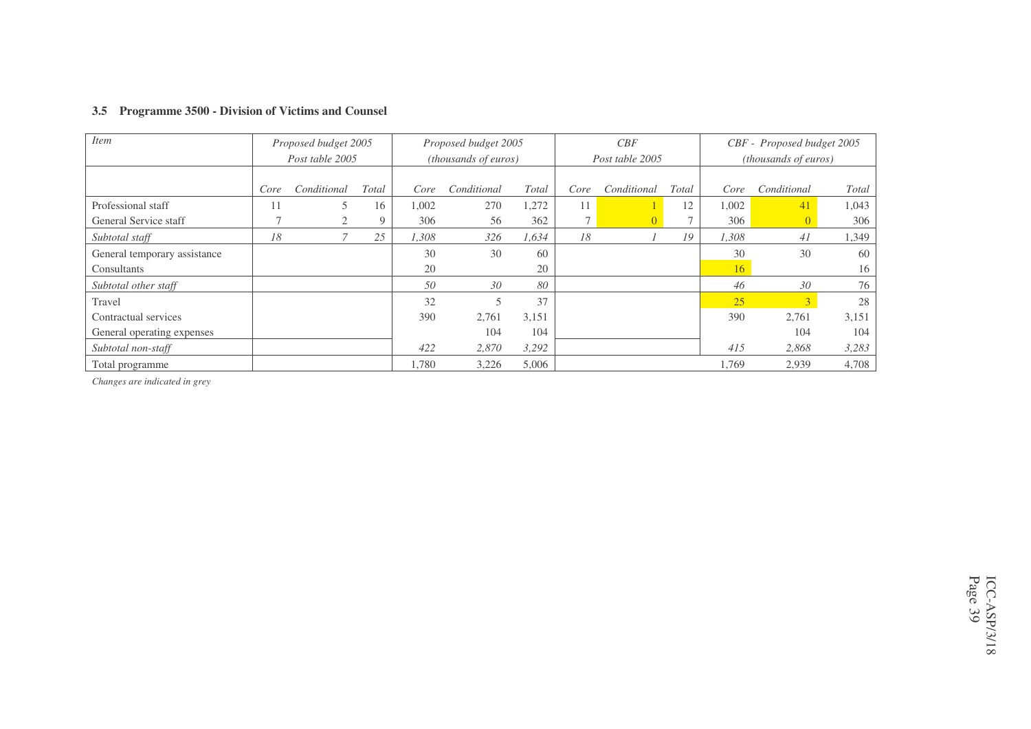### 3.5 Programme 3500 - Division of Victims and Counsel

| *Item* | *Proposed budget 2005 Post table 2005* | | | *Proposed budget 2005 (thousands of euros)* | | | *CBF Post table 2005* | | | *CBF - Proposed budget 2005 (thousands of euros)* | | |
|---|---|---|---|---|---|---|---|---|---|---|---|---|
| | *Core* | *Conditional* | *Total* | *Core* | *Conditional* | *Total* | *Core* | *Conditional* | *Total* | *Core* | *Conditional* | *Total* |
| Professional staff | 11 | 5 | 16 | 1,002 | 270 | 1,272 | 11 | 1 | 12 | 1,002 | 41 | 1,043 |
| General Service staff | 7 | 2 | 9 | 306 | 56 | 362 | 7 | 0 | 7 | 306 | 0 | 306 |
| *Subtotal staff* | *18* | *7* | *25* | *1,308* | *326* | *1,634* | *18* | *1* | *19* | *1,308* | *41* | 1,349 |
| General temporary assistance | | | | 30 | 30 | 60 | | | | 30 | 30 | 60 |
| Consultants | | | | 20 | | 20 | | | | 16 | | 16 |
| *Subtotal other staff* | | | | *50* | *30* | *80* | | | | *46* | *30* | 76 |
| Travel | | | | 32 | 5 | 37 | | | | 25 | 3 | 28 |
| Contractual services | | | | 390 | 2,761 | 3,151 | | | | 390 | 2,761 | 3,151 |
| General operating expenses | | | | | 104 | 104 | | | | | 104 | 104 |
| *Subtotal non-staff* | | | | *422* | *2,870* | *3,292* | | | | *415* | *2,868* | *3,283* |
| Total programme | | | | 1,780 | 3,226 | 5,006 | | | | 1,769 | 2,939 | 4,708 |

*Changes are indicated in grey*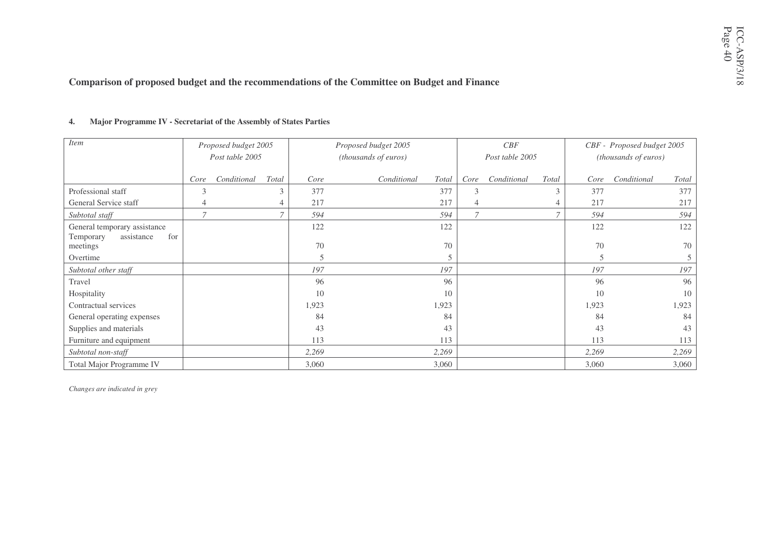## Comparison of proposed budget and the recommendations of the Committee on Budget and Finance

### 4. Major Programme IV - Secretariat of the Assembly of States Parties

| *Item* | *Proposed budget 2005 Post table 2005* | | | *Proposed budget 2005 (thousands of euros)* | | | *CBF Post table 2005* | | | *CBF - Proposed budget 2005 (thousands of euros)* | | |
|---|---|---|---|---|---|---|---|---|---|---|---|---|
| | *Core* | *Conditional* | *Total* | *Core* | *Conditional* | *Total* | *Core* | *Conditional* | *Total* | *Core* | *Conditional* | *Total* |
| Professional staff | 3 | | 3 | 377 | | 377 | 3 | | 3 | 377 | | 377 |
| General Service staff | 4 | | 4 | 217 | | 217 | 4 | | 4 | 217 | | 217 |
| *Subtotal staff* | *7* | | *7* | *594* | | *594* | *7* | | *7* | *594* | | *594* |
| General temporary assistance | | | | 122 | | 122 | | | | 122 | | 122 |
| Temporary assistance for meetings | | | | 70 | | 70 | | | | 70 | | 70 |
| Overtime | | | | 5 | | 5 | | | | 5 | | 5 |
| *Subtotal other staff* | | | | *197* | | *197* | | | | *197* | | *197* |
| Travel | | | | 96 | | 96 | | | | 96 | | 96 |
| Hospitality | | | | 10 | | 10 | | | | 10 | | 10 |
| Contractual services | | | | 1,923 | | 1,923 | | | | 1,923 | | 1,923 |
| General operating expenses | | | | 84 | | 84 | | | | 84 | | 84 |
| Supplies and materials | | | | 43 | | 43 | | | | 43 | | 43 |
| Furniture and equipment | | | | 113 | | 113 | | | | 113 | | 113 |
| *Subtotal non-staff* | | | | *2,269* | | *2,269* | | | | *2,269* | | *2,269* |
| Total Major Programme IV | | | | 3,060 | | 3,060 | | | | 3,060 | | 3,060 |

*Changes are indicated in grey*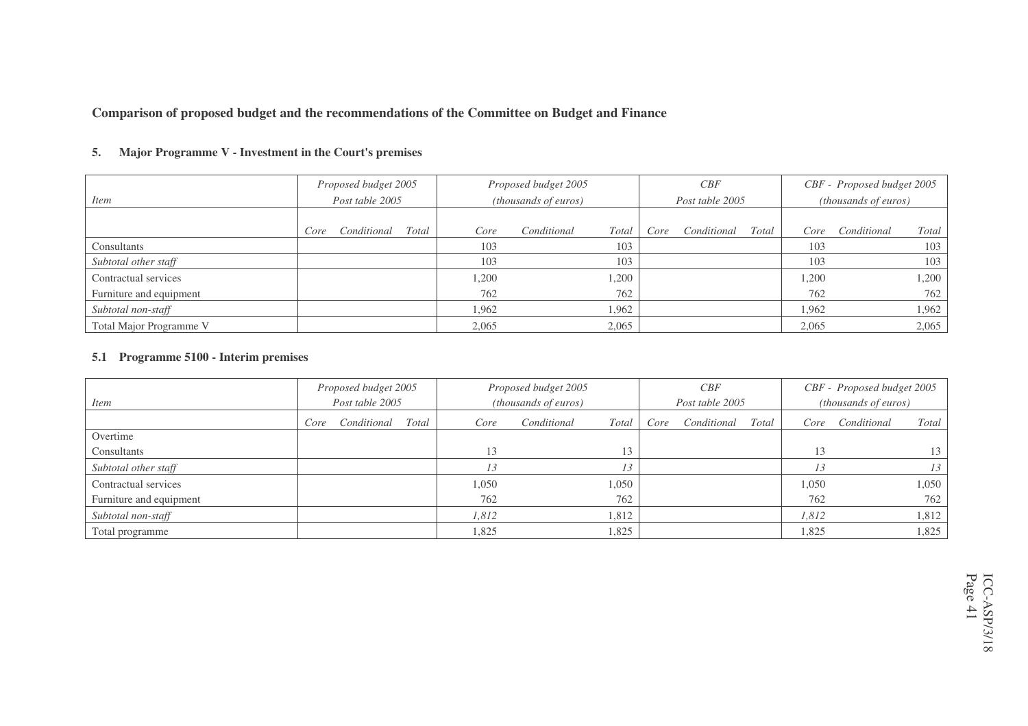**Comparison of proposed budget and the recommendations of the Committee on Budget and Finance**

### 5. Major Programme V - Investment in the Court's premises

| *Item* | *Proposed budget 2005 Post table 2005* | | | *Proposed budget 2005 (thousands of euros)* | | | *CBF Post table 2005* | | | *CBF - Proposed budget 2005 (thousands of euros)* | | |
|---|---|---|---|---|---|---|---|---|---|---|---|---|
| | *Core* | *Conditional* | *Total* | *Core* | *Conditional* | *Total* | *Core* | *Conditional* | *Total* | *Core* | *Conditional* | *Total* |
| Consultants | | | | 103 | | 103 | | | | 103 | | 103 |
| *Subtotal other staff* | | | | 103 | | 103 | | | | 103 | | 103 |
| Contractual services | | | | 1,200 | | 1,200 | | | | 1,200 | | 1,200 |
| Furniture and equipment | | | | 762 | | 762 | | | | 762 | | 762 |
| *Subtotal non-staff* | | | | 1,962 | | 1,962 | | | | 1,962 | | 1,962 |
| Total Major Programme V | | | | 2,065 | | 2,065 | | | | 2,065 | | 2,065 |

### 5.1 Programme 5100 - Interim premises

| *Item* | *Proposed budget 2005 Post table 2005* | | | *Proposed budget 2005 (thousands of euros)* | | | *CBF Post table 2005* | | | *CBF - Proposed budget 2005 (thousands of euros)* | | |
|---|---|---|---|---|---|---|---|---|---|---|---|---|
| | *Core* | *Conditional* | *Total* | *Core* | *Conditional* | *Total* | *Core* | *Conditional* | *Total* | *Core* | *Conditional* | *Total* |
| Overtime | | | | | | | | | | | | |
| Consultants | | | | 13 | | 13 | | | | 13 | | 13 |
| *Subtotal other staff* | | | | *13* | | *13* | | | | *13* | | *13* |
| Contractual services | | | | 1,050 | | 1,050 | | | | 1,050 | | 1,050 |
| Furniture and equipment | | | | 762 | | 762 | | | | 762 | | 762 |
| *Subtotal non-staff* | | | | *1,812* | | 1,812 | | | | *1,812* | | 1,812 |
| Total programme | | | | 1,825 | | 1,825 | | | | 1,825 | | 1,825 |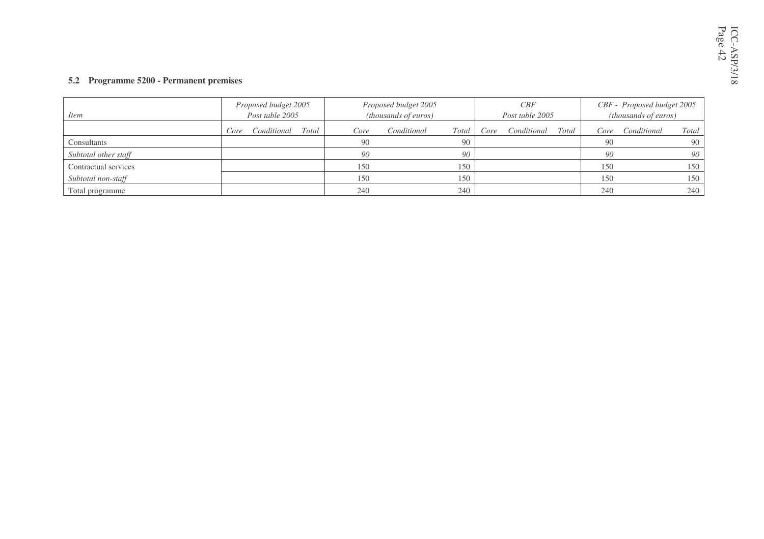### 5.2 Programme 5200 - Permanent premises

| *Item* | *Proposed budget 2005 Post table 2005* | | | *Proposed budget 2005 (thousands of euros)* | | | *CBF Post table 2005* | | | *CBF - Proposed budget 2005 (thousands of euros)* | | |
|---|---|---|---|---|---|---|---|---|---|---|---|---|
| | *Core* | *Conditional* | *Total* | *Core* | *Conditional* | *Total* | *Core* | *Conditional* | *Total* | *Core* | *Conditional* | *Total* |
| Consultants | | | | 90 | | 90 | | | | 90 | | 90 |
| *Subtotal other staff* | | | | *90* | | *90* | | | | *90* | | *90* |
| Contractual services | | | | 150 | | 150 | | | | 150 | | 150 |
| *Subtotal non-staff* | | | | 150 | | 150 | | | | 150 | | 150 |
| Total programme | | | | 240 | | 240 | | | | 240 | | 240 |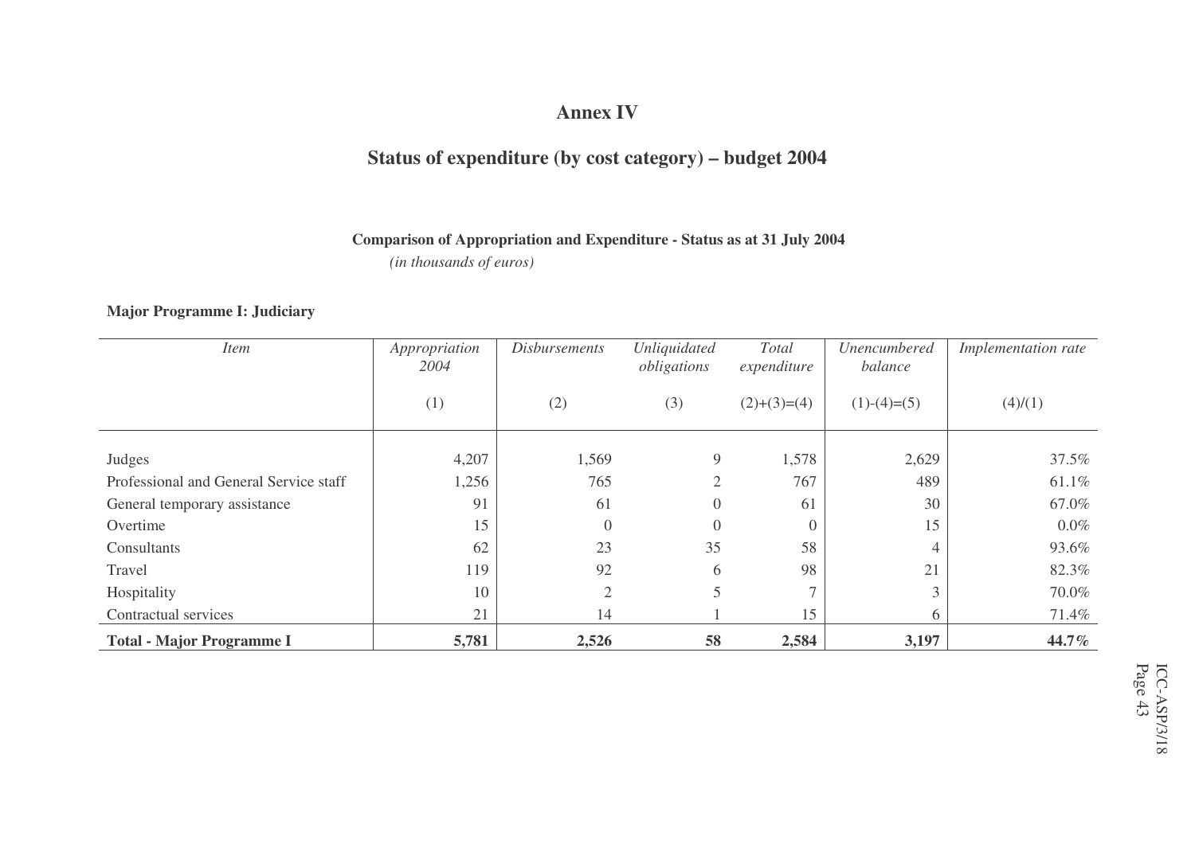# Annex IV

## Status of expenditure (by cost category) – budget 2004

**Comparison of Appropriation and Expenditure - Status as at 31 July 2004**

*(in thousands of euros)*

**Major Programme I: Judiciary**

| *Item* | *Appropriation 2004* (1) | *Disbursements* (2) | *Unliquidated obligations* (3) | *Total expenditure* (2)+(3)=(4) | *Unencumbered balance* (1)-(4)=(5) | *Implementation rate* (4)/(1) |
|---|---|---|---|---|---|---|
| Judges | 4,207 | 1,569 | 9 | 1,578 | 2,629 | 37.5% |
| Professional and General Service staff | 1,256 | 765 | 2 | 767 | 489 | 61.1% |
| General temporary assistance | 91 | 61 | 0 | 61 | 30 | 67.0% |
| Overtime | 15 | 0 | 0 | 0 | 15 | 0.0% |
| Consultants | 62 | 23 | 35 | 58 | 4 | 93.6% |
| Travel | 119 | 92 | 6 | 98 | 21 | 82.3% |
| Hospitality | 10 | 2 | 5 | 7 | 3 | 70.0% |
| Contractual services | 21 | 14 | 1 | 15 | 6 | 71.4% |
| **Total - Major Programme I** | **5,781** | **2,526** | **58** | **2,584** | **3,197** | **44.7%** |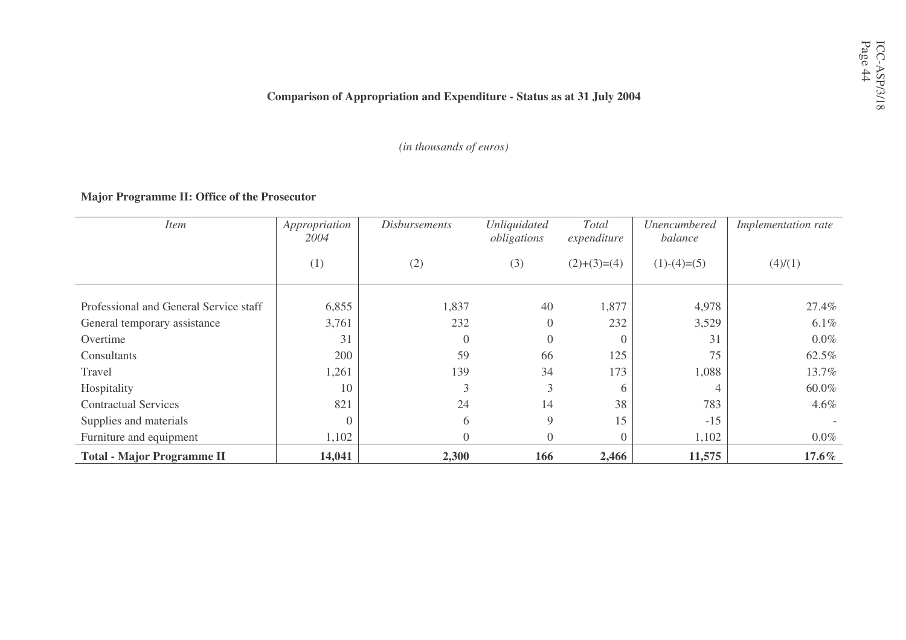**Comparison of Appropriation and Expenditure - Status as at 31 July 2004**

*(in thousands of euros)*

**Major Programme II: Office of the Prosecutor**

| *Item* | *Appropriation 2004* (1) | *Disbursements* (2) | *Unliquidated obligations* (3) | *Total expenditure* (2)+(3)=(4) | *Unencumbered balance* (1)-(4)=(5) | *Implementation rate* (4)/(1) |
|---|---|---|---|---|---|---|
| Professional and General Service staff | 6,855 | 1,837 | 40 | 1,877 | 4,978 | 27.4% |
| General temporary assistance | 3,761 | 232 | 0 | 232 | 3,529 | 6.1% |
| Overtime | 31 | 0 | 0 | 0 | 31 | 0.0% |
| Consultants | 200 | 59 | 66 | 125 | 75 | 62.5% |
| Travel | 1,261 | 139 | 34 | 173 | 1,088 | 13.7% |
| Hospitality | 10 | 3 | 3 | 6 | 4 | 60.0% |
| Contractual Services | 821 | 24 | 14 | 38 | 783 | 4.6% |
| Supplies and materials | 0 | 6 | 9 | 15 | -15 | - |
| Furniture and equipment | 1,102 | 0 | 0 | 0 | 1,102 | 0.0% |
| **Total - Major Programme II** | **14,041** | **2,300** | **166** | **2,466** | **11,575** | **17.6%** |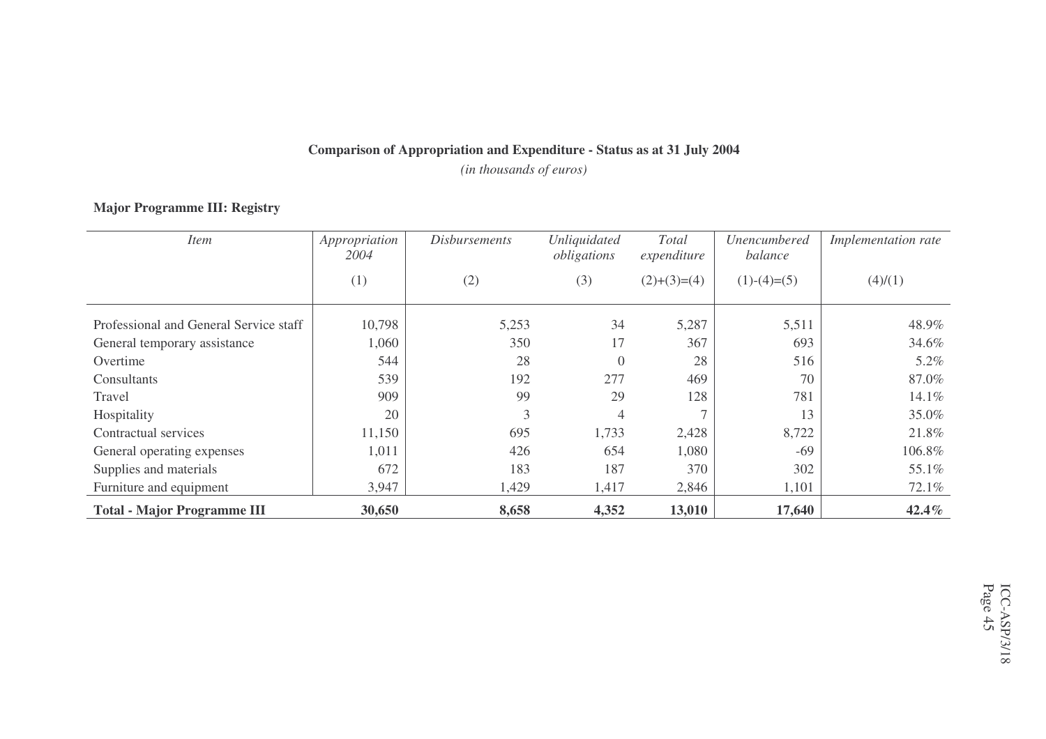**Comparison of Appropriation and Expenditure - Status as at 31 July 2004**

*(in thousands of euros)*

**Major Programme III: Registry**

| *Item* | *Appropriation 2004* (1) | *Disbursements* (2) | *Unliquidated obligations* (3) | *Total expenditure* (2)+(3)=(4) | *Unencumbered balance* (1)-(4)=(5) | *Implementation rate* (4)/(1) |
|---|---|---|---|---|---|---|
| Professional and General Service staff | 10,798 | 5,253 | 34 | 5,287 | 5,511 | 48.9% |
| General temporary assistance | 1,060 | 350 | 17 | 367 | 693 | 34.6% |
| Overtime | 544 | 28 | 0 | 28 | 516 | 5.2% |
| Consultants | 539 | 192 | 277 | 469 | 70 | 87.0% |
| Travel | 909 | 99 | 29 | 128 | 781 | 14.1% |
| Hospitality | 20 | 3 | 4 | 7 | 13 | 35.0% |
| Contractual services | 11,150 | 695 | 1,733 | 2,428 | 8,722 | 21.8% |
| General operating expenses | 1,011 | 426 | 654 | 1,080 | -69 | 106.8% |
| Supplies and materials | 672 | 183 | 187 | 370 | 302 | 55.1% |
| Furniture and equipment | 3,947 | 1,429 | 1,417 | 2,846 | 1,101 | 72.1% |
| **Total - Major Programme III** | **30,650** | **8,658** | **4,352** | **13,010** | **17,640** | **42.4%** |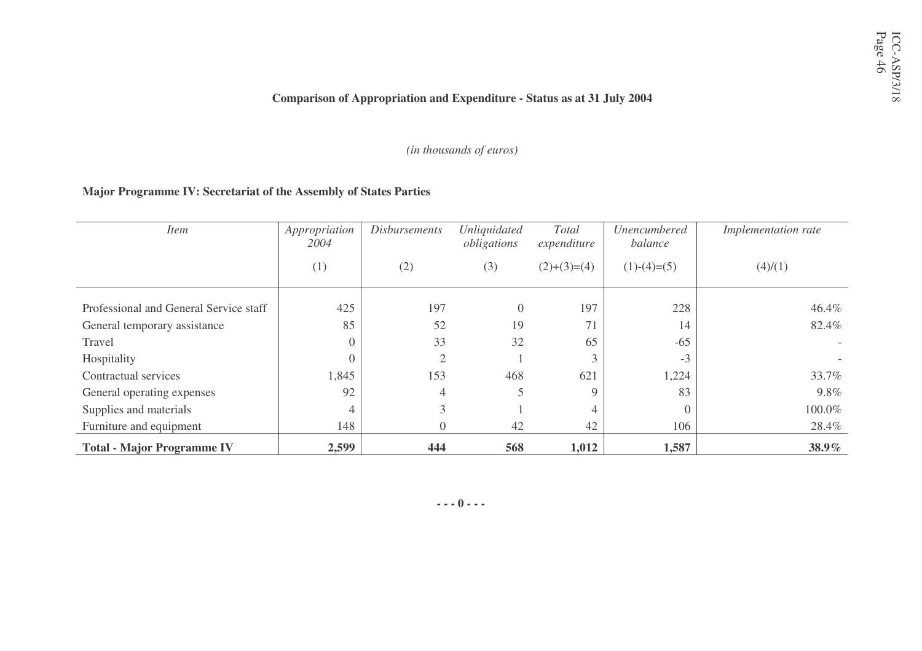**Comparison of Appropriation and Expenditure - Status as at 31 July 2004**

*(in thousands of euros)*

**Major Programme IV: Secretariat of the Assembly of States Parties**

| *Item* | *Appropriation 2004* (1) | *Disbursements* (2) | *Unliquidated obligations* (3) | *Total expenditure* (2)+(3)=(4) | *Unencumbered balance* (1)-(4)=(5) | *Implementation rate* (4)/(1) |
|---|---|---|---|---|---|---|
| Professional and General Service staff | 425 | 197 | 0 | 197 | 228 | 46.4% |
| General temporary assistance | 85 | 52 | 19 | 71 | 14 | 82.4% |
| Travel | 0 | 33 | 32 | 65 | -65 | - |
| Hospitality | 0 | 2 | 1 | 3 | -3 | - |
| Contractual services | 1,845 | 153 | 468 | 621 | 1,224 | 33.7% |
| General operating expenses | 92 | 4 | 5 | 9 | 83 | 9.8% |
| Supplies and materials | 4 | 3 | 1 | 4 | 0 | 100.0% |
| Furniture and equipment | 148 | 0 | 42 | 42 | 106 | 28.4% |
| **Total - Major Programme IV** | **2,599** | **444** | **568** | **1,012** | **1,587** | **38.9%** |

- - - 0 - - -